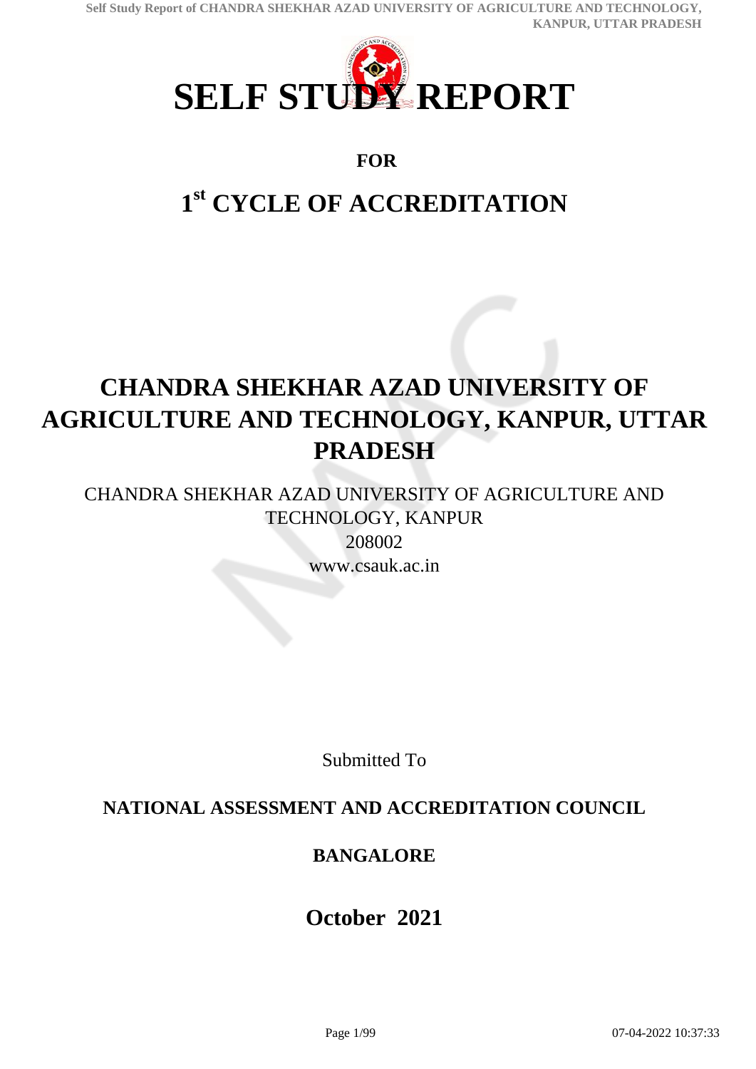# SELF STUDY REPORT

**FOR**

## 1st CYCLE OF ACCREDITATION

# CHANDRA SHEKHAR AZAD UNIVERSITY OF AGRICULTURE AND TECHNOLOGY, KANPUR, UTTAR PRADESH

CHANDRA SHEKHAR AZAD UNIVERSITY OF AGRICULTURE AND TECHNOLOGY, KANPUR
208002
www.csauk.ac.in

Submitted To

**NATIONAL ASSESSMENT AND ACCREDITATION COUNCIL**

**BANGALORE**

**October 2021**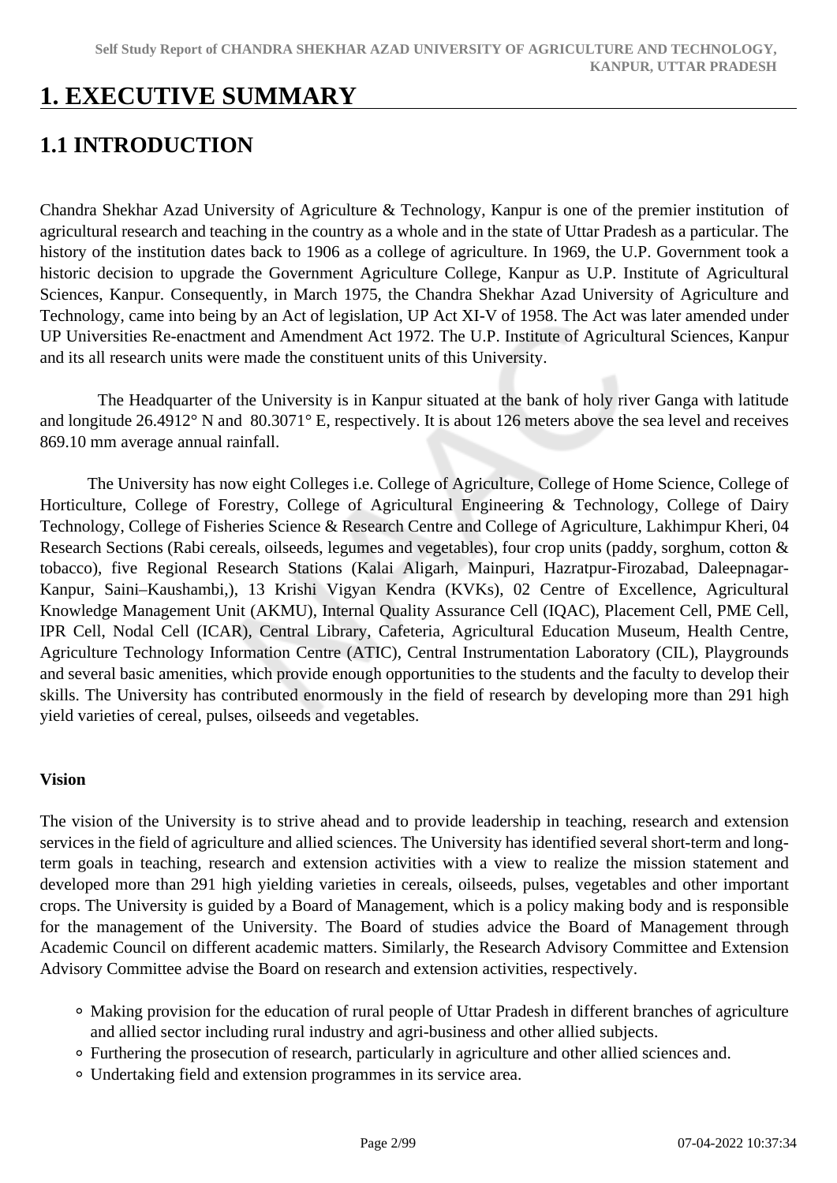# 1. EXECUTIVE SUMMARY

## 1.1 INTRODUCTION

Chandra Shekhar Azad University of Agriculture & Technology, Kanpur is one of the premier institution of agricultural research and teaching in the country as a whole and in the state of Uttar Pradesh as a particular. The history of the institution dates back to 1906 as a college of agriculture. In 1969, the U.P. Government took a historic decision to upgrade the Government Agriculture College, Kanpur as U.P. Institute of Agricultural Sciences, Kanpur. Consequently, in March 1975, the Chandra Shekhar Azad University of Agriculture and Technology, came into being by an Act of legislation, UP Act XI-V of 1958. The Act was later amended under UP Universities Re-enactment and Amendment Act 1972. The U.P. Institute of Agricultural Sciences, Kanpur and its all research units were made the constituent units of this University.

The Headquarter of the University is in Kanpur situated at the bank of holy river Ganga with latitude and longitude 26.4912° N and 80.3071° E, respectively. It is about 126 meters above the sea level and receives 869.10 mm average annual rainfall.

The University has now eight Colleges i.e. College of Agriculture, College of Home Science, College of Horticulture, College of Forestry, College of Agricultural Engineering & Technology, College of Dairy Technology, College of Fisheries Science & Research Centre and College of Agriculture, Lakhimpur Kheri, 04 Research Sections (Rabi cereals, oilseeds, legumes and vegetables), four crop units (paddy, sorghum, cotton & tobacco), five Regional Research Stations (Kalai Aligarh, Mainpuri, Hazratpur-Firozabad, Daleepnagar-Kanpur, Saini–Kaushambi,), 13 Krishi Vigyan Kendra (KVKs), 02 Centre of Excellence, Agricultural Knowledge Management Unit (AKMU), Internal Quality Assurance Cell (IQAC), Placement Cell, PME Cell, IPR Cell, Nodal Cell (ICAR), Central Library, Cafeteria, Agricultural Education Museum, Health Centre, Agriculture Technology Information Centre (ATIC), Central Instrumentation Laboratory (CIL), Playgrounds and several basic amenities, which provide enough opportunities to the students and the faculty to develop their skills. The University has contributed enormously in the field of research by developing more than 291 high yield varieties of cereal, pulses, oilseeds and vegetables.

**Vision**

The vision of the University is to strive ahead and to provide leadership in teaching, research and extension services in the field of agriculture and allied sciences. The University has identified several short-term and long-term goals in teaching, research and extension activities with a view to realize the mission statement and developed more than 291 high yielding varieties in cereals, oilseeds, pulses, vegetables and other important crops. The University is guided by a Board of Management, which is a policy making body and is responsible for the management of the University. The Board of studies advice the Board of Management through Academic Council on different academic matters. Similarly, the Research Advisory Committee and Extension Advisory Committee advise the Board on research and extension activities, respectively.

- Making provision for the education of rural people of Uttar Pradesh in different branches of agriculture and allied sector including rural industry and agri-business and other allied subjects.
- Furthering the prosecution of research, particularly in agriculture and other allied sciences and.
- Undertaking field and extension programmes in its service area.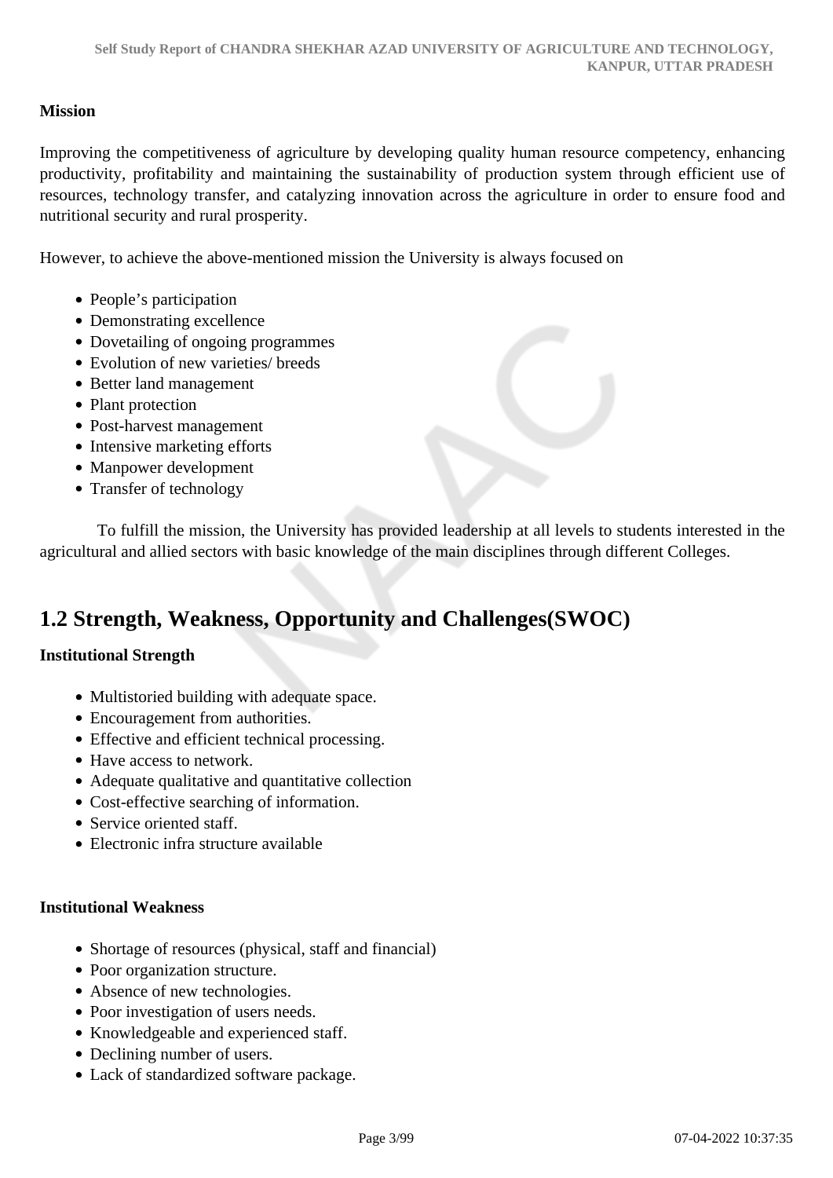**Mission**

Improving the competitiveness of agriculture by developing quality human resource competency, enhancing productivity, profitability and maintaining the sustainability of production system through efficient use of resources, technology transfer, and catalyzing innovation across the agriculture in order to ensure food and nutritional security and rural prosperity.

However, to achieve the above-mentioned mission the University is always focused on

- People's participation
- Demonstrating excellence
- Dovetailing of ongoing programmes
- Evolution of new varieties/ breeds
- Better land management
- Plant protection
- Post-harvest management
- Intensive marketing efforts
- Manpower development
- Transfer of technology

To fulfill the mission, the University has provided leadership at all levels to students interested in the agricultural and allied sectors with basic knowledge of the main disciplines through different Colleges.

## 1.2 Strength, Weakness, Opportunity and Challenges(SWOC)

**Institutional Strength**

- Multistoried building with adequate space.
- Encouragement from authorities.
- Effective and efficient technical processing.
- Have access to network.
- Adequate qualitative and quantitative collection
- Cost-effective searching of information.
- Service oriented staff.
- Electronic infra structure available

**Institutional Weakness**

- Shortage of resources (physical, staff and financial)
- Poor organization structure.
- Absence of new technologies.
- Poor investigation of users needs.
- Knowledgeable and experienced staff.
- Declining number of users.
- Lack of standardized software package.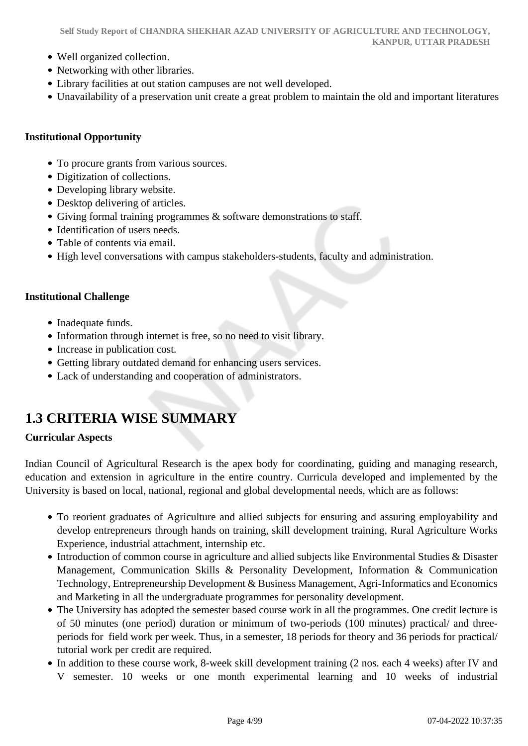- Well organized collection.
- Networking with other libraries.
- Library facilities at out station campuses are not well developed.
- Unavailability of a preservation unit create a great problem to maintain the old and important literatures

**Institutional Opportunity**

- To procure grants from various sources.
- Digitization of collections.
- Developing library website.
- Desktop delivering of articles.
- Giving formal training programmes & software demonstrations to staff.
- Identification of users needs.
- Table of contents via email.
- High level conversations with campus stakeholders-students, faculty and administration.

**Institutional Challenge**

- Inadequate funds.
- Information through internet is free, so no need to visit library.
- Increase in publication cost.
- Getting library outdated demand for enhancing users services.
- Lack of understanding and cooperation of administrators.

## 1.3 CRITERIA WISE SUMMARY

**Curricular Aspects**

Indian Council of Agricultural Research is the apex body for coordinating, guiding and managing research, education and extension in agriculture in the entire country. Curricula developed and implemented by the University is based on local, national, regional and global developmental needs, which are as follows:

- To reorient graduates of Agriculture and allied subjects for ensuring and assuring employability and develop entrepreneurs through hands on training, skill development training, Rural Agriculture Works Experience, industrial attachment, internship etc.
- Introduction of common course in agriculture and allied subjects like Environmental Studies & Disaster Management, Communication Skills & Personality Development, Information & Communication Technology, Entrepreneurship Development & Business Management, Agri-Informatics and Economics and Marketing in all the undergraduate programmes for personality development.
- The University has adopted the semester based course work in all the programmes. One credit lecture is of 50 minutes (one period) duration or minimum of two-periods (100 minutes) practical/ and three-periods for field work per week. Thus, in a semester, 18 periods for theory and 36 periods for practical/ tutorial work per credit are required.
- In addition to these course work, 8-week skill development training (2 nos. each 4 weeks) after IV and V semester. 10 weeks or one month experimental learning and 10 weeks of industrial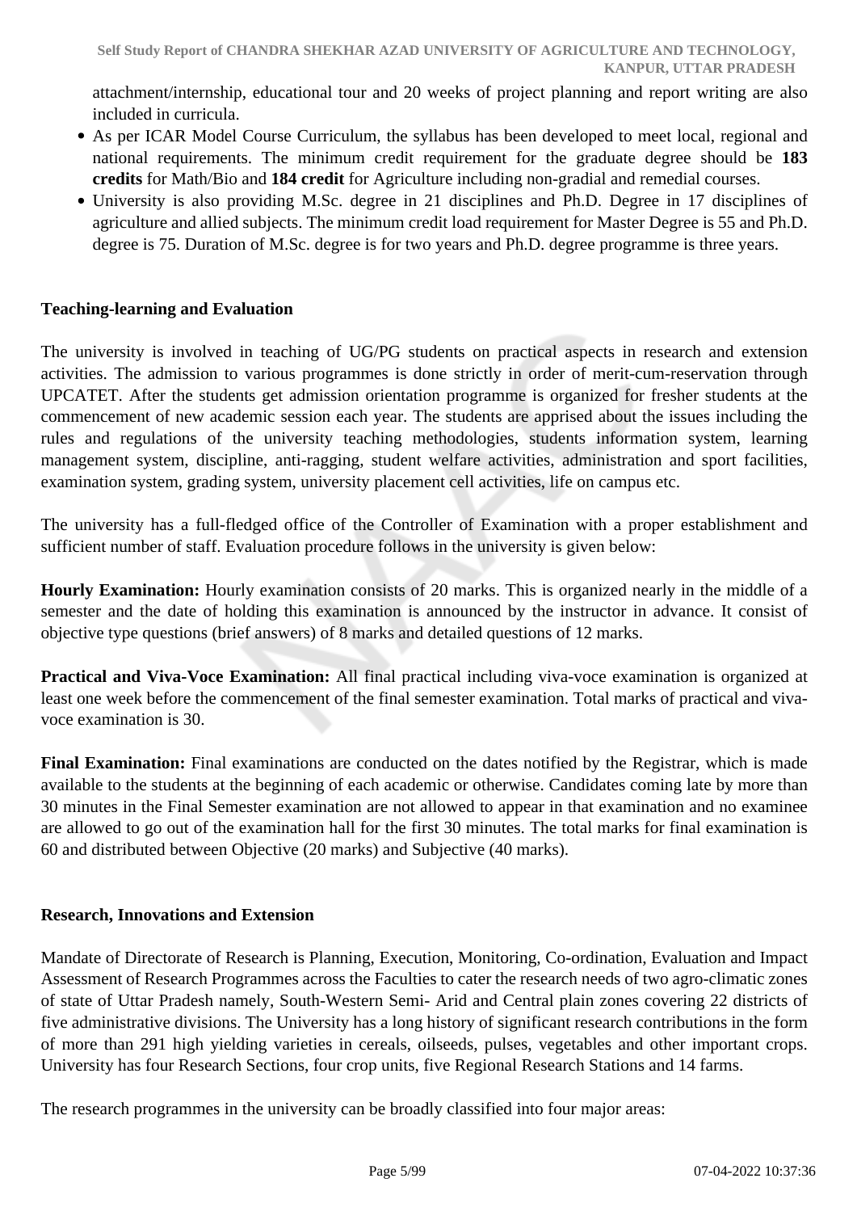attachment/internship, educational tour and 20 weeks of project planning and report writing are also included in curricula.

- As per ICAR Model Course Curriculum, the syllabus has been developed to meet local, regional and national requirements. The minimum credit requirement for the graduate degree should be **183 credits** for Math/Bio and **184 credit** for Agriculture including non-gradial and remedial courses.
- University is also providing M.Sc. degree in 21 disciplines and Ph.D. Degree in 17 disciplines of agriculture and allied subjects. The minimum credit load requirement for Master Degree is 55 and Ph.D. degree is 75. Duration of M.Sc. degree is for two years and Ph.D. degree programme is three years.

**Teaching-learning and Evaluation**

The university is involved in teaching of UG/PG students on practical aspects in research and extension activities. The admission to various programmes is done strictly in order of merit-cum-reservation through UPCATET. After the students get admission orientation programme is organized for fresher students at the commencement of new academic session each year. The students are apprised about the issues including the rules and regulations of the university teaching methodologies, students information system, learning management system, discipline, anti-ragging, student welfare activities, administration and sport facilities, examination system, grading system, university placement cell activities, life on campus etc.

The university has a full-fledged office of the Controller of Examination with a proper establishment and sufficient number of staff. Evaluation procedure follows in the university is given below:

**Hourly Examination:** Hourly examination consists of 20 marks. This is organized nearly in the middle of a semester and the date of holding this examination is announced by the instructor in advance. It consist of objective type questions (brief answers) of 8 marks and detailed questions of 12 marks.

**Practical and Viva-Voce Examination:** All final practical including viva-voce examination is organized at least one week before the commencement of the final semester examination. Total marks of practical and viva-voce examination is 30.

**Final Examination:** Final examinations are conducted on the dates notified by the Registrar, which is made available to the students at the beginning of each academic or otherwise. Candidates coming late by more than 30 minutes in the Final Semester examination are not allowed to appear in that examination and no examinee are allowed to go out of the examination hall for the first 30 minutes. The total marks for final examination is 60 and distributed between Objective (20 marks) and Subjective (40 marks).

**Research, Innovations and Extension**

Mandate of Directorate of Research is Planning, Execution, Monitoring, Co-ordination, Evaluation and Impact Assessment of Research Programmes across the Faculties to cater the research needs of two agro-climatic zones of state of Uttar Pradesh namely, South-Western Semi- Arid and Central plain zones covering 22 districts of five administrative divisions. The University has a long history of significant research contributions in the form of more than 291 high yielding varieties in cereals, oilseeds, pulses, vegetables and other important crops. University has four Research Sections, four crop units, five Regional Research Stations and 14 farms.

The research programmes in the university can be broadly classified into four major areas: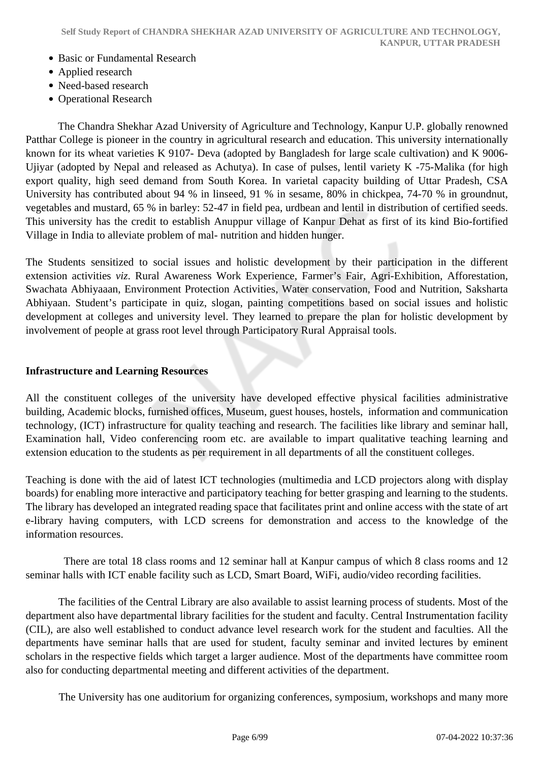- Basic or Fundamental Research
- Applied research
- Need-based research
- Operational Research

The Chandra Shekhar Azad University of Agriculture and Technology, Kanpur U.P. globally renowned Patthar College is pioneer in the country in agricultural research and education. This university internationally known for its wheat varieties K 9107- Deva (adopted by Bangladesh for large scale cultivation) and K 9006- Ujiyar (adopted by Nepal and released as Achutya). In case of pulses, lentil variety K -75-Malika (for high export quality, high seed demand from South Korea. In varietal capacity building of Uttar Pradesh, CSA University has contributed about 94 % in linseed, 91 % in sesame, 80% in chickpea, 74-70 % in groundnut, vegetables and mustard, 65 % in barley: 52-47 in field pea, urdbean and lentil in distribution of certified seeds. This university has the credit to establish Anuppur village of Kanpur Dehat as first of its kind Bio-fortified Village in India to alleviate problem of mal- nutrition and hidden hunger.

The Students sensitized to social issues and holistic development by their participation in the different extension activities *viz*. Rural Awareness Work Experience, Farmer's Fair, Agri-Exhibition, Afforestation, Swachata Abhiyaaan, Environment Protection Activities, Water conservation, Food and Nutrition, Saksharta Abhiyaan. Student's participate in quiz, slogan, painting competitions based on social issues and holistic development at colleges and university level. They learned to prepare the plan for holistic development by involvement of people at grass root level through Participatory Rural Appraisal tools.

**Infrastructure and Learning Resources**

All the constituent colleges of the university have developed effective physical facilities administrative building, Academic blocks, furnished offices, Museum, guest houses, hostels, information and communication technology, (ICT) infrastructure for quality teaching and research. The facilities like library and seminar hall, Examination hall, Video conferencing room etc. are available to impart qualitative teaching learning and extension education to the students as per requirement in all departments of all the constituent colleges.

Teaching is done with the aid of latest ICT technologies (multimedia and LCD projectors along with display boards) for enabling more interactive and participatory teaching for better grasping and learning to the students. The library has developed an integrated reading space that facilitates print and online access with the state of art e-library having computers, with LCD screens for demonstration and access to the knowledge of the information resources.

There are total 18 class rooms and 12 seminar hall at Kanpur campus of which 8 class rooms and 12 seminar halls with ICT enable facility such as LCD, Smart Board, WiFi, audio/video recording facilities.

The facilities of the Central Library are also available to assist learning process of students. Most of the department also have departmental library facilities for the student and faculty. Central Instrumentation facility (CIL), are also well established to conduct advance level research work for the student and faculties. All the departments have seminar halls that are used for student, faculty seminar and invited lectures by eminent scholars in the respective fields which target a larger audience. Most of the departments have committee room also for conducting departmental meeting and different activities of the department.

The University has one auditorium for organizing conferences, symposium, workshops and many more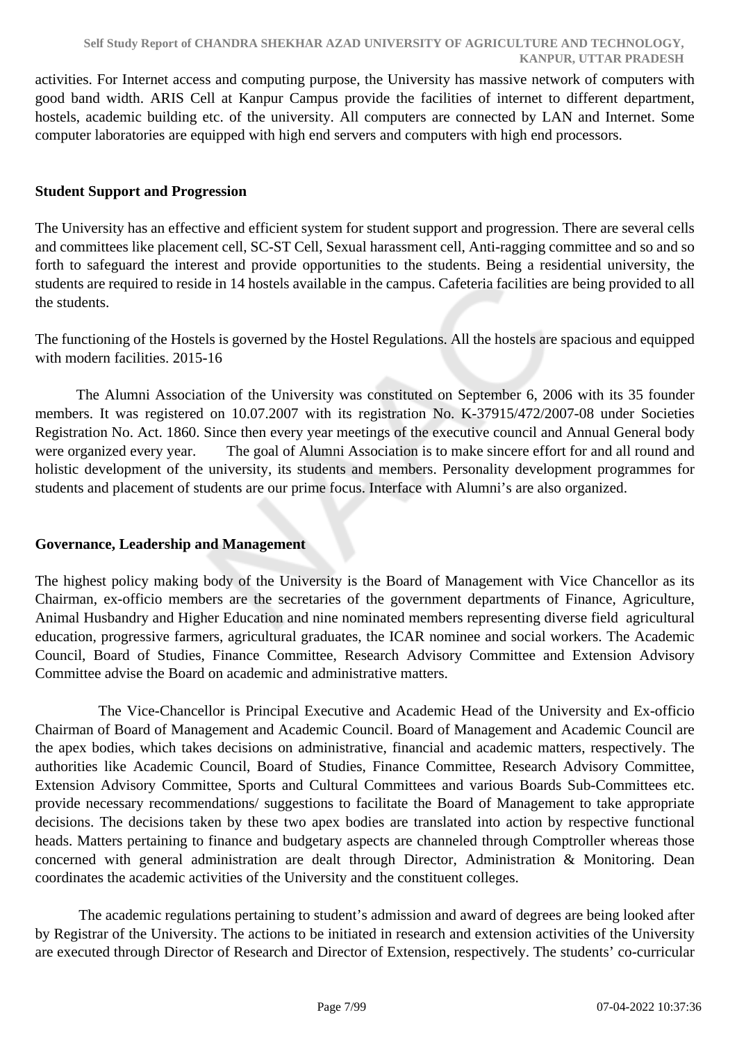activities. For Internet access and computing purpose, the University has massive network of computers with good band width. ARIS Cell at Kanpur Campus provide the facilities of internet to different department, hostels, academic building etc. of the university. All computers are connected by LAN and Internet. Some computer laboratories are equipped with high end servers and computers with high end processors.

**Student Support and Progression**

The University has an effective and efficient system for student support and progression. There are several cells and committees like placement cell, SC-ST Cell, Sexual harassment cell, Anti-ragging committee and so and so forth to safeguard the interest and provide opportunities to the students. Being a residential university, the students are required to reside in 14 hostels available in the campus. Cafeteria facilities are being provided to all the students.

The functioning of the Hostels is governed by the Hostel Regulations. All the hostels are spacious and equipped with modern facilities. 2015-16

The Alumni Association of the University was constituted on September 6, 2006 with its 35 founder members. It was registered on 10.07.2007 with its registration No. K-37915/472/2007-08 under Societies Registration No. Act. 1860. Since then every year meetings of the executive council and Annual General body were organized every year. The goal of Alumni Association is to make sincere effort for and all round and holistic development of the university, its students and members. Personality development programmes for students and placement of students are our prime focus. Interface with Alumni's are also organized.

**Governance, Leadership and Management**

The highest policy making body of the University is the Board of Management with Vice Chancellor as its Chairman, ex-officio members are the secretaries of the government departments of Finance, Agriculture, Animal Husbandry and Higher Education and nine nominated members representing diverse field agricultural education, progressive farmers, agricultural graduates, the ICAR nominee and social workers. The Academic Council, Board of Studies, Finance Committee, Research Advisory Committee and Extension Advisory Committee advise the Board on academic and administrative matters.

The Vice-Chancellor is Principal Executive and Academic Head of the University and Ex-officio Chairman of Board of Management and Academic Council. Board of Management and Academic Council are the apex bodies, which takes decisions on administrative, financial and academic matters, respectively. The authorities like Academic Council, Board of Studies, Finance Committee, Research Advisory Committee, Extension Advisory Committee, Sports and Cultural Committees and various Boards Sub-Committees etc. provide necessary recommendations/ suggestions to facilitate the Board of Management to take appropriate decisions. The decisions taken by these two apex bodies are translated into action by respective functional heads. Matters pertaining to finance and budgetary aspects are channeled through Comptroller whereas those concerned with general administration are dealt through Director, Administration & Monitoring. Dean coordinates the academic activities of the University and the constituent colleges.

The academic regulations pertaining to student's admission and award of degrees are being looked after by Registrar of the University. The actions to be initiated in research and extension activities of the University are executed through Director of Research and Director of Extension, respectively. The students' co-curricular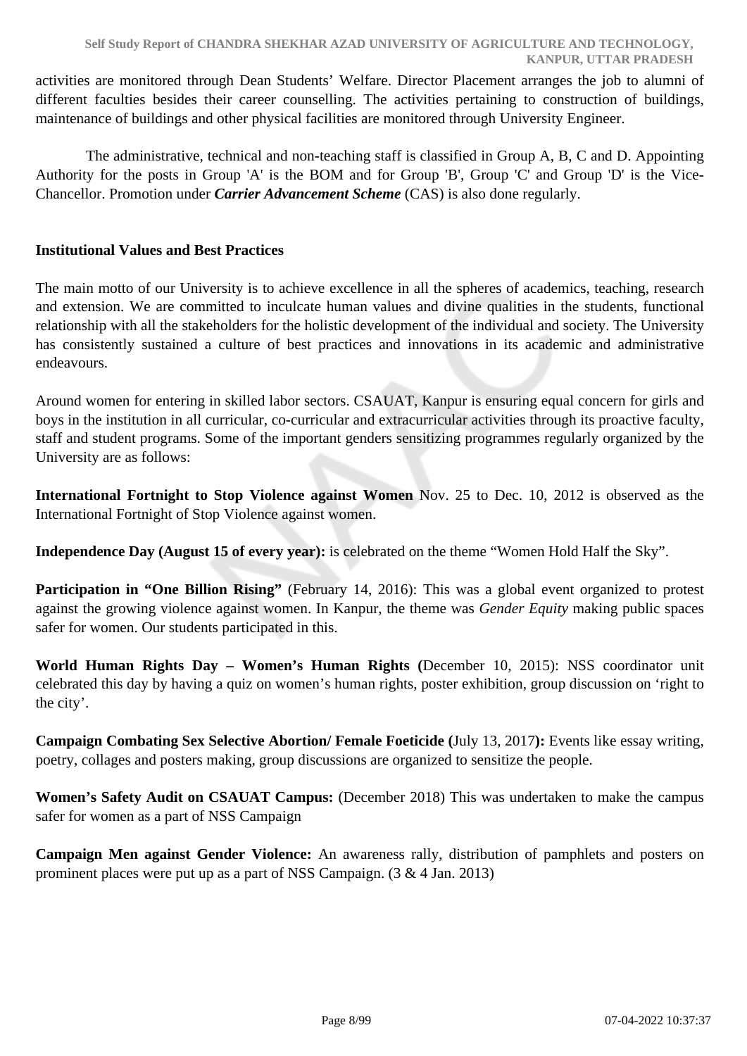activities are monitored through Dean Students' Welfare. Director Placement arranges the job to alumni of different faculties besides their career counselling. The activities pertaining to construction of buildings, maintenance of buildings and other physical facilities are monitored through University Engineer.

The administrative, technical and non-teaching staff is classified in Group A, B, C and D. Appointing Authority for the posts in Group 'A' is the BOM and for Group 'B', Group 'C' and Group 'D' is the Vice-Chancellor. Promotion under ***Carrier Advancement Scheme*** (CAS) is also done regularly.

**Institutional Values and Best Practices**

The main motto of our University is to achieve excellence in all the spheres of academics, teaching, research and extension. We are committed to inculcate human values and divine qualities in the students, functional relationship with all the stakeholders for the holistic development of the individual and society. The University has consistently sustained a culture of best practices and innovations in its academic and administrative endeavours.

Around women for entering in skilled labor sectors. CSAUAT, Kanpur is ensuring equal concern for girls and boys in the institution in all curricular, co-curricular and extracurricular activities through its proactive faculty, staff and student programs. Some of the important genders sensitizing programmes regularly organized by the University are as follows:

**International Fortnight to Stop Violence against Women** Nov. 25 to Dec. 10, 2012 is observed as the International Fortnight of Stop Violence against women.

**Independence Day (August 15 of every year):** is celebrated on the theme "Women Hold Half the Sky".

**Participation in "One Billion Rising"** (February 14, 2016): This was a global event organized to protest against the growing violence against women. In Kanpur, the theme was *Gender Equity* making public spaces safer for women. Our students participated in this.

**World Human Rights Day – Women's Human Rights (**December 10, 2015): NSS coordinator unit celebrated this day by having a quiz on women's human rights, poster exhibition, group discussion on 'right to the city'.

**Campaign Combating Sex Selective Abortion/ Female Foeticide (**July 13, 2017**):** Events like essay writing, poetry, collages and posters making, group discussions are organized to sensitize the people.

**Women's Safety Audit on CSAUAT Campus:** (December 2018) This was undertaken to make the campus safer for women as a part of NSS Campaign

**Campaign Men against Gender Violence:** An awareness rally, distribution of pamphlets and posters on prominent places were put up as a part of NSS Campaign. (3 & 4 Jan. 2013)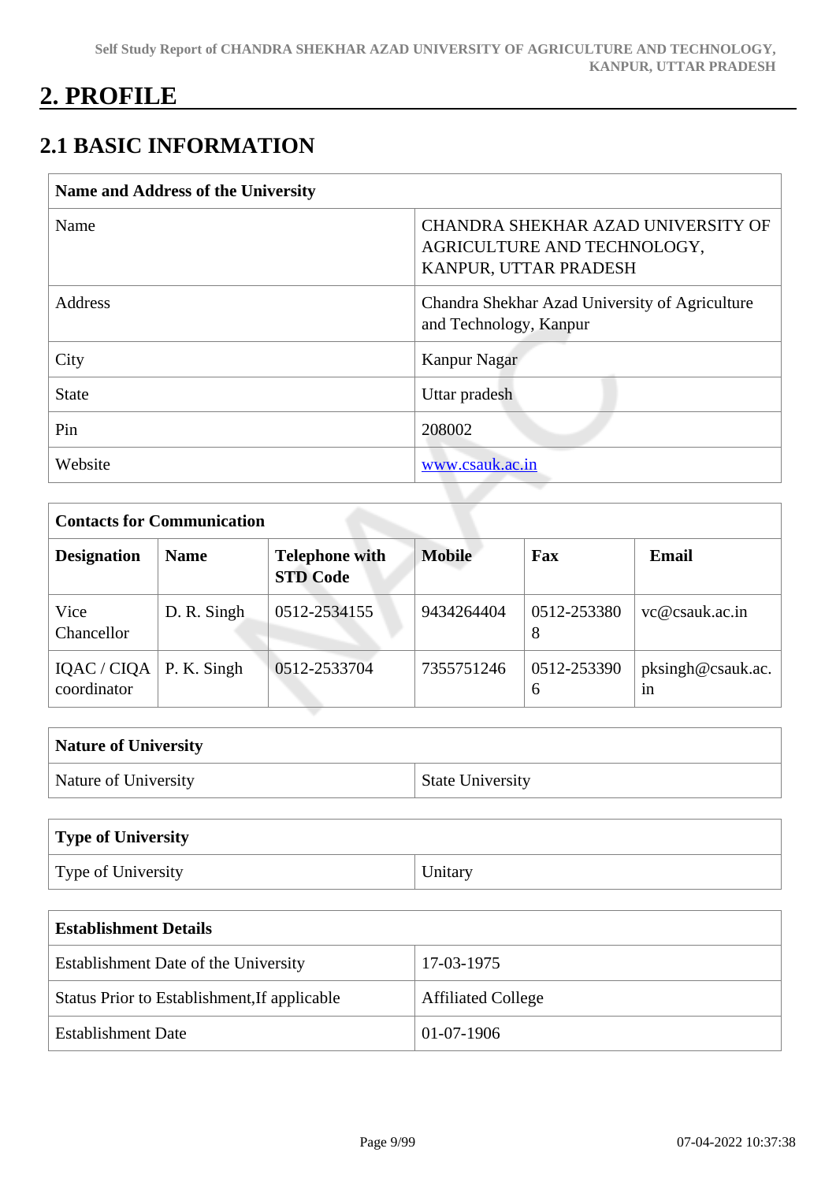# 2. PROFILE

## 2.1 BASIC INFORMATION

| Name and Address of the University | |
|---|---|
| Name | CHANDRA SHEKHAR AZAD UNIVERSITY OF AGRICULTURE AND TECHNOLOGY, KANPUR, UTTAR PRADESH |
| Address | Chandra Shekhar Azad University of Agriculture and Technology, Kanpur |
| City | Kanpur Nagar |
| State | Uttar pradesh |
| Pin | 208002 |
| Website | www.csauk.ac.in |

| Contacts for Communication | | | | | |
|---|---|---|---|---|---|
| **Designation** | **Name** | **Telephone with STD Code** | **Mobile** | **Fax** | **Email** |
| Vice Chancellor | D. R. Singh | 0512-2534155 | 9434264404 | 0512-2533808 | vc@csauk.ac.in |
| IQAC / CIQA coordinator | P. K. Singh | 0512-2533704 | 7355751246 | 0512-2533906 | pksingh@csauk.ac.in |

| Nature of University | |
|---|---|
| Nature of University | State University |

| Type of University | |
|---|---|
| Type of University | Unitary |

| Establishment Details | |
|---|---|
| Establishment Date of the University | 17-03-1975 |
| Status Prior to Establishment,If applicable | Affiliated College |
| Establishment Date | 01-07-1906 |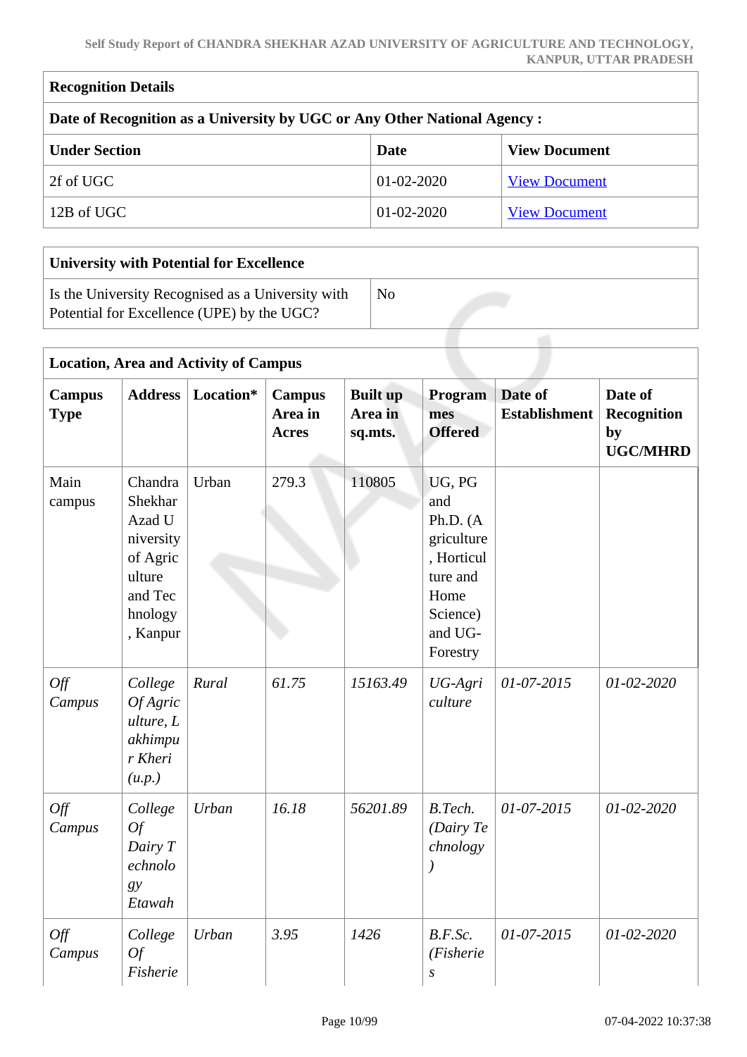| Recognition Details | | |
|---|---|---|
| **Date of Recognition as a University by UGC or Any Other National Agency :** | | |
| **Under Section** | **Date** | **View Document** |
| 2f of UGC | 01-02-2020 | View Document |
| 12B of UGC | 01-02-2020 | View Document |

| University with Potential for Excellence | |
|---|---|
| Is the University Recognised as a University with Potential for Excellence (UPE) by the UGC? | No |

**Location, Area and Activity of Campus**

| Campus Type | Address | Location* | Campus Area in Acres | Built up Area in sq.mts. | Programmes Offered | Date of Establishment | Date of Recognition by UGC/MHRD |
|---|---|---|---|---|---|---|---|
| Main campus | Chandra Shekhar Azad University of Agriculture and Technology, Kanpur | Urban | 279.3 | 110805 | UG, PG and Ph.D. (Agriculture, Horticulture and Home Science) and UG-Forestry | | |
| *Off Campus* | *College Of Agriculture, Lakhimpur Kheri (u.p.)* | *Rural* | *61.75* | *15163.49* | *UG-Agriculture* | *01-07-2015* | *01-02-2020* |
| *Off Campus* | *College Of Dairy Technology Etawah* | *Urban* | *16.18* | *56201.89* | *B.Tech. (Dairy Technology)* | *01-07-2015* | *01-02-2020* |
| *Off Campus* | *College Of Fisherie* | *Urban* | *3.95* | *1426* | *B.F.Sc. (Fisheries* | *01-07-2015* | *01-02-2020* |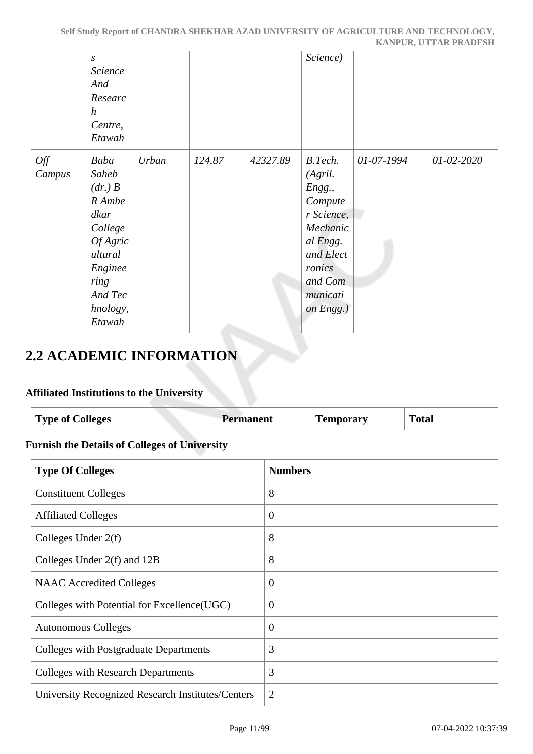| | s Science And Research Centre, Etawah | | | | Science) | | |
|---|---|---|---|---|---|---|---|
| Off Campus | Baba Saheb (dr.) B R Ambedkar College Of Agricultural Engineering And Technology, Etawah | Urban | 124.87 | 42327.89 | B.Tech. (Agril. Engg., Computer Science, Mechanical Engg. and Electronics and Communication Engg.) | 01-07-1994 | 01-02-2020 |

## 2.2 ACADEMIC INFORMATION

### Affiliated Institutions to the University

| Type of Colleges | Permanent | Temporary | Total |
|---|---|---|---|

### Furnish the Details of Colleges of University

| Type Of Colleges | Numbers |
|---|---|
| Constituent Colleges | 8 |
| Affiliated Colleges | 0 |
| Colleges Under 2(f) | 8 |
| Colleges Under 2(f) and 12B | 8 |
| NAAC Accredited Colleges | 0 |
| Colleges with Potential for Excellence(UGC) | 0 |
| Autonomous Colleges | 0 |
| Colleges with Postgraduate Departments | 3 |
| Colleges with Research Departments | 3 |
| University Recognized Research Institutes/Centers | 2 |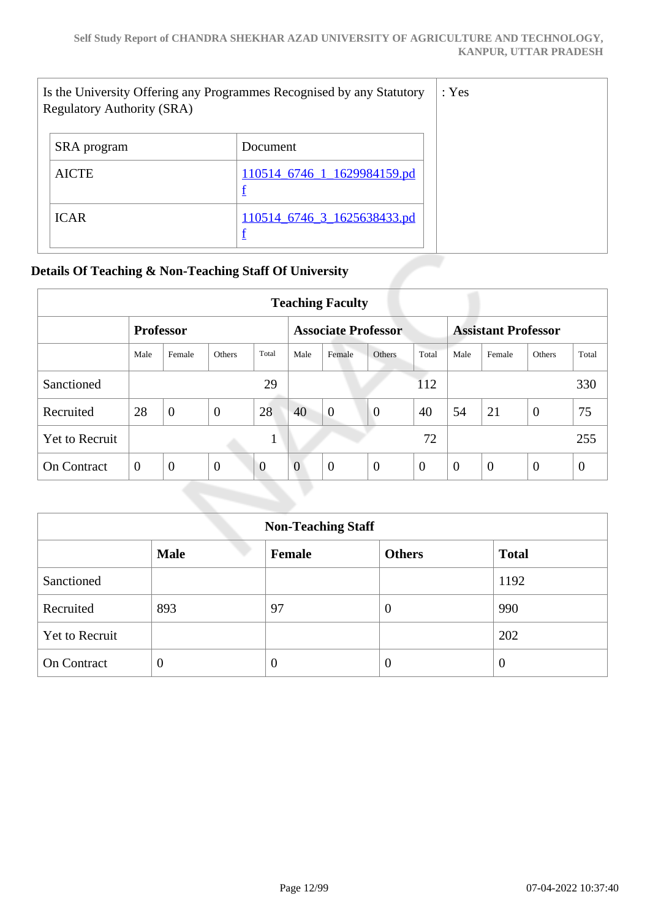| Is the University Offering any Programmes Recognised by any Statutory Regulatory Authority (SRA) | : Yes |
|---|---|

| SRA program | Document |
|---|---|
| AICTE | 110514_6746_1_1629984159.pdf |
| ICAR | 110514_6746_3_1625638433.pdf |

## Details Of Teaching & Non-Teaching Staff Of University

| Teaching Faculty | | | | | | | | | | | | |
|---|---|---|---|---|---|---|---|---|---|---|---|---|
| | Professor | | | | Associate Professor | | | | Assistant Professor | | | |
| | Male | Female | Others | Total | Male | Female | Others | Total | Male | Female | Others | Total |
| Sanctioned | | | | 29 | | | | 112 | | | | 330 |
| Recruited | 28 | 0 | 0 | 28 | 40 | 0 | 0 | 40 | 54 | 21 | 0 | 75 |
| Yet to Recruit | | | | 1 | | | | 72 | | | | 255 |
| On Contract | 0 | 0 | 0 | 0 | 0 | 0 | 0 | 0 | 0 | 0 | 0 | 0 |

| Non-Teaching Staff | | | | |
|---|---|---|---|---|
| | Male | Female | Others | Total |
| Sanctioned | | | | 1192 |
| Recruited | 893 | 97 | 0 | 990 |
| Yet to Recruit | | | | 202 |
| On Contract | 0 | 0 | 0 | 0 |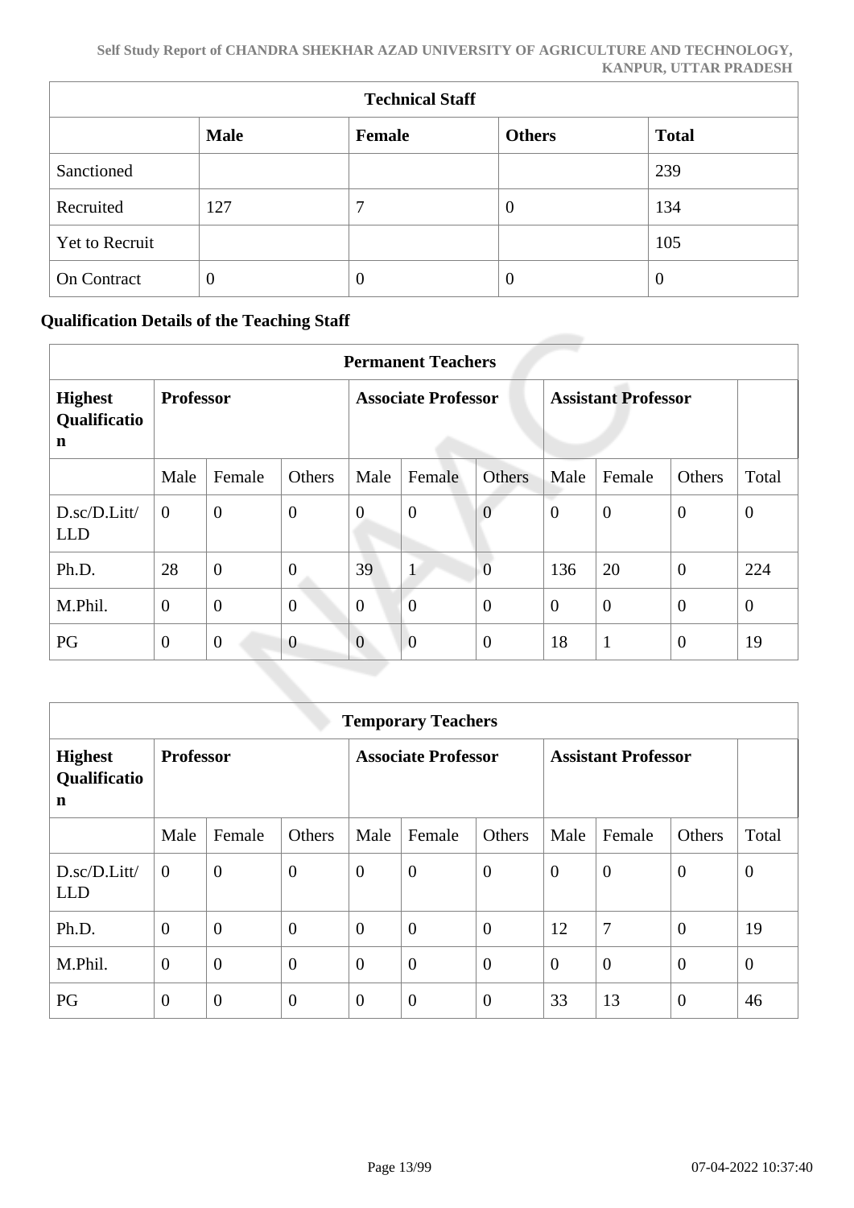| Technical Staff | | | | |
|---|---|---|---|---|
| | **Male** | **Female** | **Others** | **Total** |
| Sanctioned | | | | 239 |
| Recruited | 127 | 7 | 0 | 134 |
| Yet to Recruit | | | | 105 |
| On Contract | 0 | 0 | 0 | 0 |

**Qualification Details of the Teaching Staff**

| Permanent Teachers | | | | | | | | | | |
|---|---|---|---|---|---|---|---|---|---|---|
| **Highest Qualification** | **Professor** | | | **Associate Professor** | | | **Assistant Professor** | | | |
| | Male | Female | Others | Male | Female | Others | Male | Female | Others | Total |
| D.sc/D.Litt/LLD | 0 | 0 | 0 | 0 | 0 | 0 | 0 | 0 | 0 | 0 |
| Ph.D. | 28 | 0 | 0 | 39 | 1 | 0 | 136 | 20 | 0 | 224 |
| M.Phil. | 0 | 0 | 0 | 0 | 0 | 0 | 0 | 0 | 0 | 0 |
| PG | 0 | 0 | 0 | 0 | 0 | 0 | 18 | 1 | 0 | 19 |

| Temporary Teachers | | | | | | | | | | |
|---|---|---|---|---|---|---|---|---|---|---|
| **Highest Qualification** | **Professor** | | | **Associate Professor** | | | **Assistant Professor** | | | |
| | Male | Female | Others | Male | Female | Others | Male | Female | Others | Total |
| D.sc/D.Litt/LLD | 0 | 0 | 0 | 0 | 0 | 0 | 0 | 0 | 0 | 0 |
| Ph.D. | 0 | 0 | 0 | 0 | 0 | 0 | 12 | 7 | 0 | 19 |
| M.Phil. | 0 | 0 | 0 | 0 | 0 | 0 | 0 | 0 | 0 | 0 |
| PG | 0 | 0 | 0 | 0 | 0 | 0 | 33 | 13 | 0 | 46 |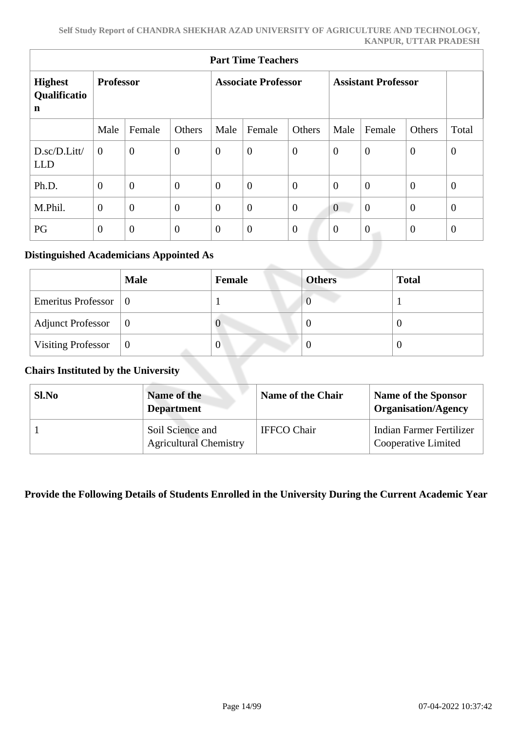| Part Time Teachers | | | | | | | | | | |
|---|---|---|---|---|---|---|---|---|---|---|
| **Highest Qualification** | **Professor** | | | **Associate Professor** | | | **Assistant Professor** | | | |
| | Male | Female | Others | Male | Female | Others | Male | Female | Others | Total |
| D.sc/D.Litt/ LLD | 0 | 0 | 0 | 0 | 0 | 0 | 0 | 0 | 0 | 0 |
| Ph.D. | 0 | 0 | 0 | 0 | 0 | 0 | 0 | 0 | 0 | 0 |
| M.Phil. | 0 | 0 | 0 | 0 | 0 | 0 | 0 | 0 | 0 | 0 |
| PG | 0 | 0 | 0 | 0 | 0 | 0 | 0 | 0 | 0 | 0 |

### Distinguished Academicians Appointed As

| | **Male** | **Female** | **Others** | **Total** |
|---|---|---|---|---|
| Emeritus Professor | 0 | 1 | 0 | 1 |
| Adjunct Professor | 0 | 0 | 0 | 0 |
| Visiting Professor | 0 | 0 | 0 | 0 |

### Chairs Instituted by the University

| Sl.No | Name of the Department | Name of the Chair | Name of the Sponsor Organisation/Agency |
|---|---|---|---|
| 1 | Soil Science and Agricultural Chemistry | IFFCO Chair | Indian Farmer Fertilizer Cooperative Limited |

### Provide the Following Details of Students Enrolled in the University During the Current Academic Year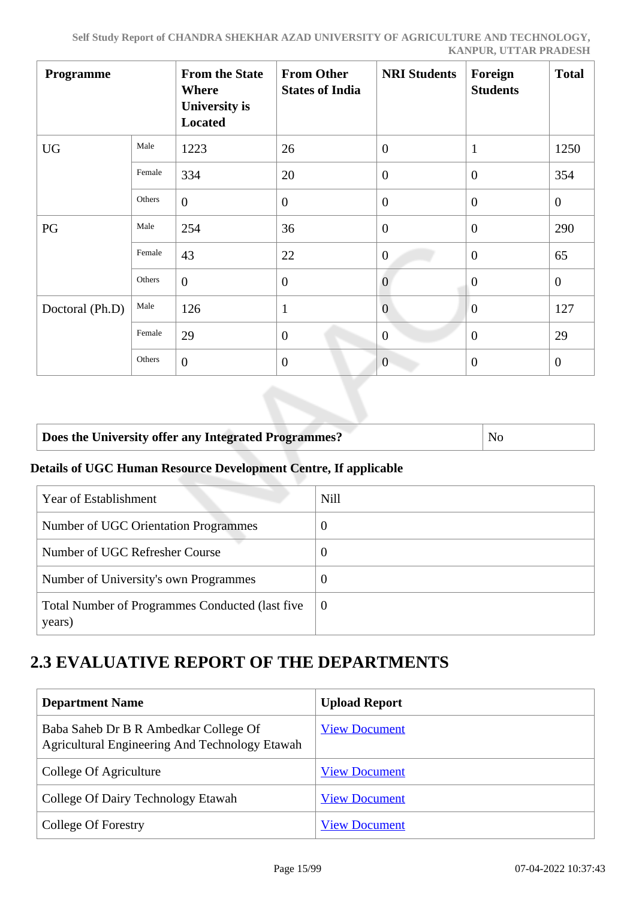| Programme | | From the State Where University is Located | From Other States of India | NRI Students | Foreign Students | Total |
|---|---|---|---|---|---|---|
| UG | Male | 1223 | 26 | 0 | 1 | 1250 |
| | Female | 334 | 20 | 0 | 0 | 354 |
| | Others | 0 | 0 | 0 | 0 | 0 |
| PG | Male | 254 | 36 | 0 | 0 | 290 |
| | Female | 43 | 22 | 0 | 0 | 65 |
| | Others | 0 | 0 | 0 | 0 | 0 |
| Doctoral (Ph.D) | Male | 126 | 1 | 0 | 0 | 127 |
| | Female | 29 | 0 | 0 | 0 | 29 |
| | Others | 0 | 0 | 0 | 0 | 0 |

| **Does the University offer any Integrated Programmes?** | No |
|---|---|

**Details of UGC Human Resource Development Centre, If applicable**

| Year of Establishment | Nill |
|---|---|
| Number of UGC Orientation Programmes | 0 |
| Number of UGC Refresher Course | 0 |
| Number of University's own Programmes | 0 |
| Total Number of Programmes Conducted (last five years) | 0 |

## 2.3 EVALUATIVE REPORT OF THE DEPARTMENTS

| Department Name | Upload Report |
|---|---|
| Baba Saheb Dr B R Ambedkar College Of Agricultural Engineering And Technology Etawah | View Document |
| College Of Agriculture | View Document |
| College Of Dairy Technology Etawah | View Document |
| College Of Forestry | View Document |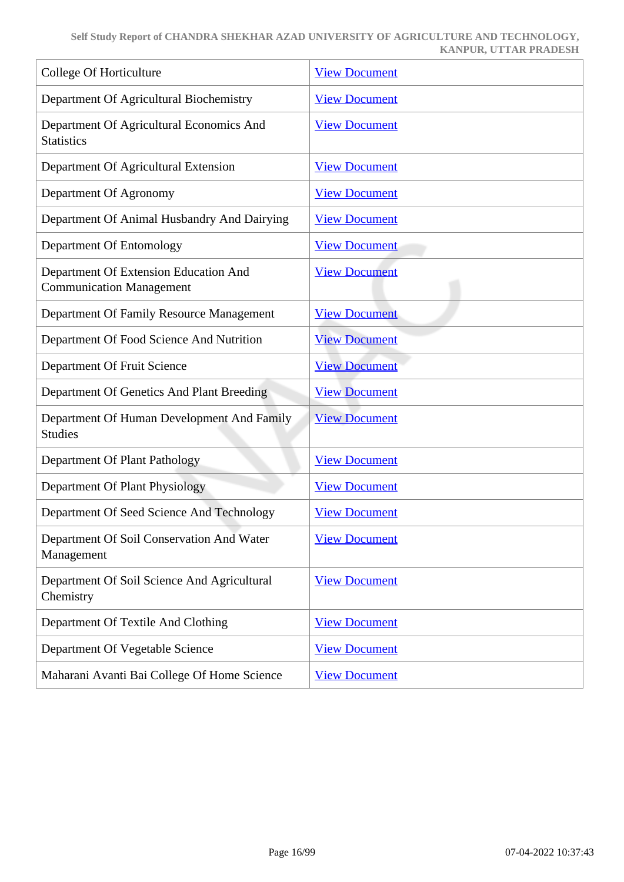| College Of Horticulture | View Document |
|---|---|
| Department Of Agricultural Biochemistry | View Document |
| Department Of Agricultural Economics And Statistics | View Document |
| Department Of Agricultural Extension | View Document |
| Department Of Agronomy | View Document |
| Department Of Animal Husbandry And Dairying | View Document |
| Department Of Entomology | View Document |
| Department Of Extension Education And Communication Management | View Document |
| Department Of Family Resource Management | View Document |
| Department Of Food Science And Nutrition | View Document |
| Department Of Fruit Science | View Document |
| Department Of Genetics And Plant Breeding | View Document |
| Department Of Human Development And Family Studies | View Document |
| Department Of Plant Pathology | View Document |
| Department Of Plant Physiology | View Document |
| Department Of Seed Science And Technology | View Document |
| Department Of Soil Conservation And Water Management | View Document |
| Department Of Soil Science And Agricultural Chemistry | View Document |
| Department Of Textile And Clothing | View Document |
| Department Of Vegetable Science | View Document |
| Maharani Avanti Bai College Of Home Science | View Document |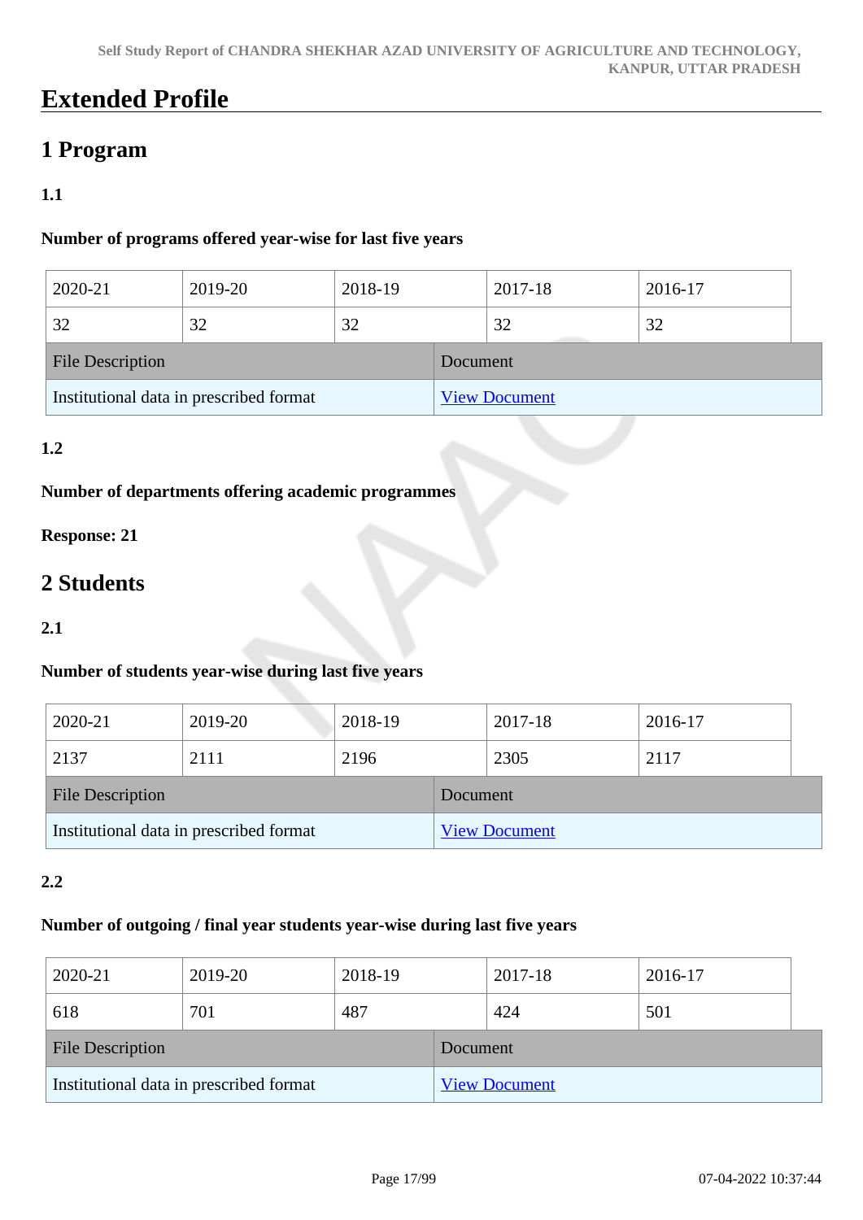# Extended Profile

## 1 Program

### 1.1

**Number of programs offered year-wise for last five years**

| 2020-21 | 2019-20 | 2018-19 | 2017-18 | 2016-17 |
|---|---|---|---|---|
| 32 | 32 | 32 | 32 | 32 |

| File Description | Document |
|---|---|
| Institutional data in prescribed format | View Document |

### 1.2

**Number of departments offering academic programmes**

**Response: 21**

## 2 Students

### 2.1

**Number of students year-wise during last five years**

| 2020-21 | 2019-20 | 2018-19 | 2017-18 | 2016-17 |
|---|---|---|---|---|
| 2137 | 2111 | 2196 | 2305 | 2117 |

| File Description | Document |
|---|---|
| Institutional data in prescribed format | View Document |

### 2.2

**Number of outgoing / final year students year-wise during last five years**

| 2020-21 | 2019-20 | 2018-19 | 2017-18 | 2016-17 |
|---|---|---|---|---|
| 618 | 701 | 487 | 424 | 501 |

| File Description | Document |
|---|---|
| Institutional data in prescribed format | View Document |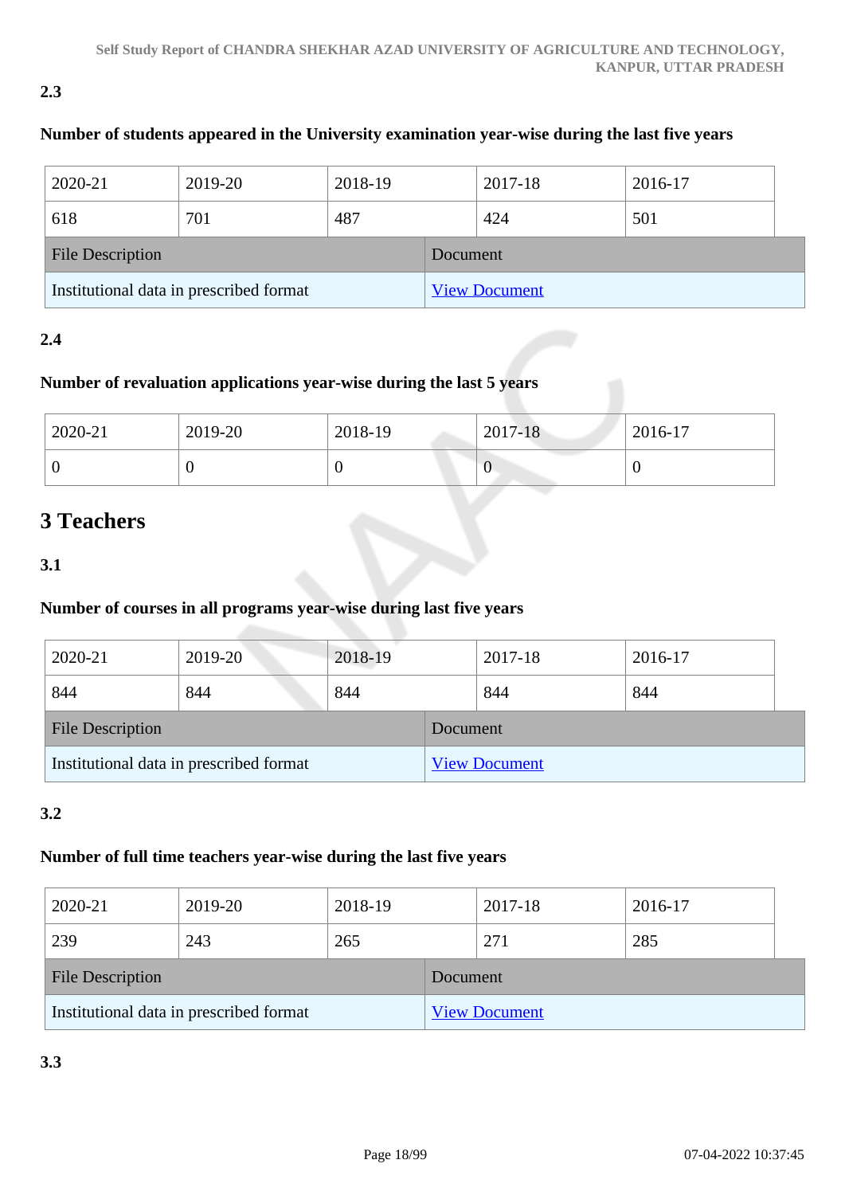**2.3**

**Number of students appeared in the University examination year-wise during the last five years**

| 2020-21 | 2019-20 | 2018-19 | 2017-18 | 2016-17 |
|---|---|---|---|---|
| 618 | 701 | 487 | 424 | 501 |

| File Description | Document |
|---|---|
| Institutional data in prescribed format | View Document |

**2.4**

**Number of revaluation applications year-wise during the last 5 years**

| 2020-21 | 2019-20 | 2018-19 | 2017-18 | 2016-17 |
|---|---|---|---|---|
| 0 | 0 | 0 | 0 | 0 |

# 3 Teachers

**3.1**

**Number of courses in all programs year-wise during last five years**

| 2020-21 | 2019-20 | 2018-19 | 2017-18 | 2016-17 |
|---|---|---|---|---|
| 844 | 844 | 844 | 844 | 844 |

| File Description | Document |
|---|---|
| Institutional data in prescribed format | View Document |

**3.2**

**Number of full time teachers year-wise during the last five years**

| 2020-21 | 2019-20 | 2018-19 | 2017-18 | 2016-17 |
|---|---|---|---|---|
| 239 | 243 | 265 | 271 | 285 |

| File Description | Document |
|---|---|
| Institutional data in prescribed format | View Document |

**3.3**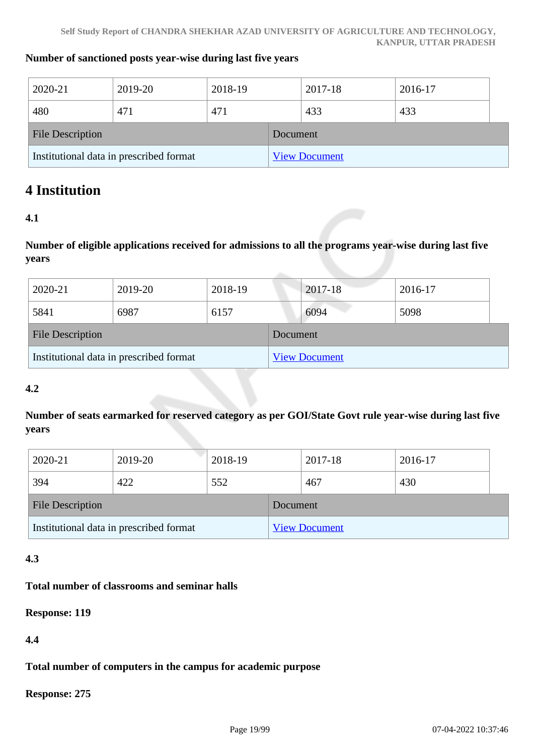**Number of sanctioned posts year-wise during last five years**

| 2020-21 | 2019-20 | 2018-19 | 2017-18 | 2016-17 |
|---|---|---|---|---|
| 480 | 471 | 471 | 433 | 433 |

| File Description | Document |
|---|---|
| Institutional data in prescribed format | View Document |

# 4 Institution

**4.1**

**Number of eligible applications received for admissions to all the programs year-wise during last five years**

| 2020-21 | 2019-20 | 2018-19 | 2017-18 | 2016-17 |
|---|---|---|---|---|
| 5841 | 6987 | 6157 | 6094 | 5098 |

| File Description | Document |
|---|---|
| Institutional data in prescribed format | View Document |

**4.2**

**Number of seats earmarked for reserved category as per GOI/State Govt rule year-wise during last five years**

| 2020-21 | 2019-20 | 2018-19 | 2017-18 | 2016-17 |
|---|---|---|---|---|
| 394 | 422 | 552 | 467 | 430 |

| File Description | Document |
|---|---|
| Institutional data in prescribed format | View Document |

**4.3**

**Total number of classrooms and seminar halls**

**Response: 119**

**4.4**

**Total number of computers in the campus for academic purpose**

**Response: 275**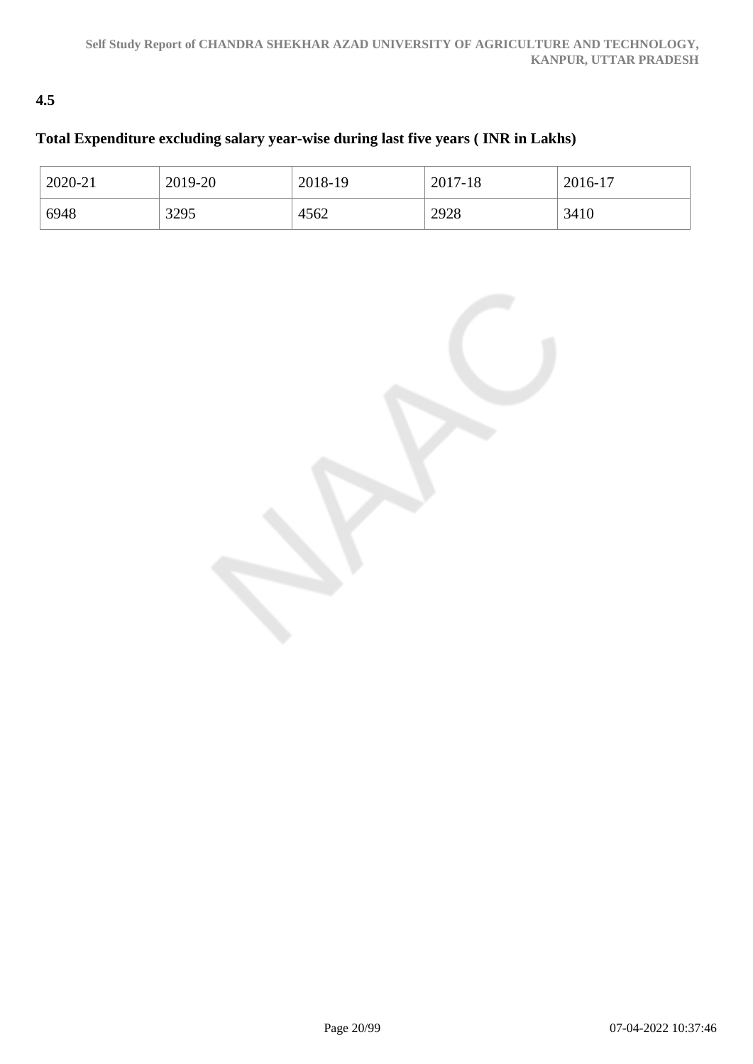**4.5**

**Total Expenditure excluding salary year-wise during last five years ( INR in Lakhs)**

| 2020-21 | 2019-20 | 2018-19 | 2017-18 | 2016-17 |
|---|---|---|---|---|
| 6948 | 3295 | 4562 | 2928 | 3410 |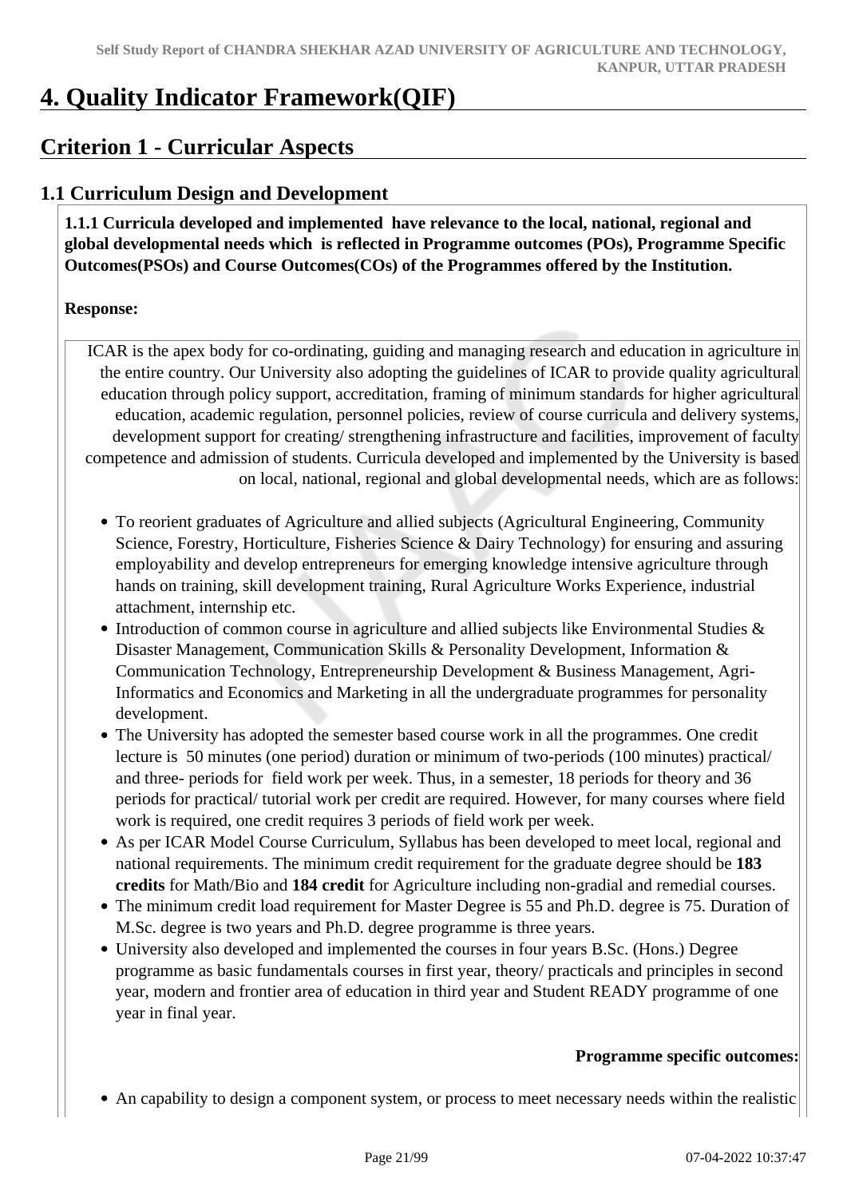# 4. Quality Indicator Framework(QIF)

## Criterion 1 - Curricular Aspects

### 1.1 Curriculum Design and Development

**1.1.1 Curricula developed and implemented have relevance to the local, national, regional and global developmental needs which is reflected in Programme outcomes (POs), Programme Specific Outcomes(PSOs) and Course Outcomes(COs) of the Programmes offered by the Institution.**

**Response:**

ICAR is the apex body for co-ordinating, guiding and managing research and education in agriculture in the entire country. Our University also adopting the guidelines of ICAR to provide quality agricultural education through policy support, accreditation, framing of minimum standards for higher agricultural education, academic regulation, personnel policies, review of course curricula and delivery systems, development support for creating/ strengthening infrastructure and facilities, improvement of faculty competence and admission of students. Curricula developed and implemented by the University is based on local, national, regional and global developmental needs, which are as follows:

- To reorient graduates of Agriculture and allied subjects (Agricultural Engineering, Community Science, Forestry, Horticulture, Fisheries Science & Dairy Technology) for ensuring and assuring employability and develop entrepreneurs for emerging knowledge intensive agriculture through hands on training, skill development training, Rural Agriculture Works Experience, industrial attachment, internship etc.
- Introduction of common course in agriculture and allied subjects like Environmental Studies & Disaster Management, Communication Skills & Personality Development, Information & Communication Technology, Entrepreneurship Development & Business Management, Agri-Informatics and Economics and Marketing in all the undergraduate programmes for personality development.
- The University has adopted the semester based course work in all the programmes. One credit lecture is 50 minutes (one period) duration or minimum of two-periods (100 minutes) practical/ and three- periods for field work per week. Thus, in a semester, 18 periods for theory and 36 periods for practical/ tutorial work per credit are required. However, for many courses where field work is required, one credit requires 3 periods of field work per week.
- As per ICAR Model Course Curriculum, Syllabus has been developed to meet local, regional and national requirements. The minimum credit requirement for the graduate degree should be **183 credits** for Math/Bio and **184 credit** for Agriculture including non-gradial and remedial courses.
- The minimum credit load requirement for Master Degree is 55 and Ph.D. degree is 75. Duration of M.Sc. degree is two years and Ph.D. degree programme is three years.
- University also developed and implemented the courses in four years B.Sc. (Hons.) Degree programme as basic fundamentals courses in first year, theory/ practicals and principles in second year, modern and frontier area of education in third year and Student READY programme of one year in final year.

**Programme specific outcomes:**

- An capability to design a component system, or process to meet necessary needs within the realistic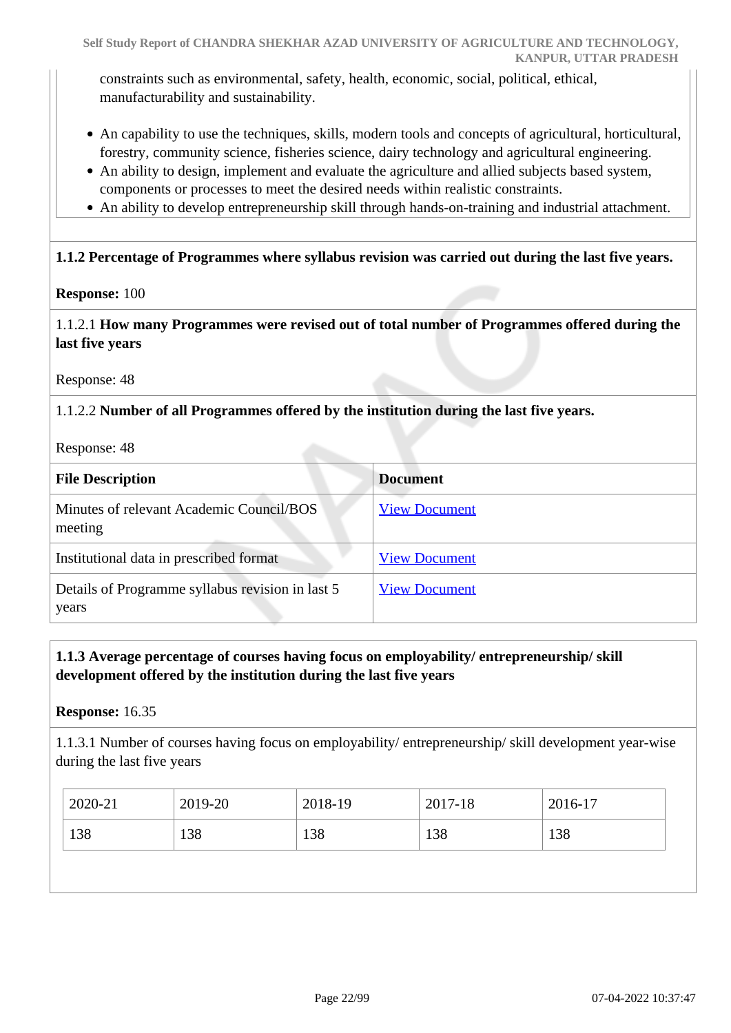constraints such as environmental, safety, health, economic, social, political, ethical, manufacturability and sustainability.

- An capability to use the techniques, skills, modern tools and concepts of agricultural, horticultural, forestry, community science, fisheries science, dairy technology and agricultural engineering.
- An ability to design, implement and evaluate the agriculture and allied subjects based system, components or processes to meet the desired needs within realistic constraints.
- An ability to develop entrepreneurship skill through hands-on-training and industrial attachment.

**1.1.2 Percentage of Programmes where syllabus revision was carried out during the last five years.**

**Response:** 100

1.1.2.1 **How many Programmes were revised out of total number of Programmes offered during the last five years**

Response: 48

1.1.2.2 **Number of all Programmes offered by the institution during the last five years.**

Response: 48

| File Description | Document |
|---|---|
| Minutes of relevant Academic Council/BOS meeting | View Document |
| Institutional data in prescribed format | View Document |
| Details of Programme syllabus revision in last 5 years | View Document |

**1.1.3 Average percentage of courses having focus on employability/ entrepreneurship/ skill development offered by the institution during the last five years**

**Response:** 16.35

1.1.3.1 Number of courses having focus on employability/ entrepreneurship/ skill development year-wise during the last five years

| 2020-21 | 2019-20 | 2018-19 | 2017-18 | 2016-17 |
|---|---|---|---|---|
| 138 | 138 | 138 | 138 | 138 |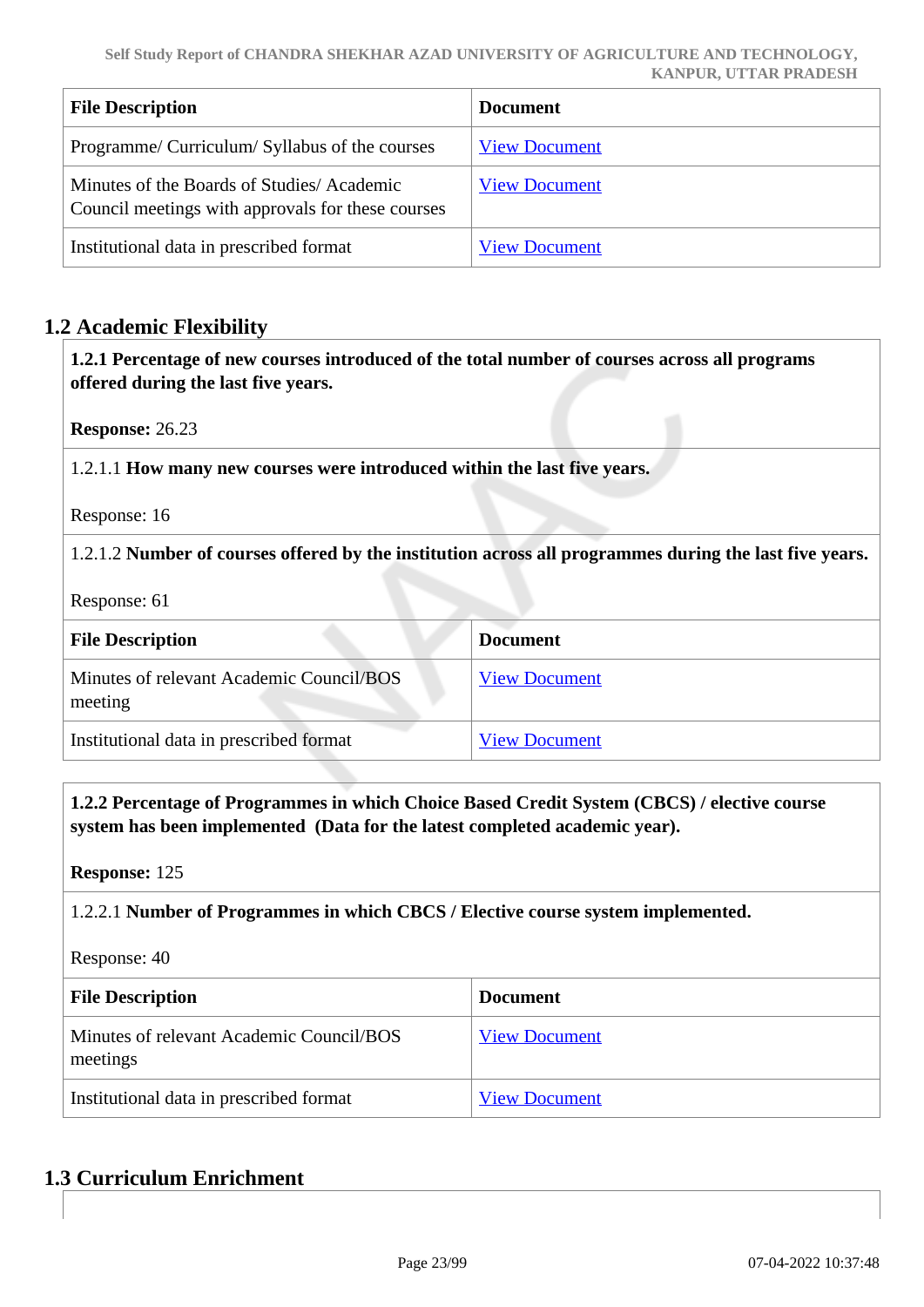| File Description | Document |
|---|---|
| Programme/ Curriculum/ Syllabus of the courses | View Document |
| Minutes of the Boards of Studies/ Academic Council meetings with approvals for these courses | View Document |
| Institutional data in prescribed format | View Document |

## 1.2 Academic Flexibility

**1.2.1 Percentage of new courses introduced of the total number of courses across all programs offered during the last five years.**

**Response:** 26.23

1.2.1.1 **How many new courses were introduced within the last five years.**

Response: 16

1.2.1.2 **Number of courses offered by the institution across all programmes during the last five years.**

Response: 61

| File Description | Document |
|---|---|
| Minutes of relevant Academic Council/BOS meeting | View Document |
| Institutional data in prescribed format | View Document |

**1.2.2 Percentage of Programmes in which Choice Based Credit System (CBCS) / elective course system has been implemented (Data for the latest completed academic year).**

**Response:** 125

1.2.2.1 **Number of Programmes in which CBCS / Elective course system implemented.**

Response: 40

| File Description | Document |
|---|---|
| Minutes of relevant Academic Council/BOS meetings | View Document |
| Institutional data in prescribed format | View Document |

## 1.3 Curriculum Enrichment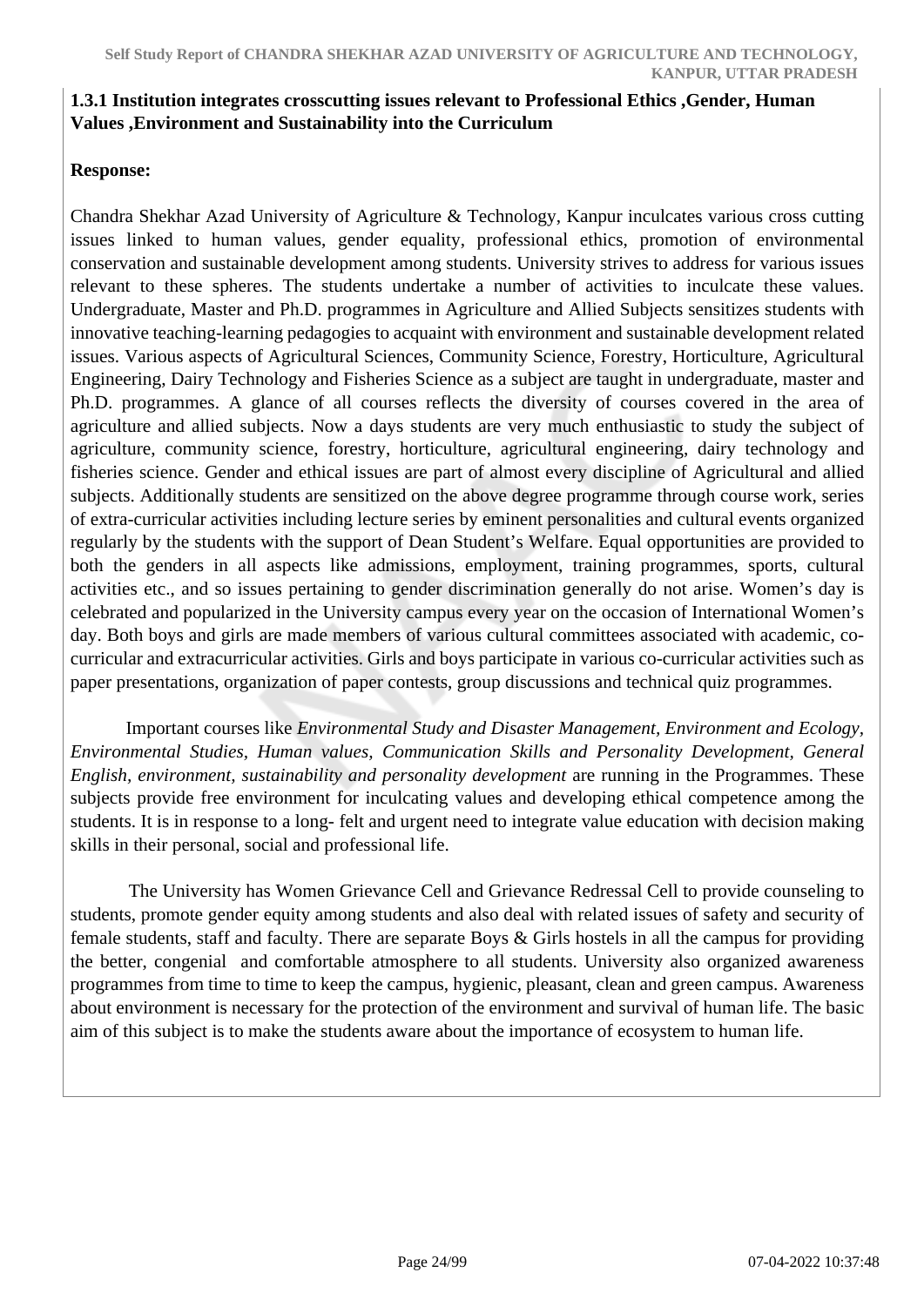**1.3.1 Institution integrates crosscutting issues relevant to Professional Ethics ,Gender, Human Values ,Environment and Sustainability into the Curriculum**

**Response:**

Chandra Shekhar Azad University of Agriculture & Technology, Kanpur inculcates various cross cutting issues linked to human values, gender equality, professional ethics, promotion of environmental conservation and sustainable development among students. University strives to address for various issues relevant to these spheres. The students undertake a number of activities to inculcate these values. Undergraduate, Master and Ph.D. programmes in Agriculture and Allied Subjects sensitizes students with innovative teaching-learning pedagogies to acquaint with environment and sustainable development related issues. Various aspects of Agricultural Sciences, Community Science, Forestry, Horticulture, Agricultural Engineering, Dairy Technology and Fisheries Science as a subject are taught in undergraduate, master and Ph.D. programmes. A glance of all courses reflects the diversity of courses covered in the area of agriculture and allied subjects. Now a days students are very much enthusiastic to study the subject of agriculture, community science, forestry, horticulture, agricultural engineering, dairy technology and fisheries science. Gender and ethical issues are part of almost every discipline of Agricultural and allied subjects. Additionally students are sensitized on the above degree programme through course work, series of extra-curricular activities including lecture series by eminent personalities and cultural events organized regularly by the students with the support of Dean Student's Welfare. Equal opportunities are provided to both the genders in all aspects like admissions, employment, training programmes, sports, cultural activities etc., and so issues pertaining to gender discrimination generally do not arise. Women's day is celebrated and popularized in the University campus every year on the occasion of International Women's day. Both boys and girls are made members of various cultural committees associated with academic, co-curricular and extracurricular activities. Girls and boys participate in various co-curricular activities such as paper presentations, organization of paper contests, group discussions and technical quiz programmes.

Important courses like *Environmental Study and Disaster Management, Environment and Ecology, Environmental Studies, Human values, Communication Skills and Personality Development, General English, environment, sustainability and personality development* are running in the Programmes. These subjects provide free environment for inculcating values and developing ethical competence among the students. It is in response to a long- felt and urgent need to integrate value education with decision making skills in their personal, social and professional life.

The University has Women Grievance Cell and Grievance Redressal Cell to provide counseling to students, promote gender equity among students and also deal with related issues of safety and security of female students, staff and faculty. There are separate Boys & Girls hostels in all the campus for providing the better, congenial and comfortable atmosphere to all students. University also organized awareness programmes from time to time to keep the campus, hygienic, pleasant, clean and green campus. Awareness about environment is necessary for the protection of the environment and survival of human life. The basic aim of this subject is to make the students aware about the importance of ecosystem to human life.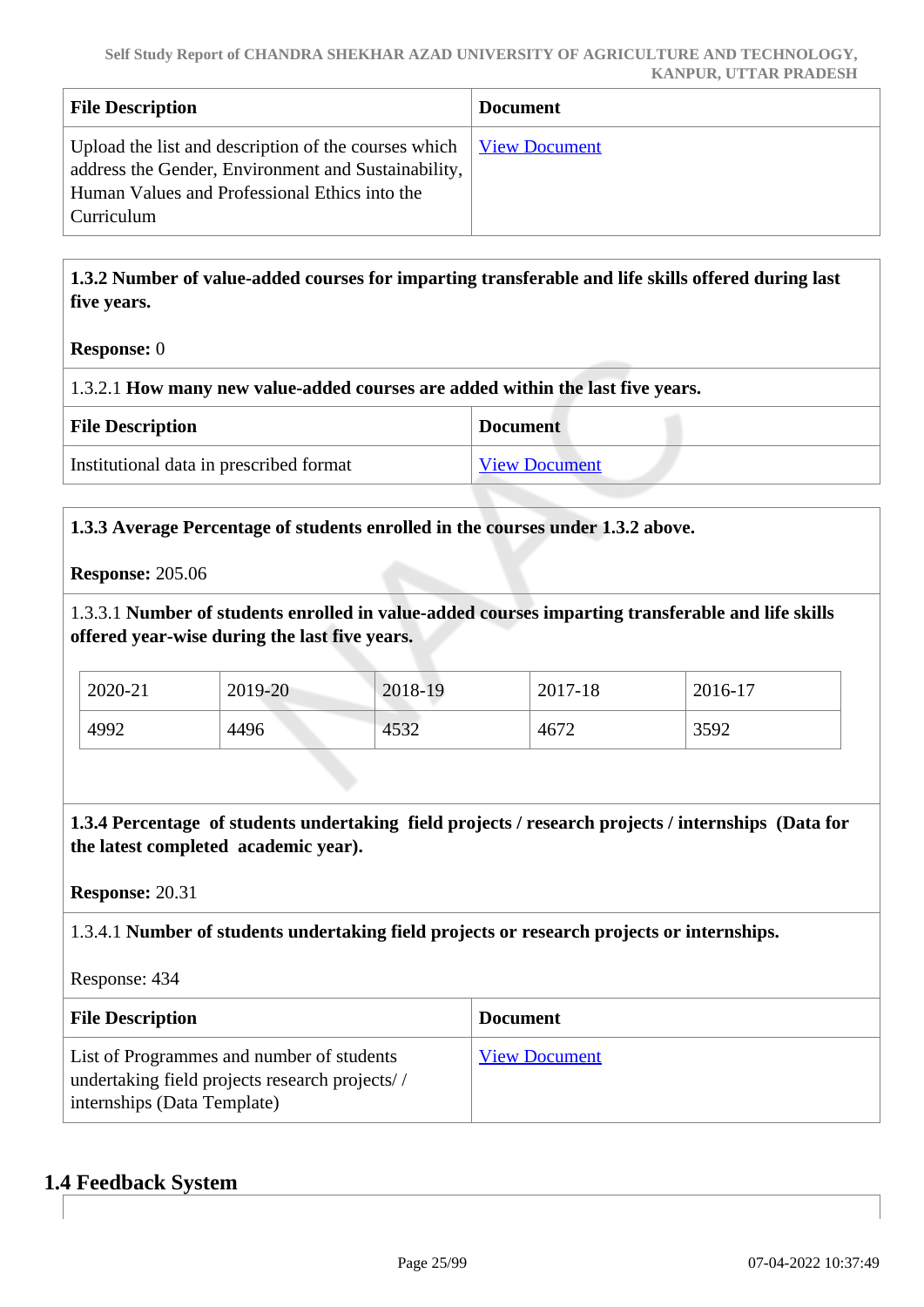| File Description | Document |
|---|---|
| Upload the list and description of the courses which address the Gender, Environment and Sustainability, Human Values and Professional Ethics into the Curriculum | View Document |

**1.3.2 Number of value-added courses for imparting transferable and life skills offered during last five years.**

**Response:** 0

1.3.2.1 **How many new value-added courses are added within the last five years.**

| File Description | Document |
|---|---|
| Institutional data in prescribed format | View Document |

**1.3.3 Average Percentage of students enrolled in the courses under 1.3.2 above.**

**Response:** 205.06

1.3.3.1 **Number of students enrolled in value-added courses imparting transferable and life skills offered year-wise during the last five years.**

| 2020-21 | 2019-20 | 2018-19 | 2017-18 | 2016-17 |
|---|---|---|---|---|
| 4992 | 4496 | 4532 | 4672 | 3592 |

**1.3.4 Percentage of students undertaking field projects / research projects / internships (Data for the latest completed academic year).**

**Response:** 20.31

1.3.4.1 **Number of students undertaking field projects or research projects or internships.**

Response: 434

| File Description | Document |
|---|---|
| List of Programmes and number of students undertaking field projects research projects/ / internships (Data Template) | View Document |

## 1.4 Feedback System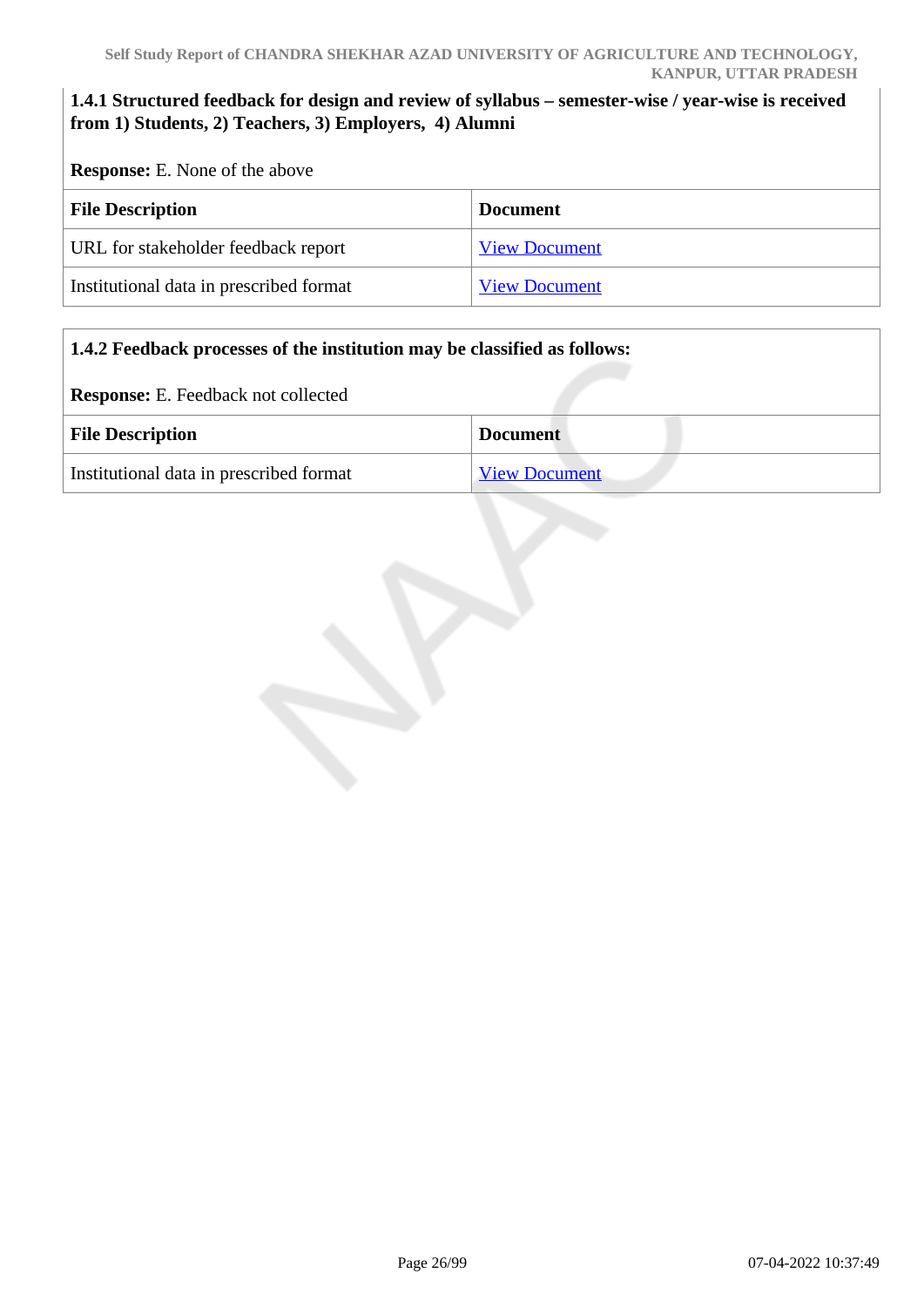**1.4.1 Structured feedback for design and review of syllabus – semester-wise / year-wise is received from 1) Students, 2) Teachers, 3) Employers, 4) Alumni**

**Response:** E. None of the above

| File Description | Document |
|---|---|
| URL for stakeholder feedback report | View Document |
| Institutional data in prescribed format | View Document |

**1.4.2 Feedback processes of the institution may be classified as follows:**

**Response:** E. Feedback not collected

| File Description | Document |
|---|---|
| Institutional data in prescribed format | View Document |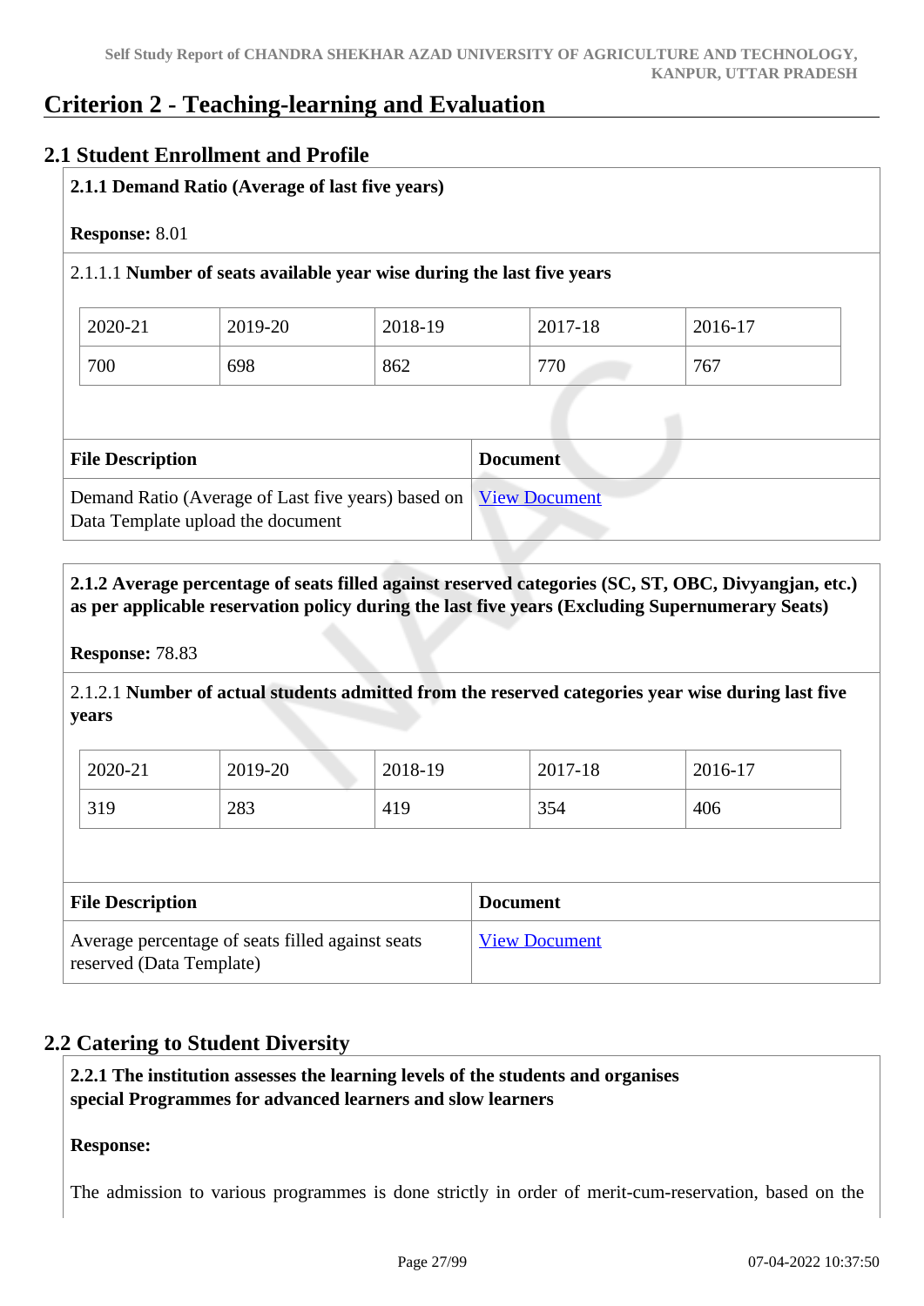# Criterion 2 - Teaching-learning and Evaluation

## 2.1 Student Enrollment and Profile

**2.1.1 Demand Ratio (Average of last five years)**

**Response:** 8.01

2.1.1.1 **Number of seats available year wise during the last five years**

| 2020-21 | 2019-20 | 2018-19 | 2017-18 | 2016-17 |
|---|---|---|---|---|
| 700 | 698 | 862 | 770 | 767 |

| File Description | Document |
|---|---|
| Demand Ratio (Average of Last five years) based on Data Template upload the document | View Document |

**2.1.2 Average percentage of seats filled against reserved categories (SC, ST, OBC, Divyangjan, etc.) as per applicable reservation policy during the last five years (Excluding Supernumerary Seats)**

**Response:** 78.83

2.1.2.1 **Number of actual students admitted from the reserved categories year wise during last five years**

| 2020-21 | 2019-20 | 2018-19 | 2017-18 | 2016-17 |
|---|---|---|---|---|
| 319 | 283 | 419 | 354 | 406 |

| File Description | Document |
|---|---|
| Average percentage of seats filled against seats reserved (Data Template) | View Document |

## 2.2 Catering to Student Diversity

**2.2.1 The institution assesses the learning levels of the students and organises special Programmes for advanced learners and slow learners**

**Response:**

The admission to various programmes is done strictly in order of merit-cum-reservation, based on the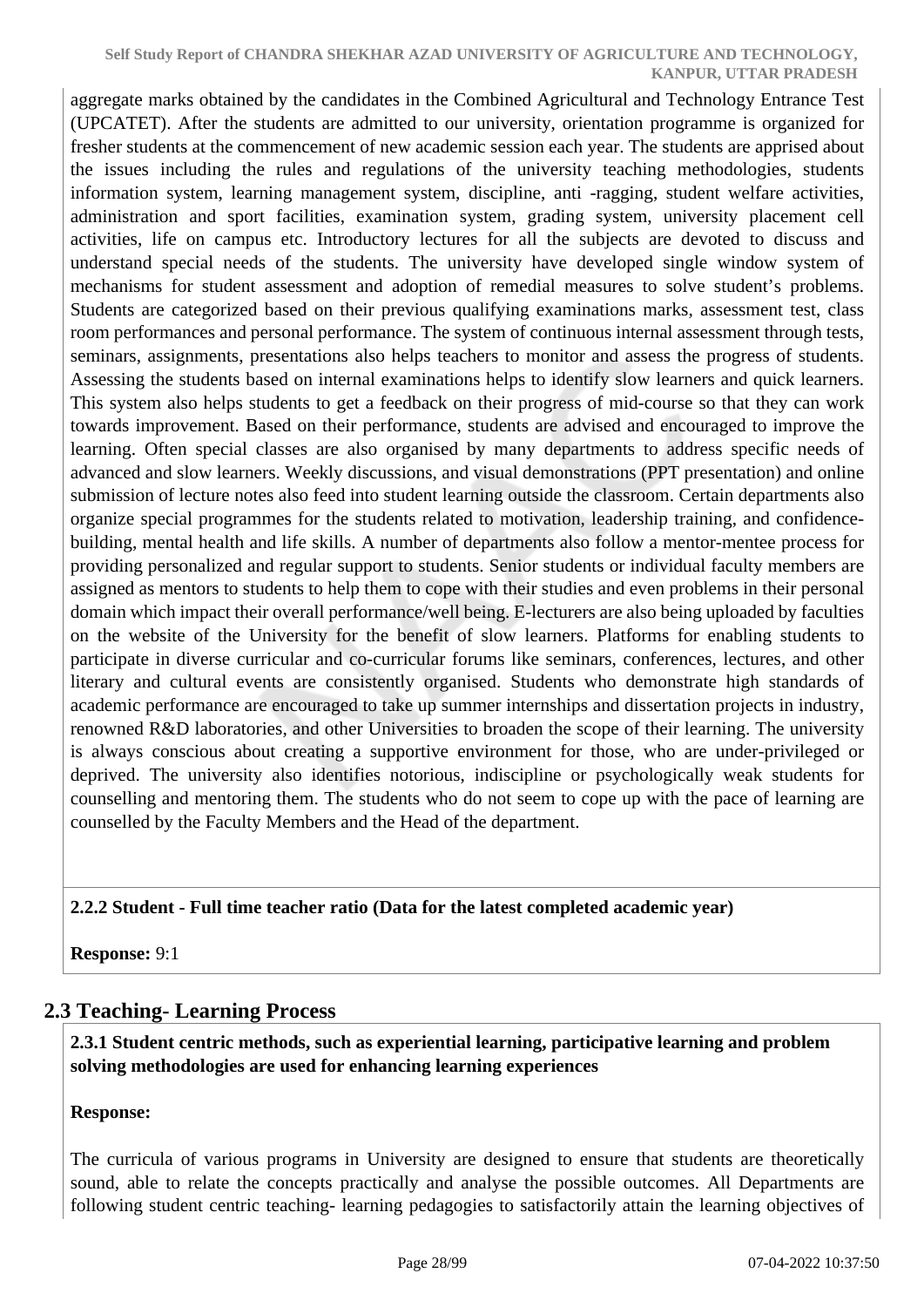aggregate marks obtained by the candidates in the Combined Agricultural and Technology Entrance Test (UPCATET). After the students are admitted to our university, orientation programme is organized for fresher students at the commencement of new academic session each year. The students are apprised about the issues including the rules and regulations of the university teaching methodologies, students information system, learning management system, discipline, anti -ragging, student welfare activities, administration and sport facilities, examination system, grading system, university placement cell activities, life on campus etc. Introductory lectures for all the subjects are devoted to discuss and understand special needs of the students. The university have developed single window system of mechanisms for student assessment and adoption of remedial measures to solve student's problems. Students are categorized based on their previous qualifying examinations marks, assessment test, class room performances and personal performance. The system of continuous internal assessment through tests, seminars, assignments, presentations also helps teachers to monitor and assess the progress of students. Assessing the students based on internal examinations helps to identify slow learners and quick learners. This system also helps students to get a feedback on their progress of mid-course so that they can work towards improvement. Based on their performance, students are advised and encouraged to improve the learning. Often special classes are also organised by many departments to address specific needs of advanced and slow learners. Weekly discussions, and visual demonstrations (PPT presentation) and online submission of lecture notes also feed into student learning outside the classroom. Certain departments also organize special programmes for the students related to motivation, leadership training, and confidence-building, mental health and life skills. A number of departments also follow a mentor-mentee process for providing personalized and regular support to students. Senior students or individual faculty members are assigned as mentors to students to help them to cope with their studies and even problems in their personal domain which impact their overall performance/well being. E-lecturers are also being uploaded by faculties on the website of the University for the benefit of slow learners. Platforms for enabling students to participate in diverse curricular and co-curricular forums like seminars, conferences, lectures, and other literary and cultural events are consistently organised. Students who demonstrate high standards of academic performance are encouraged to take up summer internships and dissertation projects in industry, renowned R&D laboratories, and other Universities to broaden the scope of their learning. The university is always conscious about creating a supportive environment for those, who are under-privileged or deprived. The university also identifies notorious, indiscipline or psychologically weak students for counselling and mentoring them. The students who do not seem to cope up with the pace of learning are counselled by the Faculty Members and the Head of the department.

**2.2.2 Student - Full time teacher ratio (Data for the latest completed academic year)**

**Response:** 9:1

## 2.3 Teaching- Learning Process

**2.3.1 Student centric methods, such as experiential learning, participative learning and problem solving methodologies are used for enhancing learning experiences**

**Response:**

The curricula of various programs in University are designed to ensure that students are theoretically sound, able to relate the concepts practically and analyse the possible outcomes. All Departments are following student centric teaching- learning pedagogies to satisfactorily attain the learning objectives of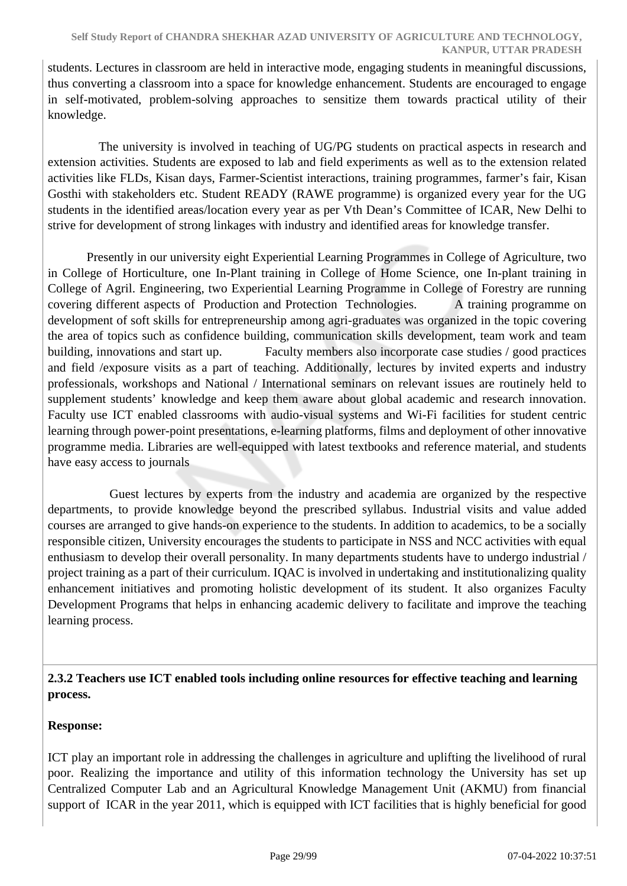students. Lectures in classroom are held in interactive mode, engaging students in meaningful discussions, thus converting a classroom into a space for knowledge enhancement. Students are encouraged to engage in self-motivated, problem-solving approaches to sensitize them towards practical utility of their knowledge.

The university is involved in teaching of UG/PG students on practical aspects in research and extension activities. Students are exposed to lab and field experiments as well as to the extension related activities like FLDs, Kisan days, Farmer-Scientist interactions, training programmes, farmer's fair, Kisan Gosthi with stakeholders etc. Student READY (RAWE programme) is organized every year for the UG students in the identified areas/location every year as per Vth Dean's Committee of ICAR, New Delhi to strive for development of strong linkages with industry and identified areas for knowledge transfer.

Presently in our university eight Experiential Learning Programmes in College of Agriculture, two in College of Horticulture, one In-Plant training in College of Home Science, one In-plant training in College of Agril. Engineering, two Experiential Learning Programme in College of Forestry are running covering different aspects of Production and Protection Technologies. A training programme on development of soft skills for entrepreneurship among agri-graduates was organized in the topic covering the area of topics such as confidence building, communication skills development, team work and team building, innovations and start up. Faculty members also incorporate case studies / good practices and field /exposure visits as a part of teaching. Additionally, lectures by invited experts and industry professionals, workshops and National / International seminars on relevant issues are routinely held to supplement students' knowledge and keep them aware about global academic and research innovation. Faculty use ICT enabled classrooms with audio-visual systems and Wi-Fi facilities for student centric learning through power-point presentations, e-learning platforms, films and deployment of other innovative programme media. Libraries are well-equipped with latest textbooks and reference material, and students have easy access to journals

Guest lectures by experts from the industry and academia are organized by the respective departments, to provide knowledge beyond the prescribed syllabus. Industrial visits and value added courses are arranged to give hands-on experience to the students. In addition to academics, to be a socially responsible citizen, University encourages the students to participate in NSS and NCC activities with equal enthusiasm to develop their overall personality. In many departments students have to undergo industrial / project training as a part of their curriculum. IQAC is involved in undertaking and institutionalizing quality enhancement initiatives and promoting holistic development of its student. It also organizes Faculty Development Programs that helps in enhancing academic delivery to facilitate and improve the teaching learning process.

**2.3.2 Teachers use ICT enabled tools including online resources for effective teaching and learning process.**

**Response:**

ICT play an important role in addressing the challenges in agriculture and uplifting the livelihood of rural poor. Realizing the importance and utility of this information technology the University has set up Centralized Computer Lab and an Agricultural Knowledge Management Unit (AKMU) from financial support of ICAR in the year 2011, which is equipped with ICT facilities that is highly beneficial for good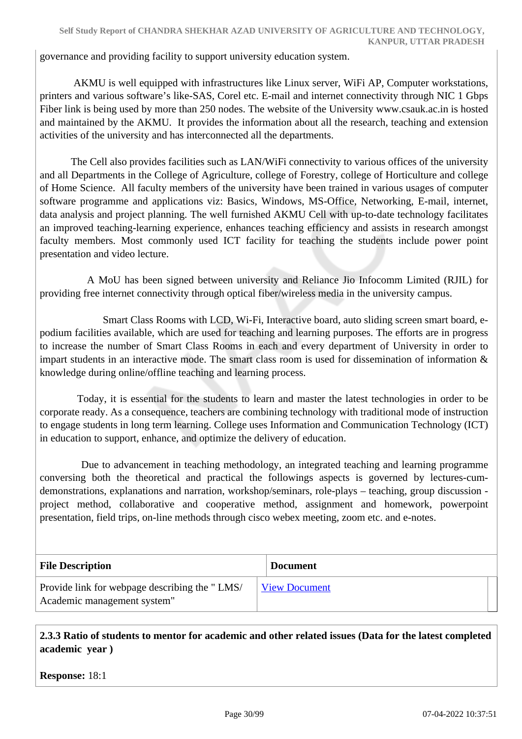governance and providing facility to support university education system.

AKMU is well equipped with infrastructures like Linux server, WiFi AP, Computer workstations, printers and various software's like-SAS, Corel etc. E-mail and internet connectivity through NIC 1 Gbps Fiber link is being used by more than 250 nodes. The website of the University www.csauk.ac.in is hosted and maintained by the AKMU. It provides the information about all the research, teaching and extension activities of the university and has interconnected all the departments.

The Cell also provides facilities such as LAN/WiFi connectivity to various offices of the university and all Departments in the College of Agriculture, college of Forestry, college of Horticulture and college of Home Science. All faculty members of the university have been trained in various usages of computer software programme and applications viz: Basics, Windows, MS-Office, Networking, E-mail, internet, data analysis and project planning. The well furnished AKMU Cell with up-to-date technology facilitates an improved teaching-learning experience, enhances teaching efficiency and assists in research amongst faculty members. Most commonly used ICT facility for teaching the students include power point presentation and video lecture.

A MoU has been signed between university and Reliance Jio Infocomm Limited (RJIL) for providing free internet connectivity through optical fiber/wireless media in the university campus.

Smart Class Rooms with LCD, Wi-Fi, Interactive board, auto sliding screen smart board, e-podium facilities available, which are used for teaching and learning purposes. The efforts are in progress to increase the number of Smart Class Rooms in each and every department of University in order to impart students in an interactive mode. The smart class room is used for dissemination of information & knowledge during online/offline teaching and learning process.

Today, it is essential for the students to learn and master the latest technologies in order to be corporate ready. As a consequence, teachers are combining technology with traditional mode of instruction to engage students in long term learning. College uses Information and Communication Technology (ICT) in education to support, enhance, and optimize the delivery of education.

Due to advancement in teaching methodology, an integrated teaching and learning programme conversing both the theoretical and practical the followings aspects is governed by lectures-cum-demonstrations, explanations and narration, workshop/seminars, role-plays – teaching, group discussion - project method, collaborative and cooperative method, assignment and homework, powerpoint presentation, field trips, on-line methods through cisco webex meeting, zoom etc. and e-notes.

| File Description | Document |
|---|---|
| Provide link for webpage describing the " LMS/ Academic management system" | View Document |

**2.3.3 Ratio of students to mentor for academic and other related issues (Data for the latest completed academic year )**

**Response:** 18:1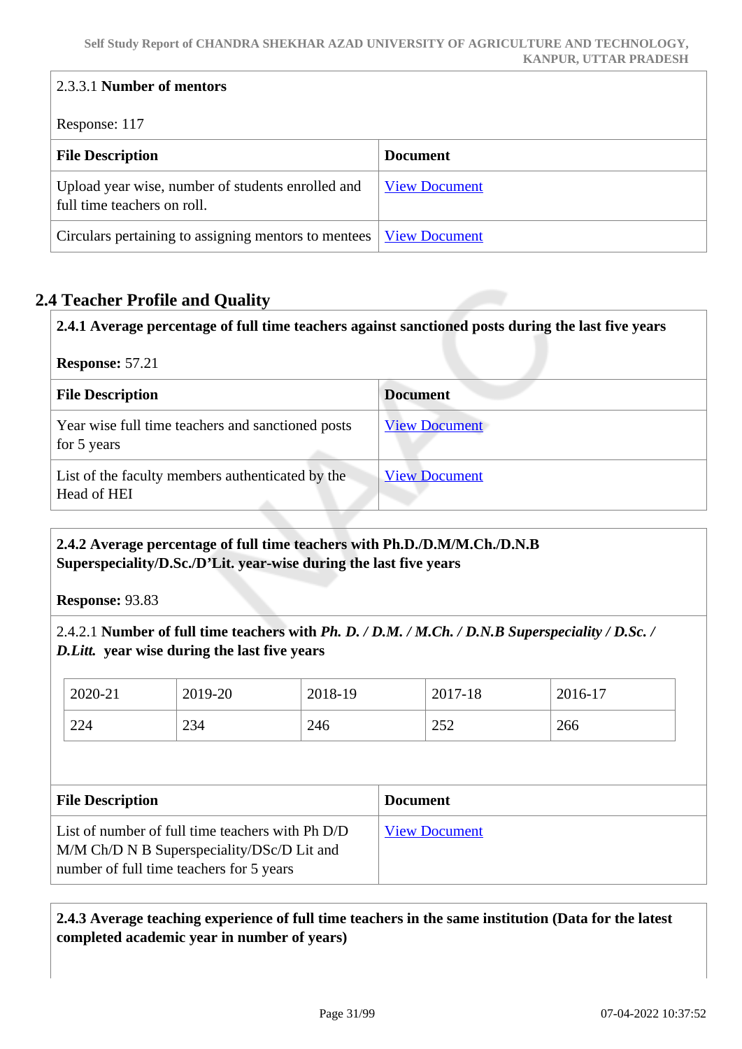2.3.3.1 **Number of mentors**

Response: 117

| File Description | Document |
|---|---|
| Upload year wise, number of students enrolled and full time teachers on roll. | View Document |
| Circulars pertaining to assigning mentors to mentees | View Document |

## 2.4 Teacher Profile and Quality

**2.4.1 Average percentage of full time teachers against sanctioned posts during the last five years**

**Response:** 57.21

| File Description | Document |
|---|---|
| Year wise full time teachers and sanctioned posts for 5 years | View Document |
| List of the faculty members authenticated by the Head of HEI | View Document |

**2.4.2 Average percentage of full time teachers with Ph.D./D.M/M.Ch./D.N.B Superspeciality/D.Sc./D'Lit. year-wise during the last five years**

**Response:** 93.83

2.4.2.1 **Number of full time teachers with *Ph. D. / D.M. / M.Ch. / D.N.B Superspeciality / D.Sc. / D.Litt.* year wise during the last five years**

| 2020-21 | 2019-20 | 2018-19 | 2017-18 | 2016-17 |
|---|---|---|---|---|
| 224 | 234 | 246 | 252 | 266 |

| File Description | Document |
|---|---|
| List of number of full time teachers with Ph D/D M/M Ch/D N B Superspeciality/DSc/D Lit and number of full time teachers for 5 years | View Document |

**2.4.3 Average teaching experience of full time teachers in the same institution (Data for the latest completed academic year in number of years)**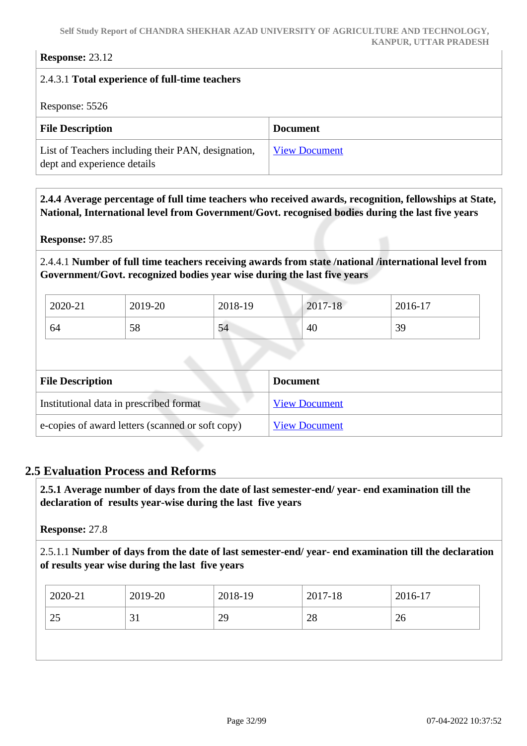**Response:** 23.12

2.4.3.1 **Total experience of full-time teachers**

Response: 5526

| File Description | Document |
|---|---|
| List of Teachers including their PAN, designation, dept and experience details | View Document |

**2.4.4 Average percentage of full time teachers who received awards, recognition, fellowships at State, National, International level from Government/Govt. recognised bodies during the last five years**

**Response:** 97.85

2.4.4.1 **Number of full time teachers receiving awards from state /national /international level from Government/Govt. recognized bodies year wise during the last five years**

| 2020-21 | 2019-20 | 2018-19 | 2017-18 | 2016-17 |
|---|---|---|---|---|
| 64 | 58 | 54 | 40 | 39 |

| File Description | Document |
|---|---|
| Institutional data in prescribed format | View Document |
| e-copies of award letters (scanned or soft copy) | View Document |

## 2.5 Evaluation Process and Reforms

**2.5.1 Average number of days from the date of last semester-end/ year- end examination till the declaration of results year-wise during the last five years**

**Response:** 27.8

2.5.1.1 **Number of days from the date of last semester-end/ year- end examination till the declaration of results year wise during the last five years**

| 2020-21 | 2019-20 | 2018-19 | 2017-18 | 2016-17 |
|---|---|---|---|---|
| 25 | 31 | 29 | 28 | 26 |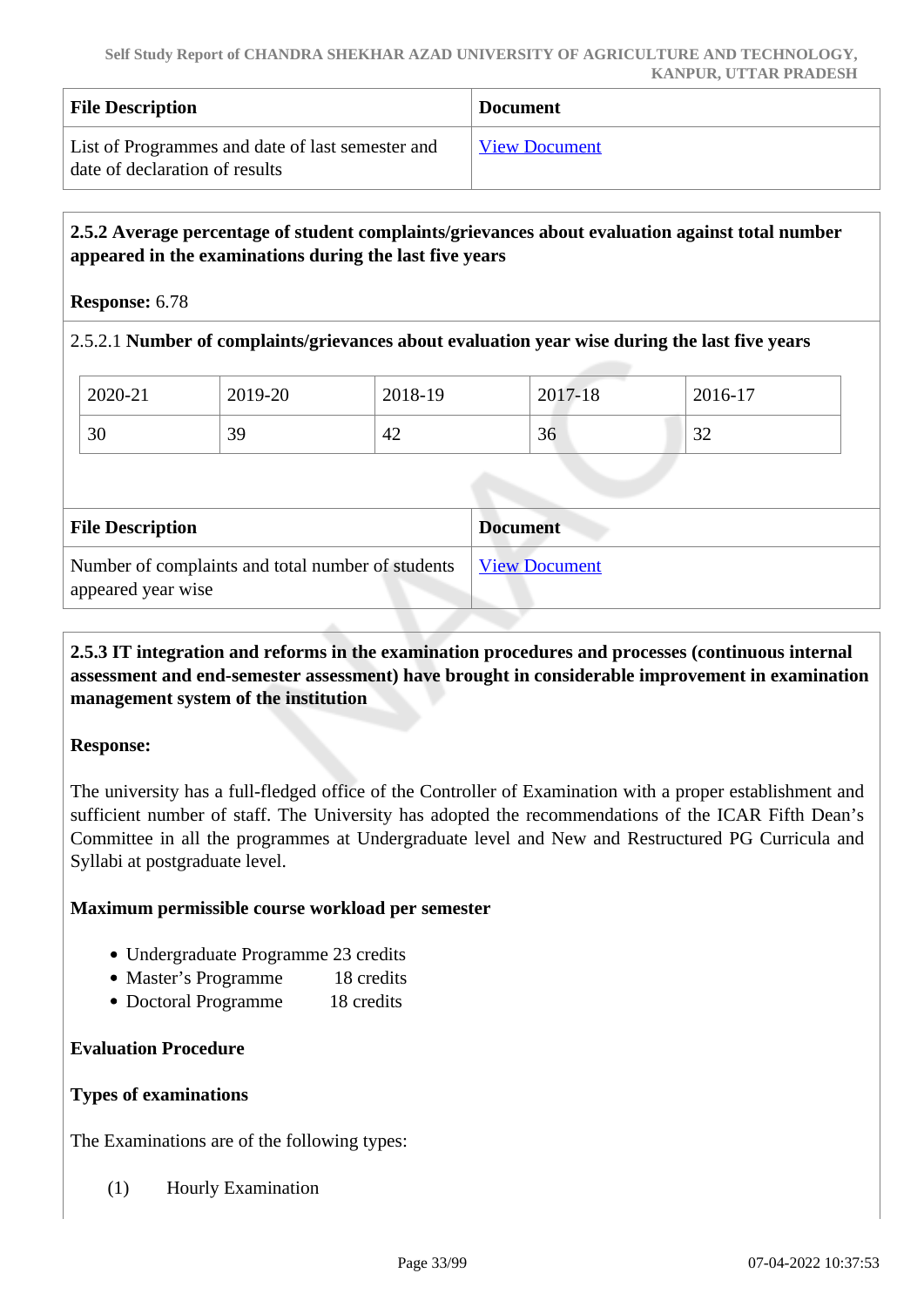| File Description | Document |
| --- | --- |
| List of Programmes and date of last semester and date of declaration of results | View Document |

**2.5.2 Average percentage of student complaints/grievances about evaluation against total number appeared in the examinations during the last five years**

**Response:** 6.78

2.5.2.1 **Number of complaints/grievances about evaluation year wise during the last five years**

| 2020-21 | 2019-20 | 2018-19 | 2017-18 | 2016-17 |
| --- | --- | --- | --- | --- |
| 30 | 39 | 42 | 36 | 32 |

| File Description | Document |
| --- | --- |
| Number of complaints and total number of students appeared year wise | View Document |

**2.5.3 IT integration and reforms in the examination procedures and processes (continuous internal assessment and end-semester assessment) have brought in considerable improvement in examination management system of the institution**

**Response:**

The university has a full-fledged office of the Controller of Examination with a proper establishment and sufficient number of staff. The University has adopted the recommendations of the ICAR Fifth Dean's Committee in all the programmes at Undergraduate level and New and Restructured PG Curricula and Syllabi at postgraduate level.

**Maximum permissible course workload per semester**

- Undergraduate Programme 23 credits
- Master's Programme 18 credits
- Doctoral Programme 18 credits

**Evaluation Procedure**

**Types of examinations**

The Examinations are of the following types:

(1) Hourly Examination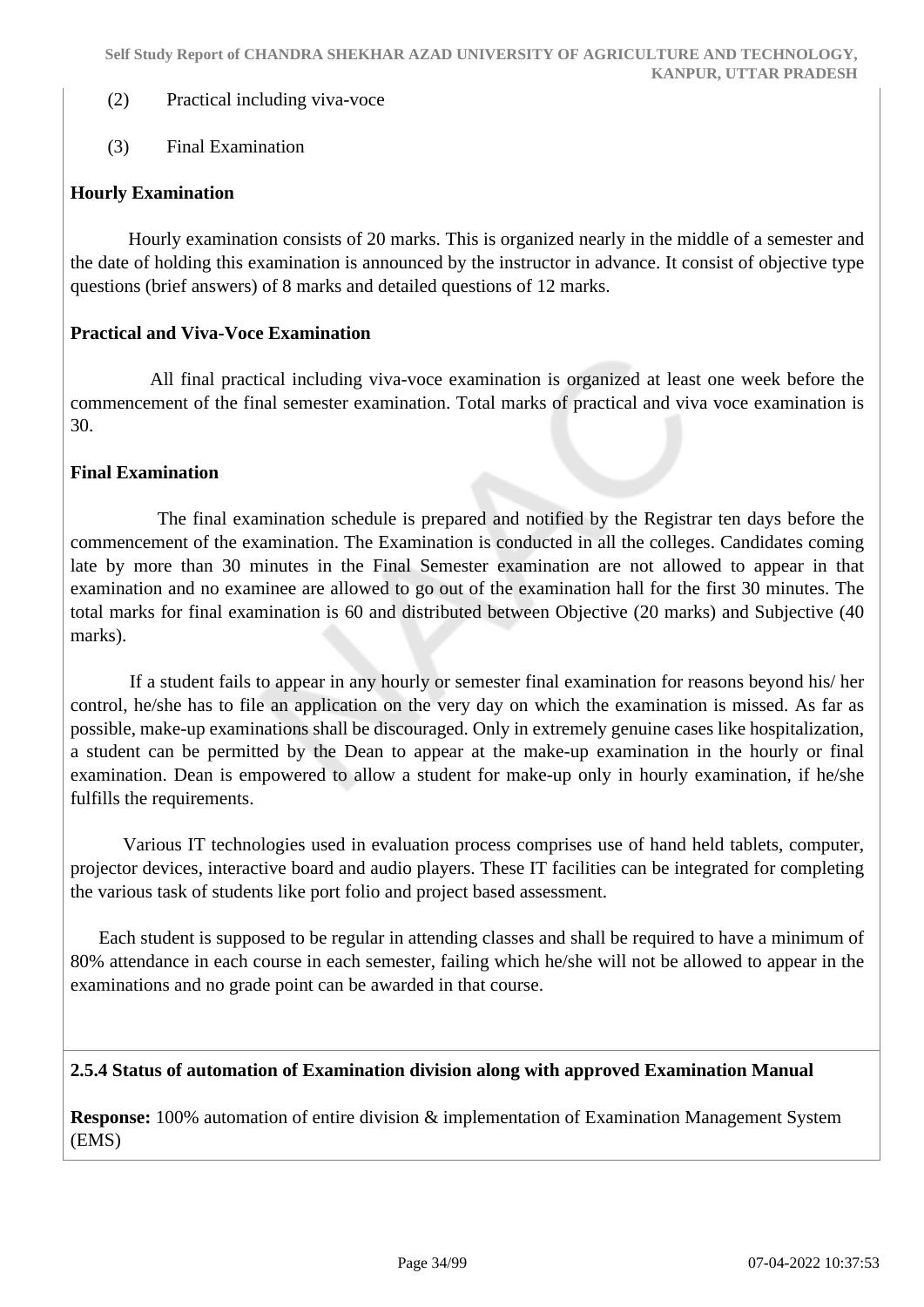(2) Practical including viva-voce

(3) Final Examination

**Hourly Examination**

Hourly examination consists of 20 marks. This is organized nearly in the middle of a semester and the date of holding this examination is announced by the instructor in advance. It consist of objective type questions (brief answers) of 8 marks and detailed questions of 12 marks.

**Practical and Viva-Voce Examination**

All final practical including viva-voce examination is organized at least one week before the commencement of the final semester examination. Total marks of practical and viva voce examination is 30.

**Final Examination**

The final examination schedule is prepared and notified by the Registrar ten days before the commencement of the examination. The Examination is conducted in all the colleges. Candidates coming late by more than 30 minutes in the Final Semester examination are not allowed to appear in that examination and no examinee are allowed to go out of the examination hall for the first 30 minutes. The total marks for final examination is 60 and distributed between Objective (20 marks) and Subjective (40 marks).

If a student fails to appear in any hourly or semester final examination for reasons beyond his/ her control, he/she has to file an application on the very day on which the examination is missed. As far as possible, make-up examinations shall be discouraged. Only in extremely genuine cases like hospitalization, a student can be permitted by the Dean to appear at the make-up examination in the hourly or final examination. Dean is empowered to allow a student for make-up only in hourly examination, if he/she fulfills the requirements.

Various IT technologies used in evaluation process comprises use of hand held tablets, computer, projector devices, interactive board and audio players. These IT facilities can be integrated for completing the various task of students like port folio and project based assessment.

Each student is supposed to be regular in attending classes and shall be required to have a minimum of 80% attendance in each course in each semester, failing which he/she will not be allowed to appear in the examinations and no grade point can be awarded in that course.

**2.5.4 Status of automation of Examination division along with approved Examination Manual**

**Response:** 100% automation of entire division & implementation of Examination Management System (EMS)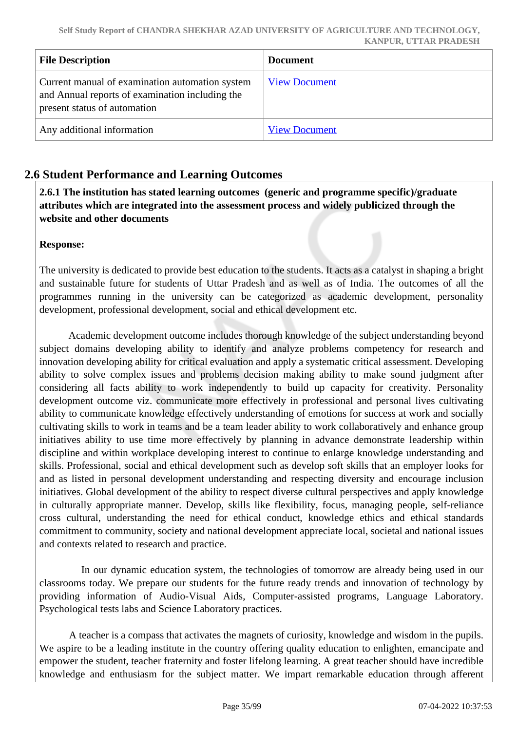| File Description | Document |
|---|---|
| Current manual of examination automation system and Annual reports of examination including the present status of automation | View Document |
| Any additional information | View Document |

## 2.6 Student Performance and Learning Outcomes

**2.6.1 The institution has stated learning outcomes (generic and programme specific)/graduate attributes which are integrated into the assessment process and widely publicized through the website and other documents**

**Response:**

The university is dedicated to provide best education to the students. It acts as a catalyst in shaping a bright and sustainable future for students of Uttar Pradesh and as well as of India. The outcomes of all the programmes running in the university can be categorized as academic development, personality development, professional development, social and ethical development etc.

Academic development outcome includes thorough knowledge of the subject understanding beyond subject domains developing ability to identify and analyze problems competency for research and innovation developing ability for critical evaluation and apply a systematic critical assessment. Developing ability to solve complex issues and problems decision making ability to make sound judgment after considering all facts ability to work independently to build up capacity for creativity. Personality development outcome viz. communicate more effectively in professional and personal lives cultivating ability to communicate knowledge effectively understanding of emotions for success at work and socially cultivating skills to work in teams and be a team leader ability to work collaboratively and enhance group initiatives ability to use time more effectively by planning in advance demonstrate leadership within discipline and within workplace developing interest to continue to enlarge knowledge understanding and skills. Professional, social and ethical development such as develop soft skills that an employer looks for and as listed in personal development understanding and respecting diversity and encourage inclusion initiatives. Global development of the ability to respect diverse cultural perspectives and apply knowledge in culturally appropriate manner. Develop, skills like flexibility, focus, managing people, self-reliance cross cultural, understanding the need for ethical conduct, knowledge ethics and ethical standards commitment to community, society and national development appreciate local, societal and national issues and contexts related to research and practice.

In our dynamic education system, the technologies of tomorrow are already being used in our classrooms today. We prepare our students for the future ready trends and innovation of technology by providing information of Audio-Visual Aids, Computer-assisted programs, Language Laboratory. Psychological tests labs and Science Laboratory practices.

A teacher is a compass that activates the magnets of curiosity, knowledge and wisdom in the pupils. We aspire to be a leading institute in the country offering quality education to enlighten, emancipate and empower the student, teacher fraternity and foster lifelong learning. A great teacher should have incredible knowledge and enthusiasm for the subject matter. We impart remarkable education through afferent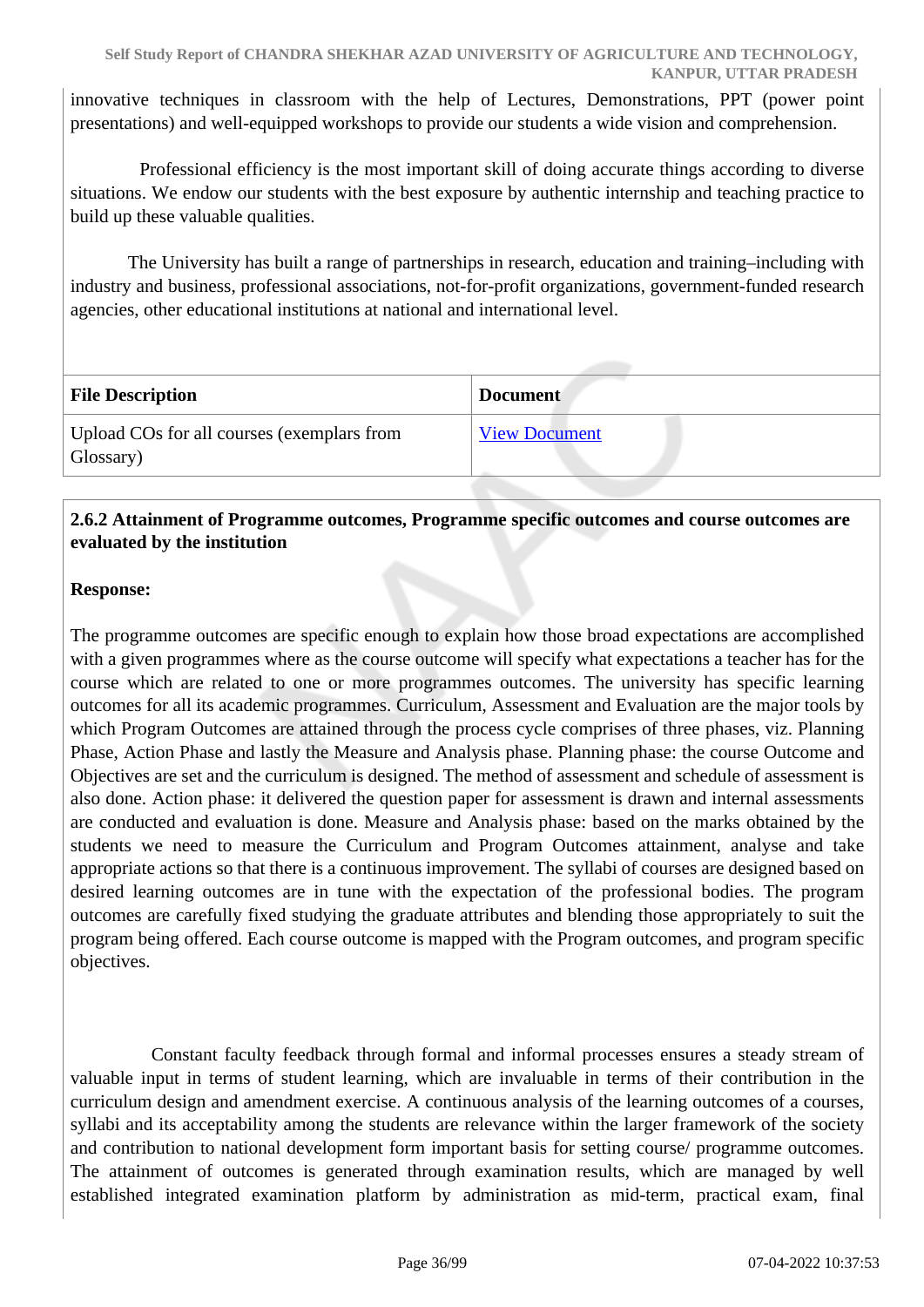innovative techniques in classroom with the help of Lectures, Demonstrations, PPT (power point presentations) and well-equipped workshops to provide our students a wide vision and comprehension.

Professional efficiency is the most important skill of doing accurate things according to diverse situations. We endow our students with the best exposure by authentic internship and teaching practice to build up these valuable qualities.

The University has built a range of partnerships in research, education and training–including with industry and business, professional associations, not-for-profit organizations, government-funded research agencies, other educational institutions at national and international level.

| File Description | Document |
| --- | --- |
| Upload COs for all courses (exemplars from Glossary) | View Document |

**2.6.2 Attainment of Programme outcomes, Programme specific outcomes and course outcomes are evaluated by the institution**

**Response:**

The programme outcomes are specific enough to explain how those broad expectations are accomplished with a given programmes where as the course outcome will specify what expectations a teacher has for the course which are related to one or more programmes outcomes. The university has specific learning outcomes for all its academic programmes. Curriculum, Assessment and Evaluation are the major tools by which Program Outcomes are attained through the process cycle comprises of three phases, viz. Planning Phase, Action Phase and lastly the Measure and Analysis phase. Planning phase: the course Outcome and Objectives are set and the curriculum is designed. The method of assessment and schedule of assessment is also done. Action phase: it delivered the question paper for assessment is drawn and internal assessments are conducted and evaluation is done. Measure and Analysis phase: based on the marks obtained by the students we need to measure the Curriculum and Program Outcomes attainment, analyse and take appropriate actions so that there is a continuous improvement. The syllabi of courses are designed based on desired learning outcomes are in tune with the expectation of the professional bodies. The program outcomes are carefully fixed studying the graduate attributes and blending those appropriately to suit the program being offered. Each course outcome is mapped with the Program outcomes, and program specific objectives.

Constant faculty feedback through formal and informal processes ensures a steady stream of valuable input in terms of student learning, which are invaluable in terms of their contribution in the curriculum design and amendment exercise. A continuous analysis of the learning outcomes of a courses, syllabi and its acceptability among the students are relevance within the larger framework of the society and contribution to national development form important basis for setting course/ programme outcomes. The attainment of outcomes is generated through examination results, which are managed by well established integrated examination platform by administration as mid-term, practical exam, final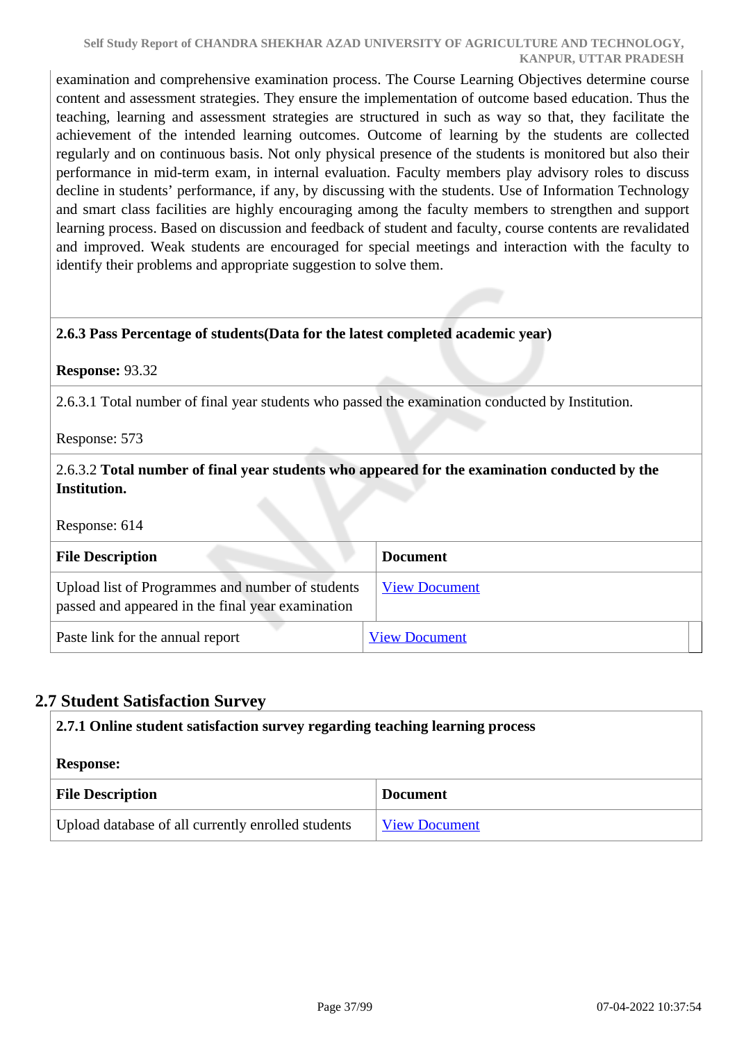examination and comprehensive examination process. The Course Learning Objectives determine course content and assessment strategies. They ensure the implementation of outcome based education. Thus the teaching, learning and assessment strategies are structured in such as way so that, they facilitate the achievement of the intended learning outcomes. Outcome of learning by the students are collected regularly and on continuous basis. Not only physical presence of the students is monitored but also their performance in mid-term exam, in internal evaluation. Faculty members play advisory roles to discuss decline in students' performance, if any, by discussing with the students. Use of Information Technology and smart class facilities are highly encouraging among the faculty members to strengthen and support learning process. Based on discussion and feedback of student and faculty, course contents are revalidated and improved. Weak students are encouraged for special meetings and interaction with the faculty to identify their problems and appropriate suggestion to solve them.

**2.6.3 Pass Percentage of students(Data for the latest completed academic year)**

**Response:** 93.32

2.6.3.1 Total number of final year students who passed the examination conducted by Institution.

Response: 573

2.6.3.2 **Total number of final year students who appeared for the examination conducted by the Institution.**

Response: 614

| File Description | Document |
|---|---|
| Upload list of Programmes and number of students passed and appeared in the final year examination | View Document |
| Paste link for the annual report | View Document |

## 2.7 Student Satisfaction Survey

**2.7.1 Online student satisfaction survey regarding teaching learning process**

**Response:**

| File Description | Document |
|---|---|
| Upload database of all currently enrolled students | View Document |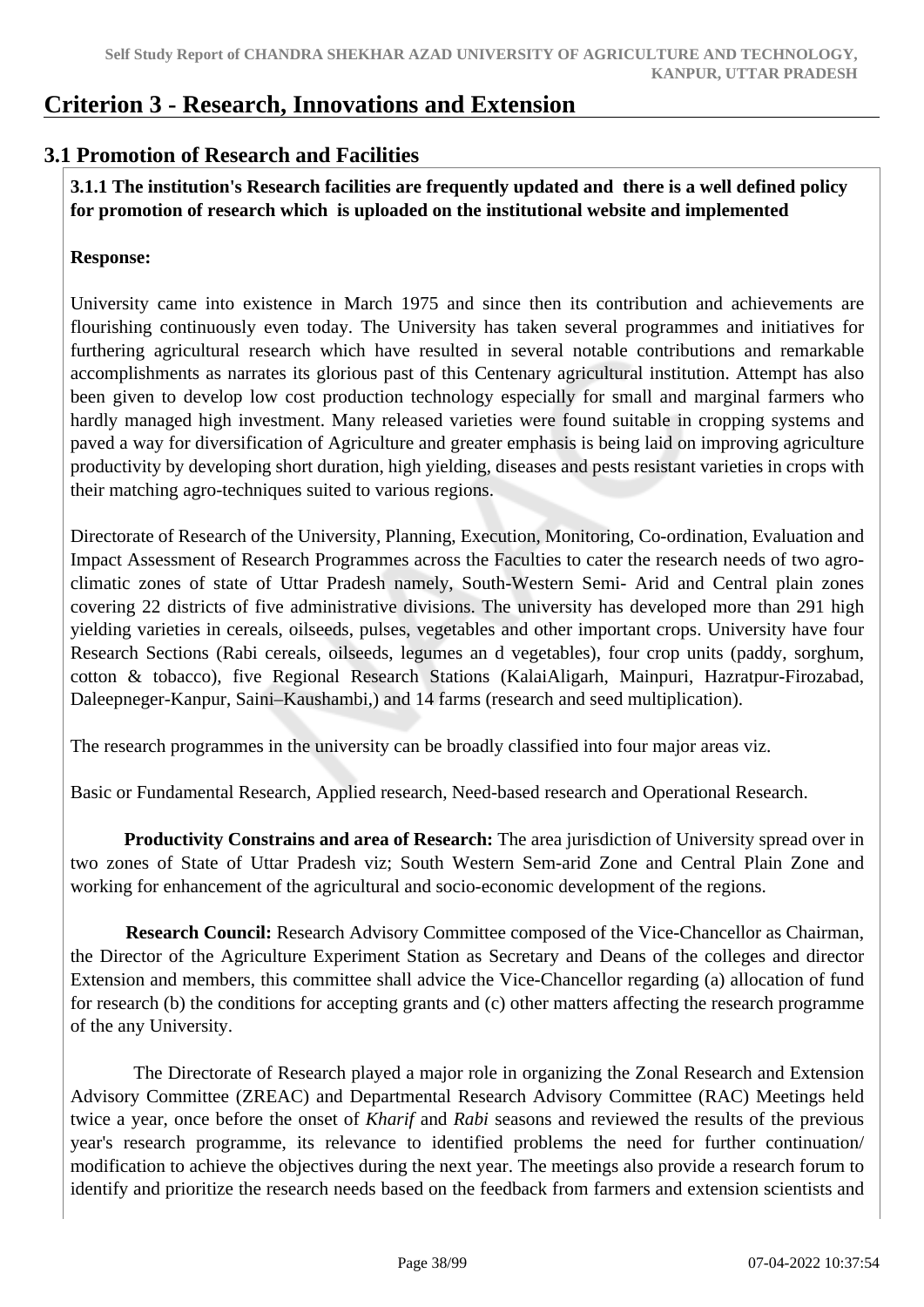# Criterion 3 - Research, Innovations and Extension

## 3.1 Promotion of Research and Facilities

**3.1.1 The institution's Research facilities are frequently updated and there is a well defined policy for promotion of research which is uploaded on the institutional website and implemented**

**Response:**

University came into existence in March 1975 and since then its contribution and achievements are flourishing continuously even today. The University has taken several programmes and initiatives for furthering agricultural research which have resulted in several notable contributions and remarkable accomplishments as narrates its glorious past of this Centenary agricultural institution. Attempt has also been given to develop low cost production technology especially for small and marginal farmers who hardly managed high investment. Many released varieties were found suitable in cropping systems and paved a way for diversification of Agriculture and greater emphasis is being laid on improving agriculture productivity by developing short duration, high yielding, diseases and pests resistant varieties in crops with their matching agro-techniques suited to various regions.

Directorate of Research of the University, Planning, Execution, Monitoring, Co-ordination, Evaluation and Impact Assessment of Research Programmes across the Faculties to cater the research needs of two agro-climatic zones of state of Uttar Pradesh namely, South-Western Semi- Arid and Central plain zones covering 22 districts of five administrative divisions. The university has developed more than 291 high yielding varieties in cereals, oilseeds, pulses, vegetables and other important crops. University have four Research Sections (Rabi cereals, oilseeds, legumes an d vegetables), four crop units (paddy, sorghum, cotton & tobacco), five Regional Research Stations (KalaiAligarh, Mainpuri, Hazratpur-Firozabad, Daleepneger-Kanpur, Saini–Kaushambi,) and 14 farms (research and seed multiplication).

The research programmes in the university can be broadly classified into four major areas viz.

Basic or Fundamental Research, Applied research, Need-based research and Operational Research.

**Productivity Constrains and area of Research:** The area jurisdiction of University spread over in two zones of State of Uttar Pradesh viz; South Western Sem-arid Zone and Central Plain Zone and working for enhancement of the agricultural and socio-economic development of the regions.

**Research Council:** Research Advisory Committee composed of the Vice-Chancellor as Chairman, the Director of the Agriculture Experiment Station as Secretary and Deans of the colleges and director Extension and members, this committee shall advice the Vice-Chancellor regarding (a) allocation of fund for research (b) the conditions for accepting grants and (c) other matters affecting the research programme of the any University.

The Directorate of Research played a major role in organizing the Zonal Research and Extension Advisory Committee (ZREAC) and Departmental Research Advisory Committee (RAC) Meetings held twice a year, once before the onset of *Kharif* and *Rabi* seasons and reviewed the results of the previous year's research programme, its relevance to identified problems the need for further continuation/ modification to achieve the objectives during the next year. The meetings also provide a research forum to identify and prioritize the research needs based on the feedback from farmers and extension scientists and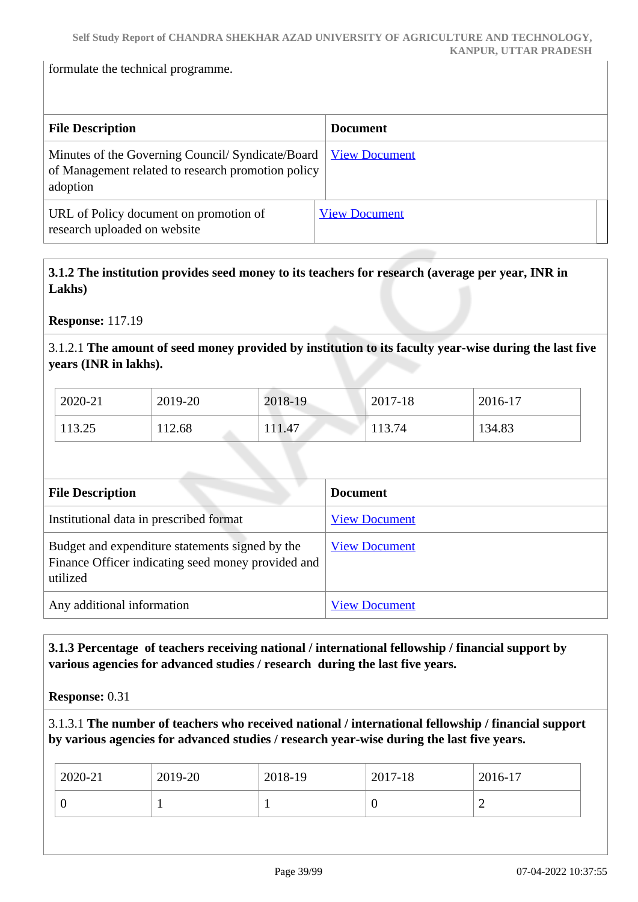formulate the technical programme.

| File Description | Document |
|---|---|
| Minutes of the Governing Council/ Syndicate/Board of Management related to research promotion policy adoption | View Document |
| URL of Policy document on promotion of research uploaded on website | View Document |

**3.1.2 The institution provides seed money to its teachers for research (average per year, INR in Lakhs)**

**Response:** 117.19

3.1.2.1 **The amount of seed money provided by institution to its faculty year-wise during the last five years (INR in lakhs).**

| 2020-21 | 2019-20 | 2018-19 | 2017-18 | 2016-17 |
|---|---|---|---|---|
| 113.25 | 112.68 | 111.47 | 113.74 | 134.83 |

| File Description | Document |
|---|---|
| Institutional data in prescribed format | View Document |
| Budget and expenditure statements signed by the Finance Officer indicating seed money provided and utilized | View Document |
| Any additional information | View Document |

**3.1.3 Percentage of teachers receiving national / international fellowship / financial support by various agencies for advanced studies / research during the last five years.**

**Response:** 0.31

3.1.3.1 **The number of teachers who received national / international fellowship / financial support by various agencies for advanced studies / research year-wise during the last five years.**

| 2020-21 | 2019-20 | 2018-19 | 2017-18 | 2016-17 |
|---|---|---|---|---|
| 0 | 1 | 1 | 0 | 2 |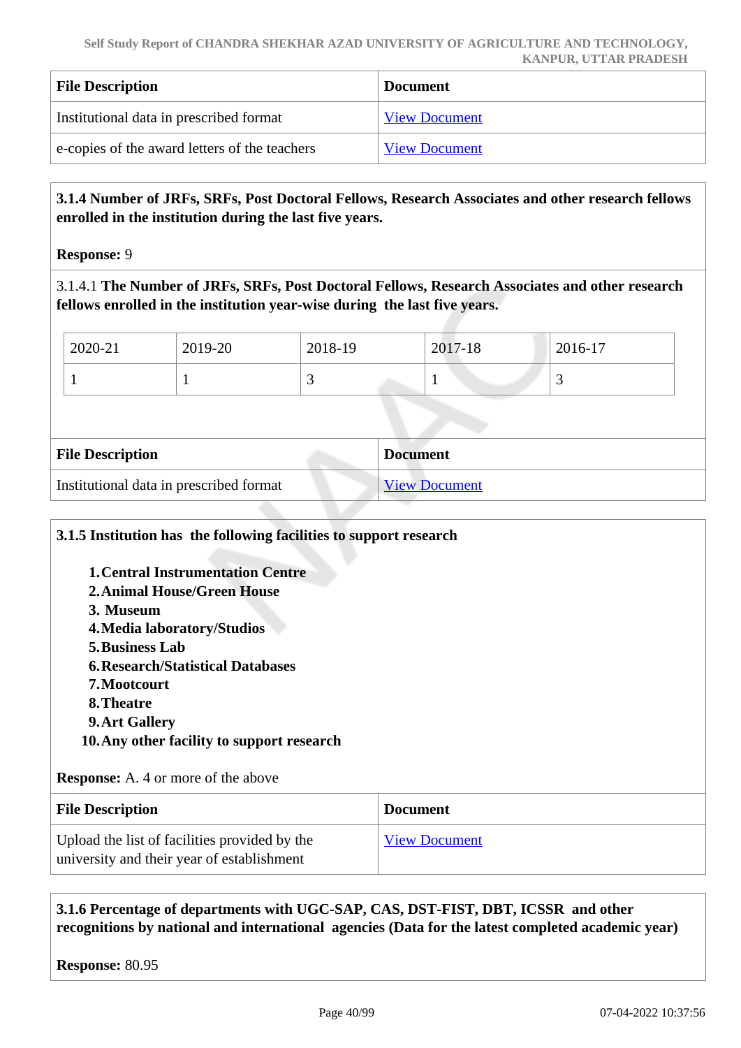| File Description | Document |
|---|---|
| Institutional data in prescribed format | View Document |
| e-copies of the award letters of the teachers | View Document |

**3.1.4 Number of JRFs, SRFs, Post Doctoral Fellows, Research Associates and other research fellows enrolled in the institution during the last five years.**

**Response:** 9

3.1.4.1 **The Number of JRFs, SRFs, Post Doctoral Fellows, Research Associates and other research fellows enrolled in the institution year-wise during the last five years.**

| 2020-21 | 2019-20 | 2018-19 | 2017-18 | 2016-17 |
|---|---|---|---|---|
| 1 | 1 | 3 | 1 | 3 |

| File Description | Document |
|---|---|
| Institutional data in prescribed format | View Document |

**3.1.5 Institution has the following facilities to support research**

1. **Central Instrumentation Centre**
2. **Animal House/Green House**
3. **Museum**
4. **Media laboratory/Studios**
5. **Business Lab**
6. **Research/Statistical Databases**
7. **Mootcourt**
8. **Theatre**
9. **Art Gallery**
10. **Any other facility to support research**

**Response:** A. 4 or more of the above

| File Description | Document |
|---|---|
| Upload the list of facilities provided by the university and their year of establishment | View Document |

**3.1.6 Percentage of departments with UGC-SAP, CAS, DST-FIST, DBT, ICSSR and other recognitions by national and international agencies (Data for the latest completed academic year)**

**Response:** 80.95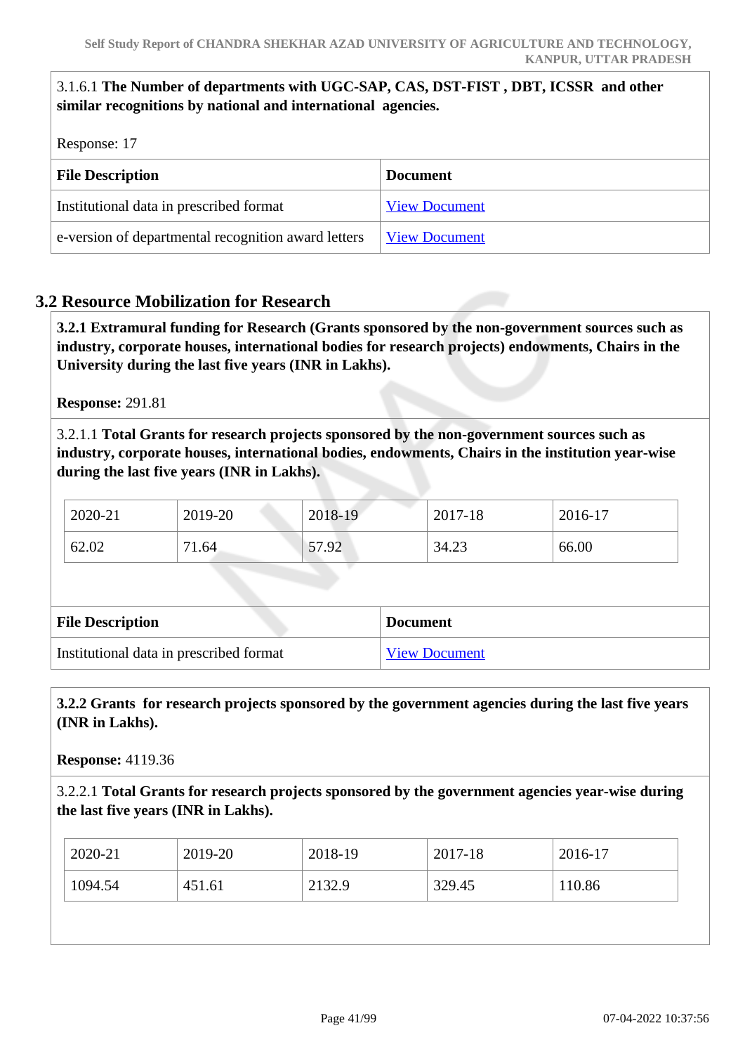3.1.6.1 **The Number of departments with UGC-SAP, CAS, DST-FIST , DBT, ICSSR and other similar recognitions by national and international agencies.**

Response: 17

| File Description | Document |
|---|---|
| Institutional data in prescribed format | View Document |
| e-version of departmental recognition award letters | View Document |

## 3.2 Resource Mobilization for Research

**3.2.1 Extramural funding for Research (Grants sponsored by the non-government sources such as industry, corporate houses, international bodies for research projects) endowments, Chairs in the University during the last five years (INR in Lakhs).**

**Response:** 291.81

3.2.1.1 **Total Grants for research projects sponsored by the non-government sources such as industry, corporate houses, international bodies, endowments, Chairs in the institution year-wise during the last five years (INR in Lakhs).**

| 2020-21 | 2019-20 | 2018-19 | 2017-18 | 2016-17 |
|---|---|---|---|---|
| 62.02 | 71.64 | 57.92 | 34.23 | 66.00 |

| File Description | Document |
|---|---|
| Institutional data in prescribed format | View Document |

**3.2.2 Grants for research projects sponsored by the government agencies during the last five years (INR in Lakhs).**

**Response:** 4119.36

3.2.2.1 **Total Grants for research projects sponsored by the government agencies year-wise during the last five years (INR in Lakhs).**

| 2020-21 | 2019-20 | 2018-19 | 2017-18 | 2016-17 |
|---|---|---|---|---|
| 1094.54 | 451.61 | 2132.9 | 329.45 | 110.86 |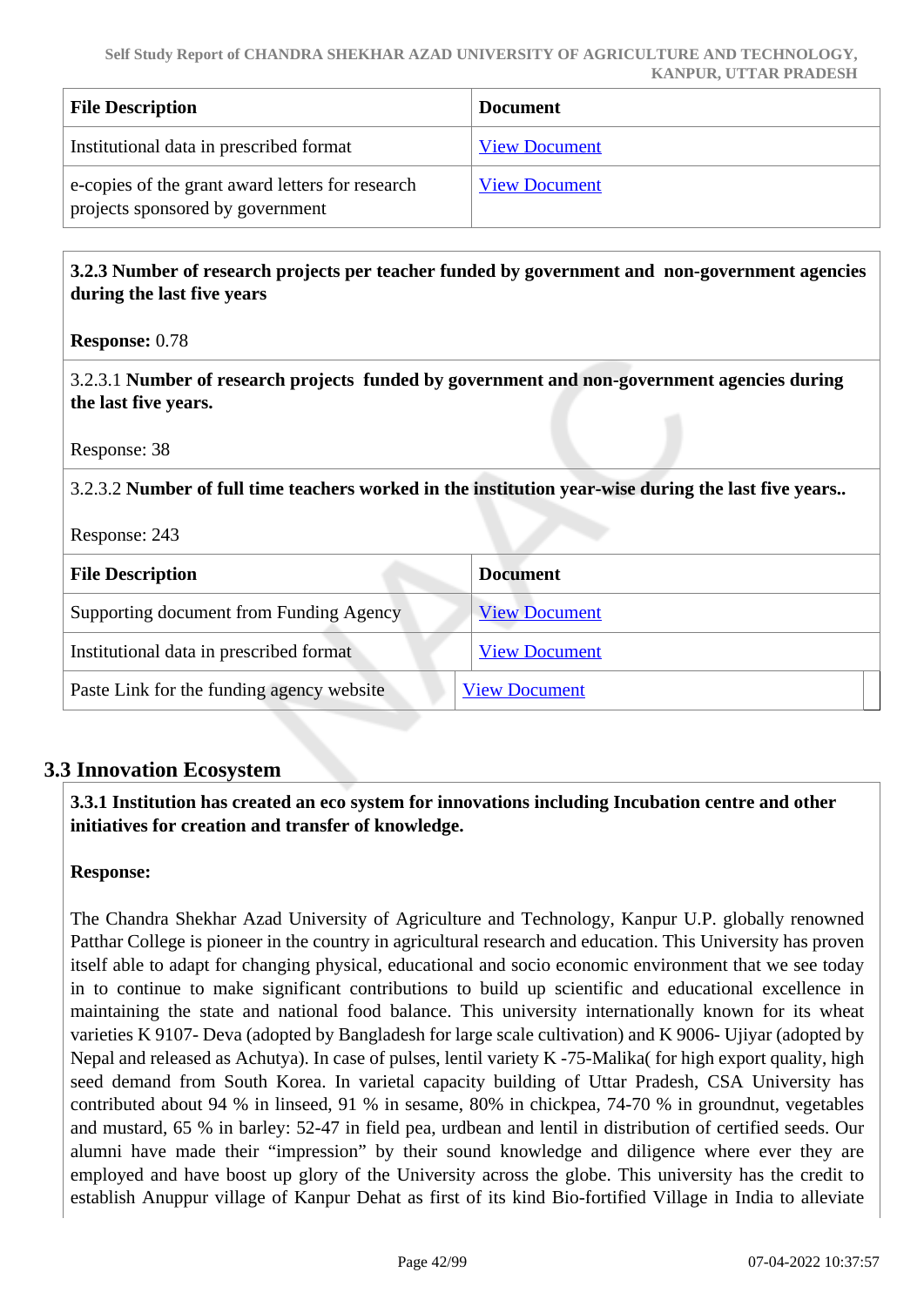| File Description | Document |
|---|---|
| Institutional data in prescribed format | View Document |
| e-copies of the grant award letters for research projects sponsored by government | View Document |

**3.2.3 Number of research projects per teacher funded by government and non-government agencies during the last five years**

**Response:** 0.78

3.2.3.1 **Number of research projects funded by government and non-government agencies during the last five years.**

Response: 38

3.2.3.2 **Number of full time teachers worked in the institution year-wise during the last five years..**

Response: 243

| File Description | Document |
|---|---|
| Supporting document from Funding Agency | View Document |
| Institutional data in prescribed format | View Document |
| Paste Link for the funding agency website | View Document |

## 3.3 Innovation Ecosystem

**3.3.1 Institution has created an eco system for innovations including Incubation centre and other initiatives for creation and transfer of knowledge.**

**Response:**

The Chandra Shekhar Azad University of Agriculture and Technology, Kanpur U.P. globally renowned Patthar College is pioneer in the country in agricultural research and education. This University has proven itself able to adapt for changing physical, educational and socio economic environment that we see today in to continue to make significant contributions to build up scientific and educational excellence in maintaining the state and national food balance. This university internationally known for its wheat varieties K 9107- Deva (adopted by Bangladesh for large scale cultivation) and K 9006- Ujiyar (adopted by Nepal and released as Achutya). In case of pulses, lentil variety K -75-Malika( for high export quality, high seed demand from South Korea. In varietal capacity building of Uttar Pradesh, CSA University has contributed about 94 % in linseed, 91 % in sesame, 80% in chickpea, 74-70 % in groundnut, vegetables and mustard, 65 % in barley: 52-47 in field pea, urdbean and lentil in distribution of certified seeds. Our alumni have made their "impression" by their sound knowledge and diligence where ever they are employed and have boost up glory of the University across the globe. This university has the credit to establish Anuppur village of Kanpur Dehat as first of its kind Bio-fortified Village in India to alleviate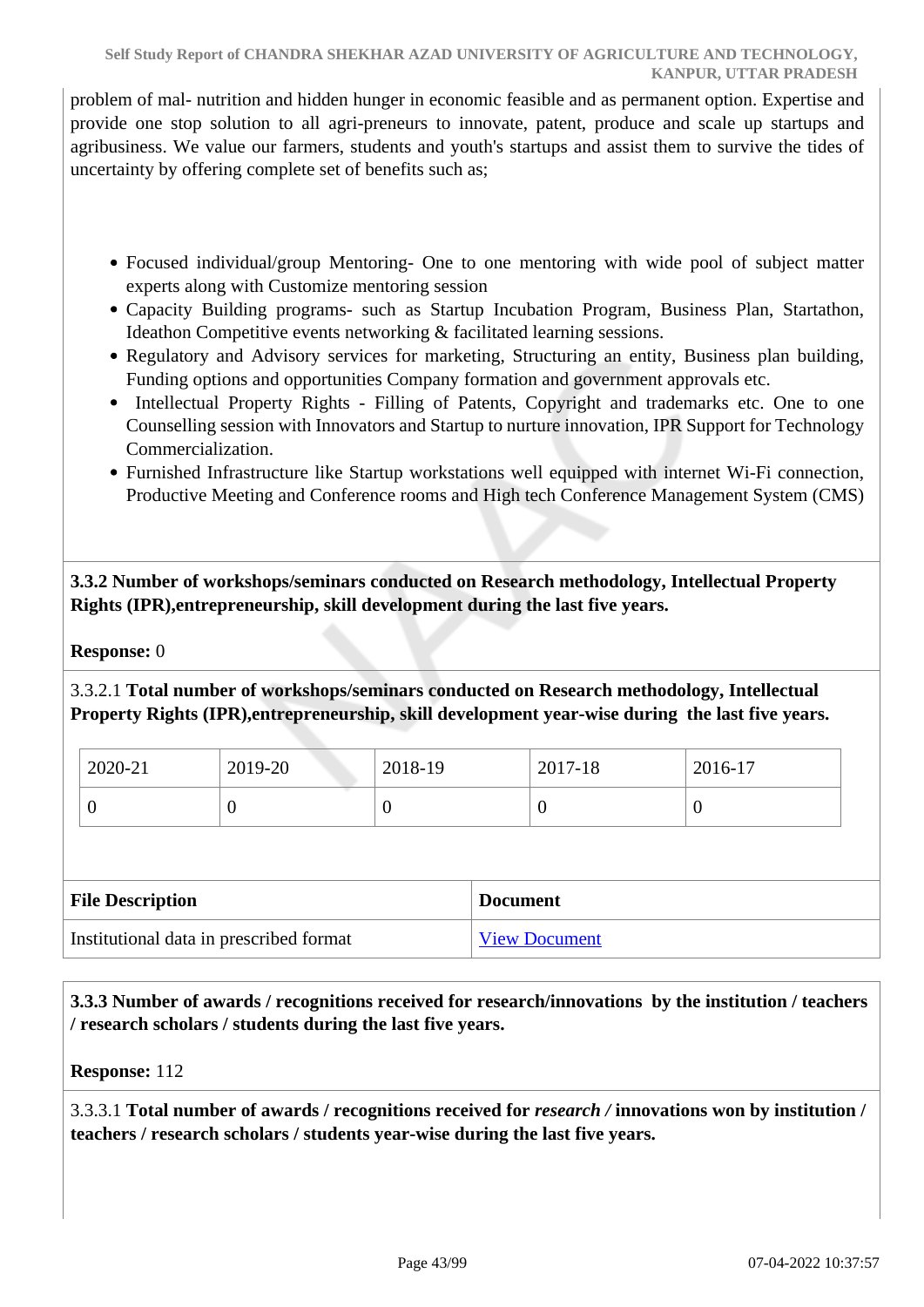problem of mal- nutrition and hidden hunger in economic feasible and as permanent option. Expertise and provide one stop solution to all agri-preneurs to innovate, patent, produce and scale up startups and agribusiness. We value our farmers, students and youth's startups and assist them to survive the tides of uncertainty by offering complete set of benefits such as;

- Focused individual/group Mentoring- One to one mentoring with wide pool of subject matter experts along with Customize mentoring session
- Capacity Building programs- such as Startup Incubation Program, Business Plan, Startathon, Ideathon Competitive events networking & facilitated learning sessions.
- Regulatory and Advisory services for marketing, Structuring an entity, Business plan building, Funding options and opportunities Company formation and government approvals etc.
- Intellectual Property Rights - Filling of Patents, Copyright and trademarks etc. One to one Counselling session with Innovators and Startup to nurture innovation, IPR Support for Technology Commercialization.
- Furnished Infrastructure like Startup workstations well equipped with internet Wi-Fi connection, Productive Meeting and Conference rooms and High tech Conference Management System (CMS)

**3.3.2 Number of workshops/seminars conducted on Research methodology, Intellectual Property Rights (IPR),entrepreneurship, skill development during the last five years.**

**Response:** 0

3.3.2.1 **Total number of workshops/seminars conducted on Research methodology, Intellectual Property Rights (IPR),entrepreneurship, skill development year-wise during the last five years.**

| 2020-21 | 2019-20 | 2018-19 | 2017-18 | 2016-17 |
|---|---|---|---|---|
| 0 | 0 | 0 | 0 | 0 |

| File Description | Document |
|---|---|
| Institutional data in prescribed format | View Document |

**3.3.3 Number of awards / recognitions received for research/innovations by the institution / teachers / research scholars / students during the last five years.**

**Response:** 112

3.3.3.1 **Total number of awards / recognitions received for *research /* innovations won by institution / teachers / research scholars / students year-wise during the last five years.**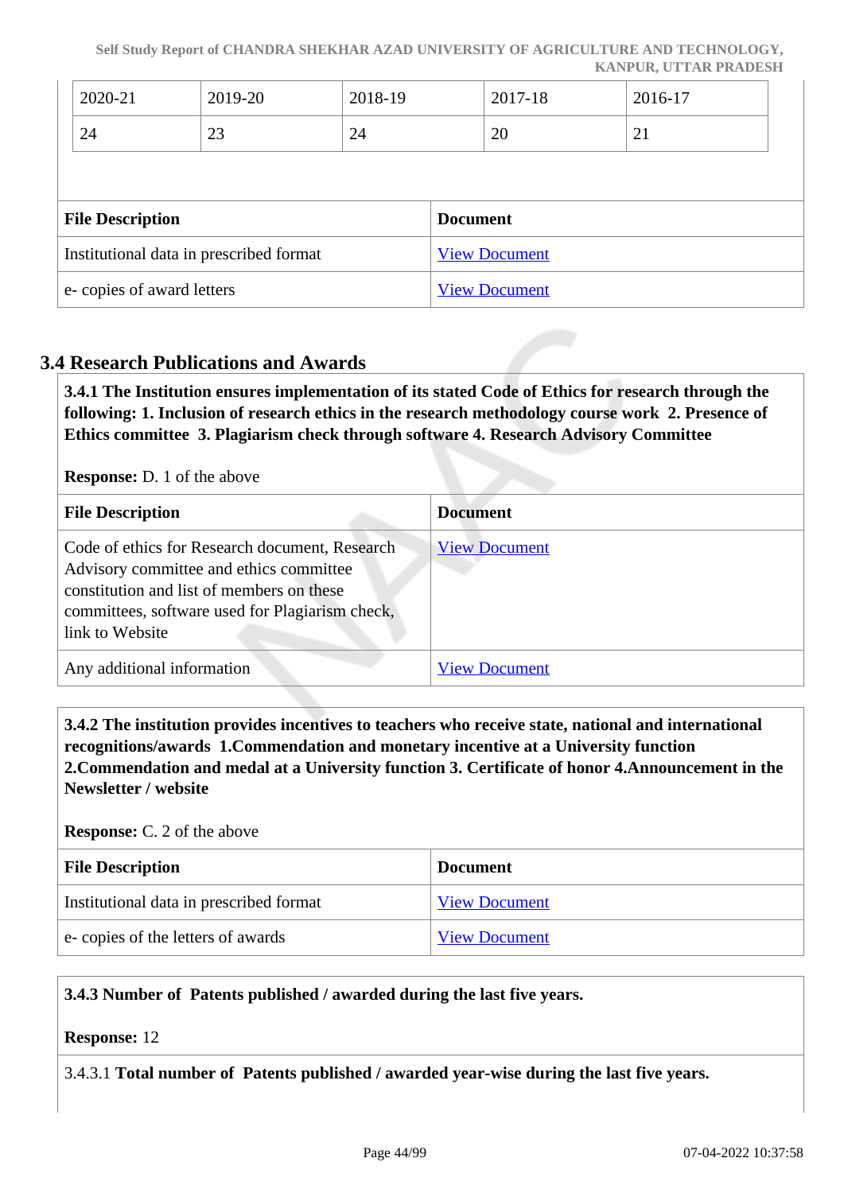| 2020-21 | 2019-20 | 2018-19 | 2017-18 | 2016-17 |
|---|---|---|---|---|
| 24 | 23 | 24 | 20 | 21 |

| File Description | Document |
|---|---|
| Institutional data in prescribed format | View Document |
| e- copies of award letters | View Document |

## 3.4 Research Publications and Awards

**3.4.1 The Institution ensures implementation of its stated Code of Ethics for research through the following: 1. Inclusion of research ethics in the research methodology course work 2. Presence of Ethics committee 3. Plagiarism check through software 4. Research Advisory Committee**

**Response:** D. 1 of the above

| File Description | Document |
|---|---|
| Code of ethics for Research document, Research Advisory committee and ethics committee constitution and list of members on these committees, software used for Plagiarism check, link to Website | View Document |
| Any additional information | View Document |

**3.4.2 The institution provides incentives to teachers who receive state, national and international recognitions/awards 1.Commendation and monetary incentive at a University function 2.Commendation and medal at a University function 3. Certificate of honor 4.Announcement in the Newsletter / website**

**Response:** C. 2 of the above

| File Description | Document |
|---|---|
| Institutional data in prescribed format | View Document |
| e- copies of the letters of awards | View Document |

**3.4.3 Number of Patents published / awarded during the last five years.**

**Response:** 12

3.4.3.1 **Total number of Patents published / awarded year-wise during the last five years.**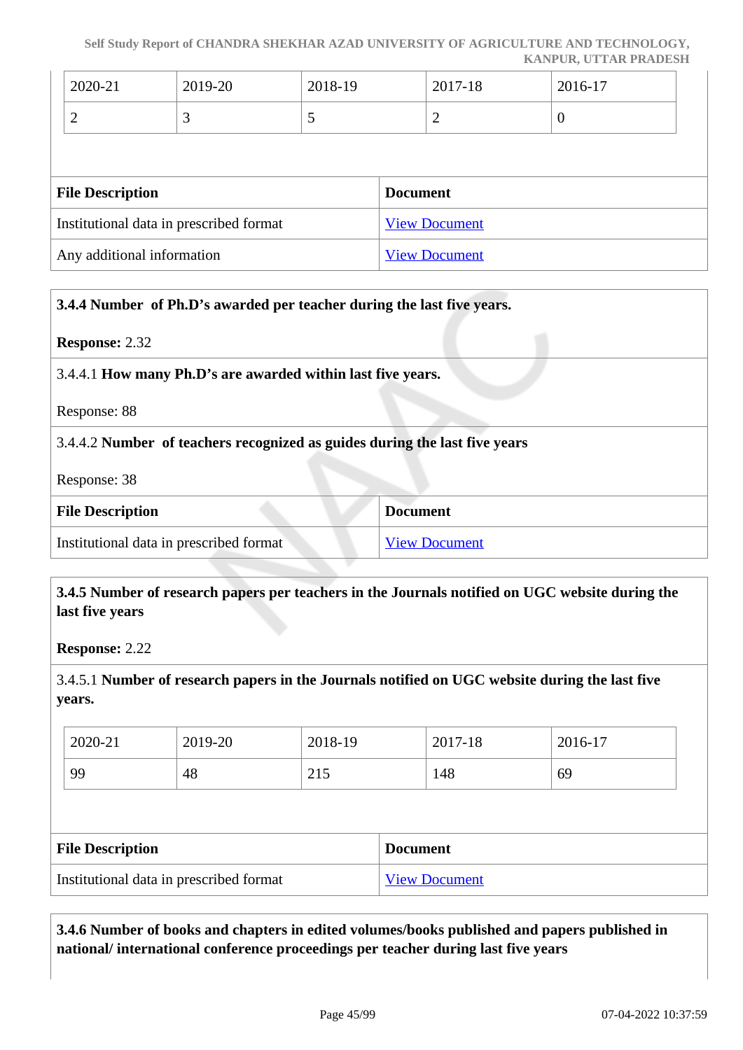| 2020-21 | 2019-20 | 2018-19 | 2017-18 | 2016-17 |
|---|---|---|---|---|
| 2 | 3 | 5 | 2 | 0 |

| File Description | Document |
|---|---|
| Institutional data in prescribed format | View Document |
| Any additional information | View Document |

**3.4.4 Number of Ph.D's awarded per teacher during the last five years.**

**Response:** 2.32

3.4.4.1 **How many Ph.D's are awarded within last five years.**

Response: 88

3.4.4.2 **Number of teachers recognized as guides during the last five years**

Response: 38

| File Description | Document |
|---|---|
| Institutional data in prescribed format | View Document |

**3.4.5 Number of research papers per teachers in the Journals notified on UGC website during the last five years**

**Response:** 2.22

3.4.5.1 **Number of research papers in the Journals notified on UGC website during the last five years.**

| 2020-21 | 2019-20 | 2018-19 | 2017-18 | 2016-17 |
|---|---|---|---|---|
| 99 | 48 | 215 | 148 | 69 |

| File Description | Document |
|---|---|
| Institutional data in prescribed format | View Document |

**3.4.6 Number of books and chapters in edited volumes/books published and papers published in national/ international conference proceedings per teacher during last five years**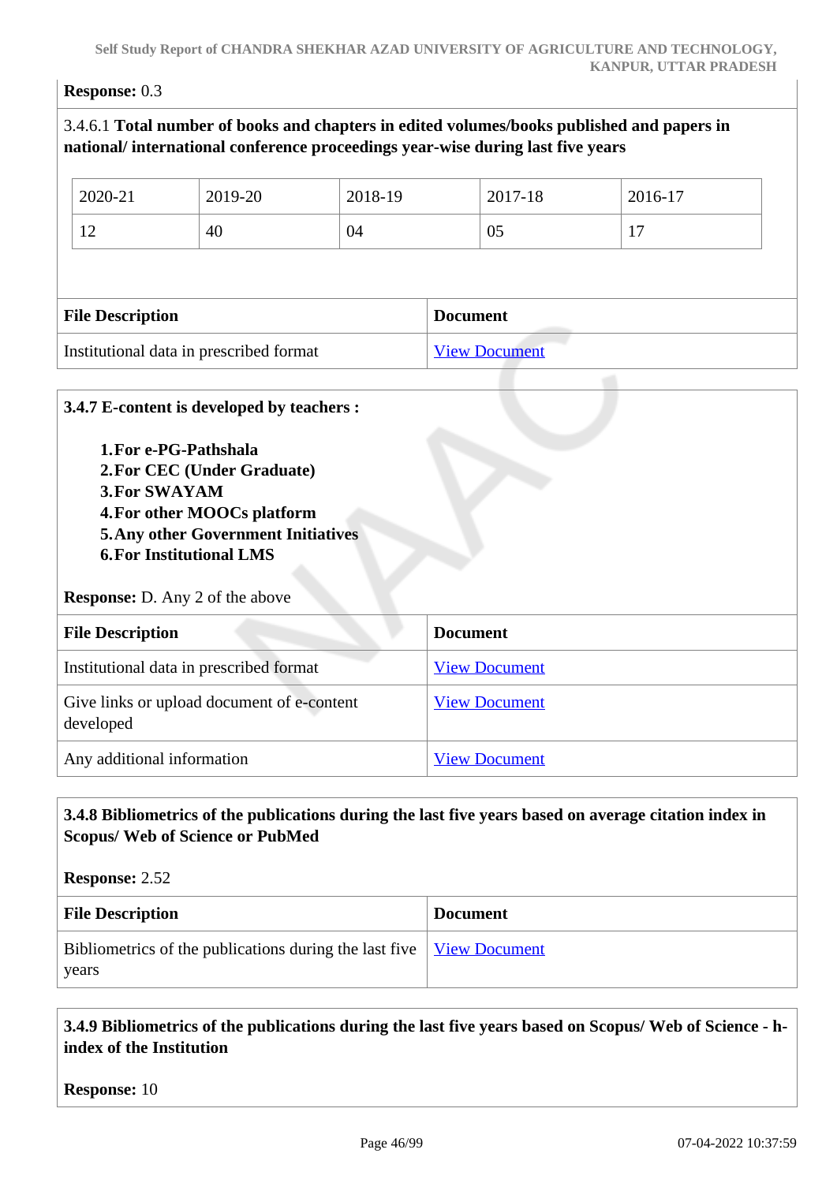**Response:** 0.3

3.4.6.1 **Total number of books and chapters in edited volumes/books published and papers in national/ international conference proceedings year-wise during last five years**

| 2020-21 | 2019-20 | 2018-19 | 2017-18 | 2016-17 |
|---|---|---|---|---|
| 12 | 40 | 04 | 05 | 17 |

| File Description | Document |
|---|---|
| Institutional data in prescribed format | View Document |

**3.4.7 E-content is developed by teachers :**

1. **For e-PG-Pathshala**
2. **For CEC (Under Graduate)**
3. **For SWAYAM**
4. **For other MOOCs platform**
5. **Any other Government Initiatives**
6. **For Institutional LMS**

**Response:** D. Any 2 of the above

| File Description | Document |
|---|---|
| Institutional data in prescribed format | View Document |
| Give links or upload document of e-content developed | View Document |
| Any additional information | View Document |

**3.4.8 Bibliometrics of the publications during the last five years based on average citation index in Scopus/ Web of Science or PubMed**

**Response:** 2.52

| File Description | Document |
|---|---|
| Bibliometrics of the publications during the last five years | View Document |

**3.4.9 Bibliometrics of the publications during the last five years based on Scopus/ Web of Science - h-index of the Institution**

**Response:** 10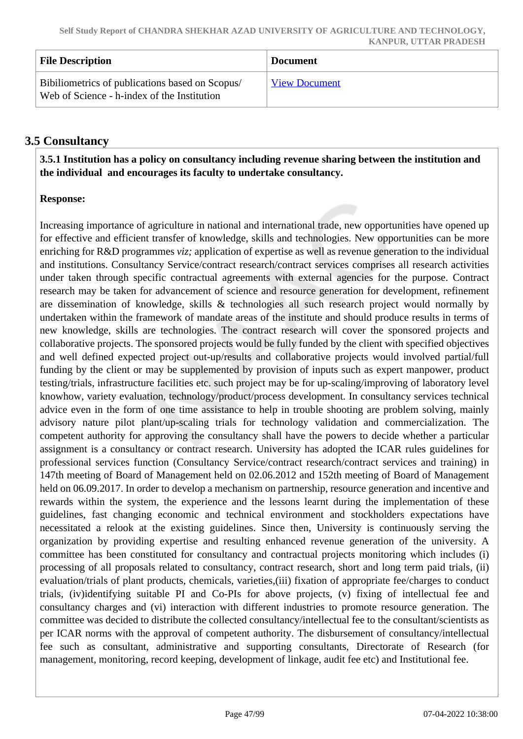| File Description | Document |
| --- | --- |
| Bibiliometrics of publications based on Scopus/ Web of Science - h-index of the Institution | View Document |

## 3.5 Consultancy

**3.5.1 Institution has a policy on consultancy including revenue sharing between the institution and the individual and encourages its faculty to undertake consultancy.**

**Response:**

Increasing importance of agriculture in national and international trade, new opportunities have opened up for effective and efficient transfer of knowledge, skills and technologies. New opportunities can be more enriching for R&D programmes *viz;* application of expertise as well as revenue generation to the individual and institutions. Consultancy Service/contract research/contract services comprises all research activities under taken through specific contractual agreements with external agencies for the purpose. Contract research may be taken for advancement of science and resource generation for development, refinement are dissemination of knowledge, skills & technologies all such research project would normally by undertaken within the framework of mandate areas of the institute and should produce results in terms of new knowledge, skills are technologies. The contract research will cover the sponsored projects and collaborative projects. The sponsored projects would be fully funded by the client with specified objectives and well defined expected project out-up/results and collaborative projects would involved partial/full funding by the client or may be supplemented by provision of inputs such as expert manpower, product testing/trials, infrastructure facilities etc. such project may be for up-scaling/improving of laboratory level knowhow, variety evaluation, technology/product/process development. In consultancy services technical advice even in the form of one time assistance to help in trouble shooting are problem solving, mainly advisory nature pilot plant/up-scaling trials for technology validation and commercialization. The competent authority for approving the consultancy shall have the powers to decide whether a particular assignment is a consultancy or contract research. University has adopted the ICAR rules guidelines for professional services function (Consultancy Service/contract research/contract services and training) in 147th meeting of Board of Management held on 02.06.2012 and 152th meeting of Board of Management held on 06.09.2017. In order to develop a mechanism on partnership, resource generation and incentive and rewards within the system, the experience and the lessons learnt during the implementation of these guidelines, fast changing economic and technical environment and stockholders expectations have necessitated a relook at the existing guidelines. Since then, University is continuously serving the organization by providing expertise and resulting enhanced revenue generation of the university. A committee has been constituted for consultancy and contractual projects monitoring which includes (i) processing of all proposals related to consultancy, contract research, short and long term paid trials, (ii) evaluation/trials of plant products, chemicals, varieties,(iii) fixation of appropriate fee/charges to conduct trials, (iv)identifying suitable PI and Co-PIs for above projects, (v) fixing of intellectual fee and consultancy charges and (vi) interaction with different industries to promote resource generation. The committee was decided to distribute the collected consultancy/intellectual fee to the consultant/scientists as per ICAR norms with the approval of competent authority. The disbursement of consultancy/intellectual fee such as consultant, administrative and supporting consultants, Directorate of Research (for management, monitoring, record keeping, development of linkage, audit fee etc) and Institutional fee.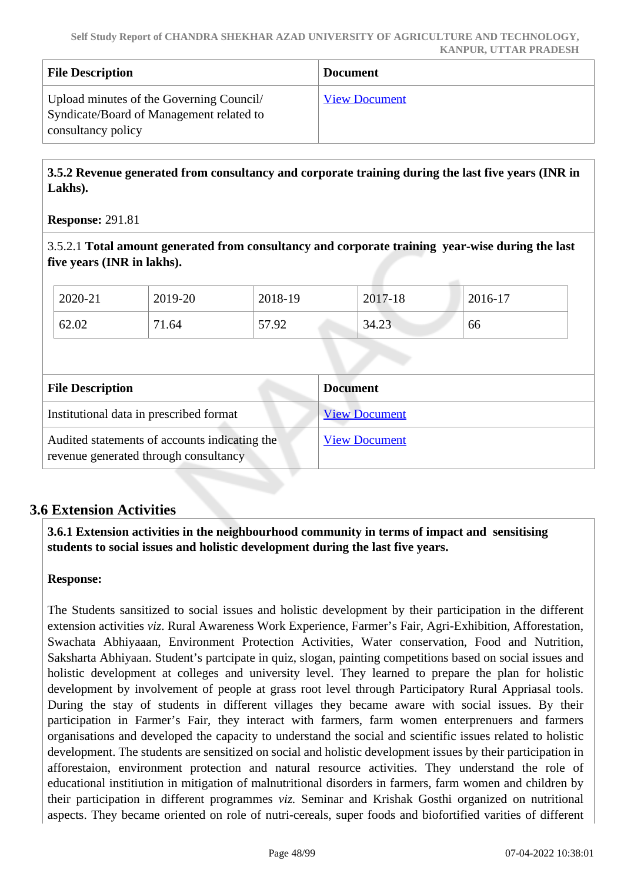| File Description | Document |
|---|---|
| Upload minutes of the Governing Council/ Syndicate/Board of Management related to consultancy policy | View Document |

**3.5.2 Revenue generated from consultancy and corporate training during the last five years (INR in Lakhs).**

**Response:** 291.81

3.5.2.1 **Total amount generated from consultancy and corporate training year-wise during the last five years (INR in lakhs).**

| 2020-21 | 2019-20 | 2018-19 | 2017-18 | 2016-17 |
|---|---|---|---|---|
| 62.02 | 71.64 | 57.92 | 34.23 | 66 |

| File Description | Document |
|---|---|
| Institutional data in prescribed format | View Document |
| Audited statements of accounts indicating the revenue generated through consultancy | View Document |

## 3.6 Extension Activities

**3.6.1 Extension activities in the neighbourhood community in terms of impact and sensitising students to social issues and holistic development during the last five years.**

**Response:**

The Students sansitized to social issues and holistic development by their participation in the different extension activities *viz*. Rural Awareness Work Experience, Farmer's Fair, Agri-Exhibition, Afforestation, Swachata Abhiyaaan, Environment Protection Activities, Water conservation, Food and Nutrition, Saksharta Abhiyaan. Student's partcipate in quiz, slogan, painting competitions based on social issues and holistic development at colleges and university level. They learned to prepare the plan for holistic development by involvement of people at grass root level through Participatory Rural Appriasal tools. During the stay of students in different villages they became aware with social issues. By their participation in Farmer's Fair, they interact with farmers, farm women enterprenuers and farmers organisations and developed the capacity to understand the social and scientific issues related to holistic development. The students are sensitized on social and holistic development issues by their participation in afforestaion, environment protection and natural resource activities. They understand the role of educational instituion in mitigation of malnutritional disorders in farmers, farm women and children by their participation in different programmes *viz.* Seminar and Krishak Gosthi organized on nutritional aspects. They became oriented on role of nutri-cereals, super foods and biofortified varities of different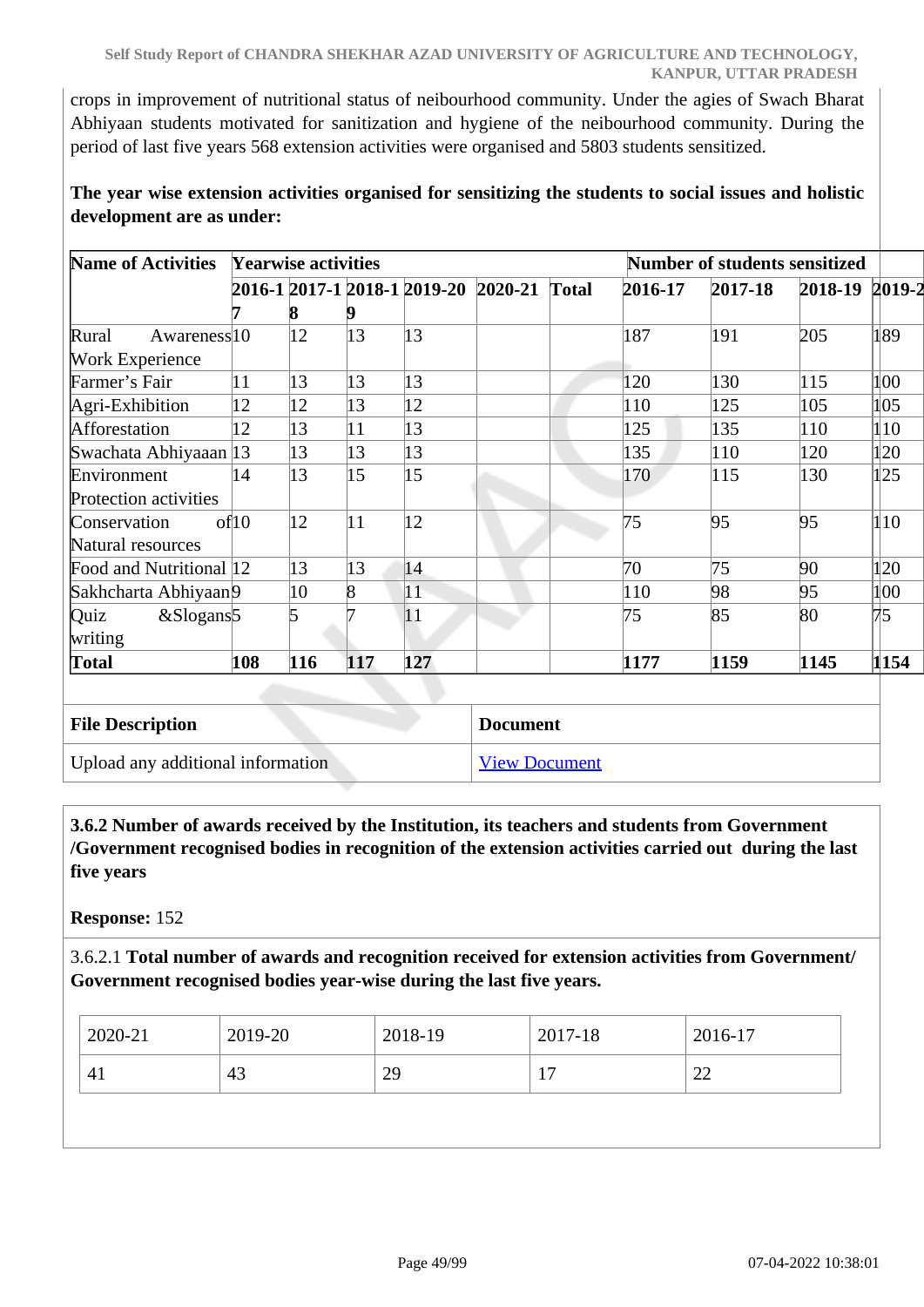crops in improvement of nutritional status of neibourhood community. Under the agies of Swach Bharat Abhiyaan students motivated for sanitization and hygiene of the neibourhood community. During the period of last five years 568 extension activities were organised and 5803 students sensitized.

**The year wise extension activities organised for sensitizing the students to social issues and holistic development are as under:**

| Name of Activities | Yearwise activities | | | | | | Number of students sensitized | | | |
|---|---|---|---|---|---|---|---|---|---|---|
| | 2016-17 | 2017-18 | 2018-19 | 2019-20 | 2020-21 | Total | 2016-17 | 2017-18 | 2018-19 | 2019-2 |
| Rural Awareness Work Experience | 10 | 12 | 13 | 13 | | | 187 | 191 | 205 | 189 |
| Farmer's Fair | 11 | 13 | 13 | 13 | | | 120 | 130 | 115 | 100 |
| Agri-Exhibition | 12 | 12 | 13 | 12 | | | 110 | 125 | 105 | 105 |
| Afforestation | 12 | 13 | 11 | 13 | | | 125 | 135 | 110 | 110 |
| Swachata Abhiyaaan | 13 | 13 | 13 | 13 | | | 135 | 110 | 120 | 120 |
| Environment Protection activities | 14 | 13 | 15 | 15 | | | 170 | 115 | 130 | 125 |
| Conservation of Natural resources | 10 | 12 | 11 | 12 | | | 75 | 95 | 95 | 110 |
| Food and Nutritional | 12 | 13 | 13 | 14 | | | 70 | 75 | 90 | 120 |
| Sakhcharta Abhiyaan | 9 | 10 | 8 | 11 | | | 110 | 98 | 95 | 100 |
| Quiz &Slogans writing | 5 | 5 | 7 | 11 | | | 75 | 85 | 80 | 75 |
| **Total** | **108** | **116** | **117** | **127** | | | **1177** | **1159** | **1145** | **1154** |

| File Description | Document |
|---|---|
| Upload any additional information | View Document |

**3.6.2 Number of awards received by the Institution, its teachers and students from Government /Government recognised bodies in recognition of the extension activities carried out during the last five years**

**Response:** 152

3.6.2.1 **Total number of awards and recognition received for extension activities from Government/ Government recognised bodies year-wise during the last five years.**

| 2020-21 | 2019-20 | 2018-19 | 2017-18 | 2016-17 |
|---|---|---|---|---|
| 41 | 43 | 29 | 17 | 22 |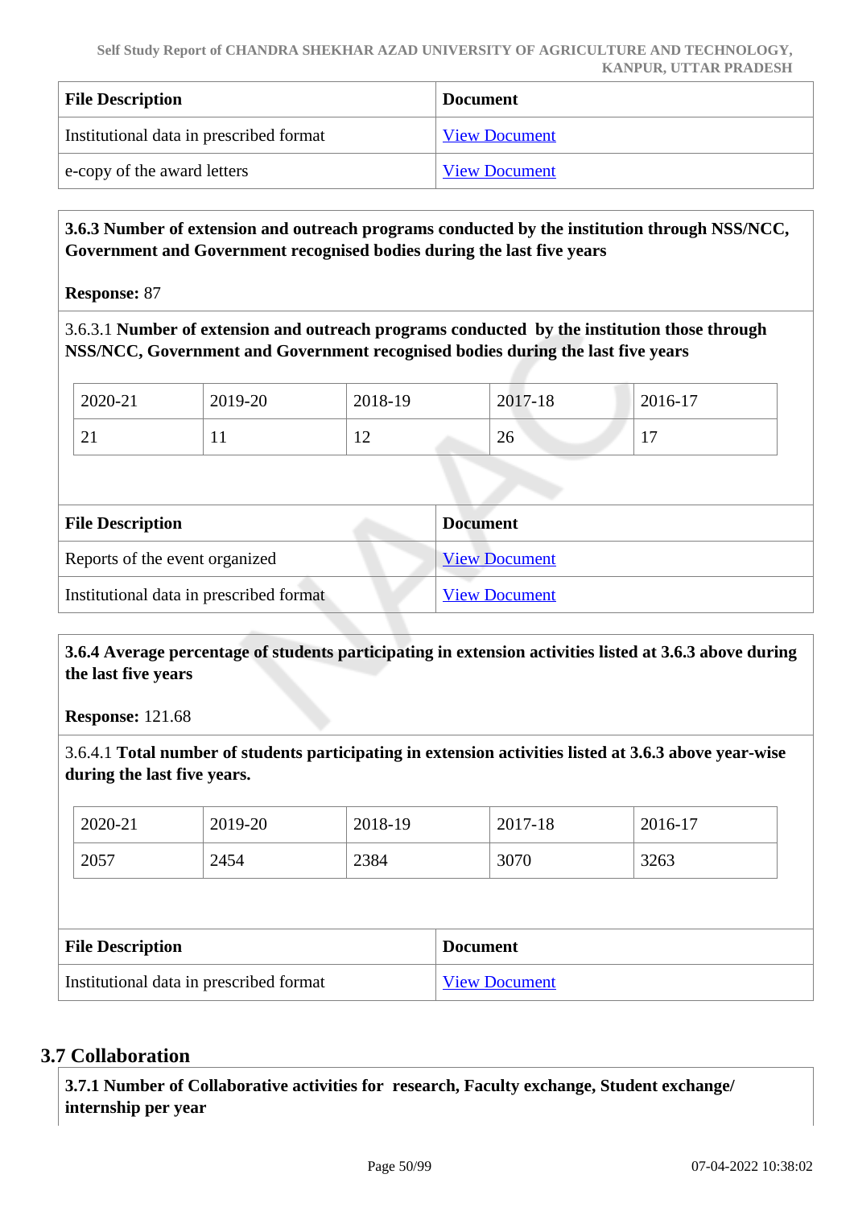| File Description | Document |
|---|---|
| Institutional data in prescribed format | View Document |
| e-copy of the award letters | View Document |

**3.6.3 Number of extension and outreach programs conducted by the institution through NSS/NCC, Government and Government recognised bodies during the last five years**

**Response:** 87

3.6.3.1 **Number of extension and outreach programs conducted by the institution those through NSS/NCC, Government and Government recognised bodies during the last five years**

| 2020-21 | 2019-20 | 2018-19 | 2017-18 | 2016-17 |
|---|---|---|---|---|
| 21 | 11 | 12 | 26 | 17 |

| File Description | Document |
|---|---|
| Reports of the event organized | View Document |
| Institutional data in prescribed format | View Document |

**3.6.4 Average percentage of students participating in extension activities listed at 3.6.3 above during the last five years**

**Response:** 121.68

3.6.4.1 **Total number of students participating in extension activities listed at 3.6.3 above year-wise during the last five years.**

| 2020-21 | 2019-20 | 2018-19 | 2017-18 | 2016-17 |
|---|---|---|---|---|
| 2057 | 2454 | 2384 | 3070 | 3263 |

| File Description | Document |
|---|---|
| Institutional data in prescribed format | View Document |

## 3.7 Collaboration

**3.7.1 Number of Collaborative activities for research, Faculty exchange, Student exchange/ internship per year**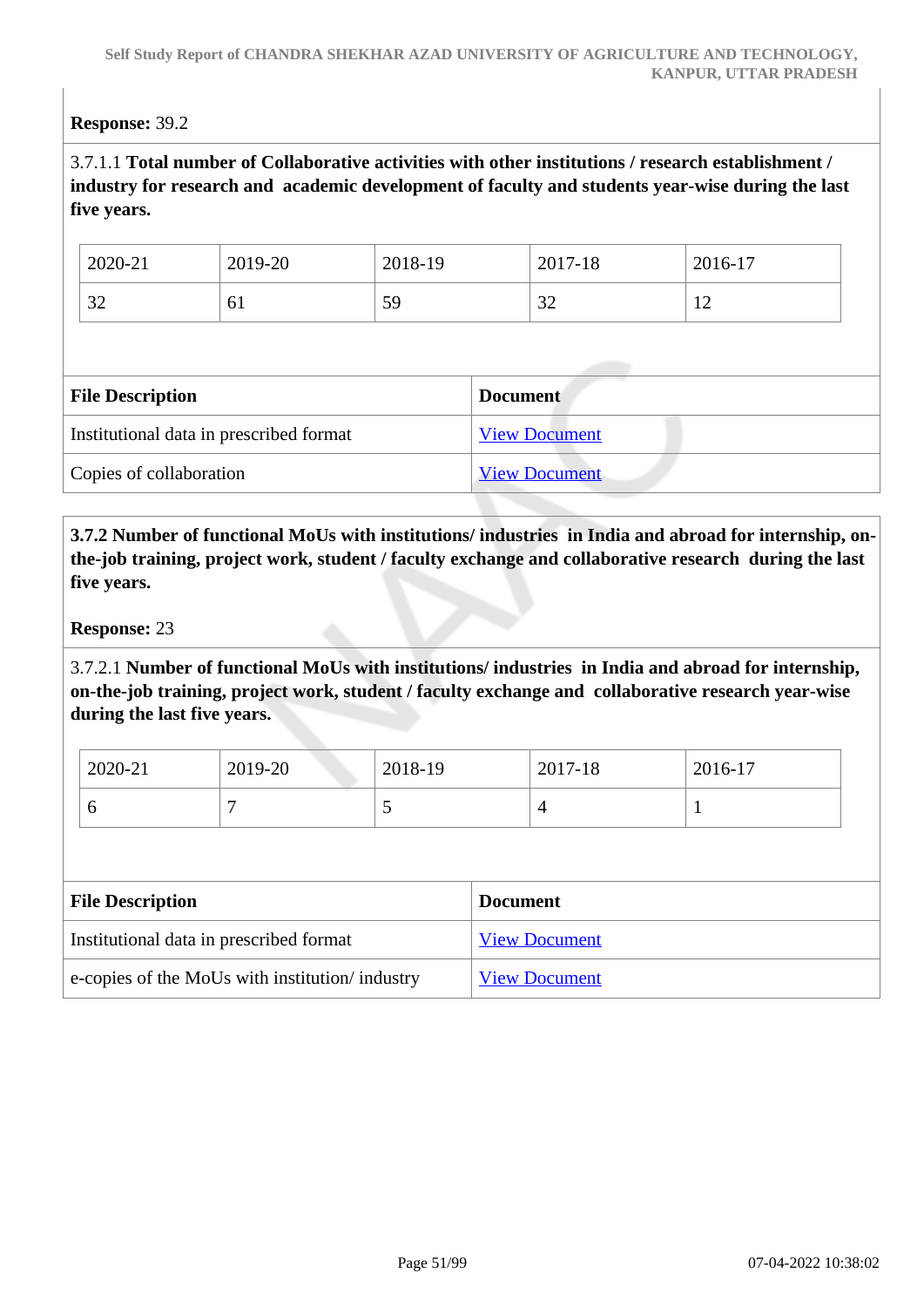**Response:** 39.2

3.7.1.1 **Total number of Collaborative activities with other institutions / research establishment / industry for research and academic development of faculty and students year-wise during the last five years.**

| 2020-21 | 2019-20 | 2018-19 | 2017-18 | 2016-17 |
|---|---|---|---|---|
| 32 | 61 | 59 | 32 | 12 |

| File Description | Document |
|---|---|
| Institutional data in prescribed format | View Document |
| Copies of collaboration | View Document |

**3.7.2 Number of functional MoUs with institutions/ industries in India and abroad for internship, on-the-job training, project work, student / faculty exchange and collaborative research during the last five years.**

**Response:** 23

3.7.2.1 **Number of functional MoUs with institutions/ industries in India and abroad for internship, on-the-job training, project work, student / faculty exchange and collaborative research year-wise during the last five years.**

| 2020-21 | 2019-20 | 2018-19 | 2017-18 | 2016-17 |
|---|---|---|---|---|
| 6 | 7 | 5 | 4 | 1 |

| File Description | Document |
|---|---|
| Institutional data in prescribed format | View Document |
| e-copies of the MoUs with institution/ industry | View Document |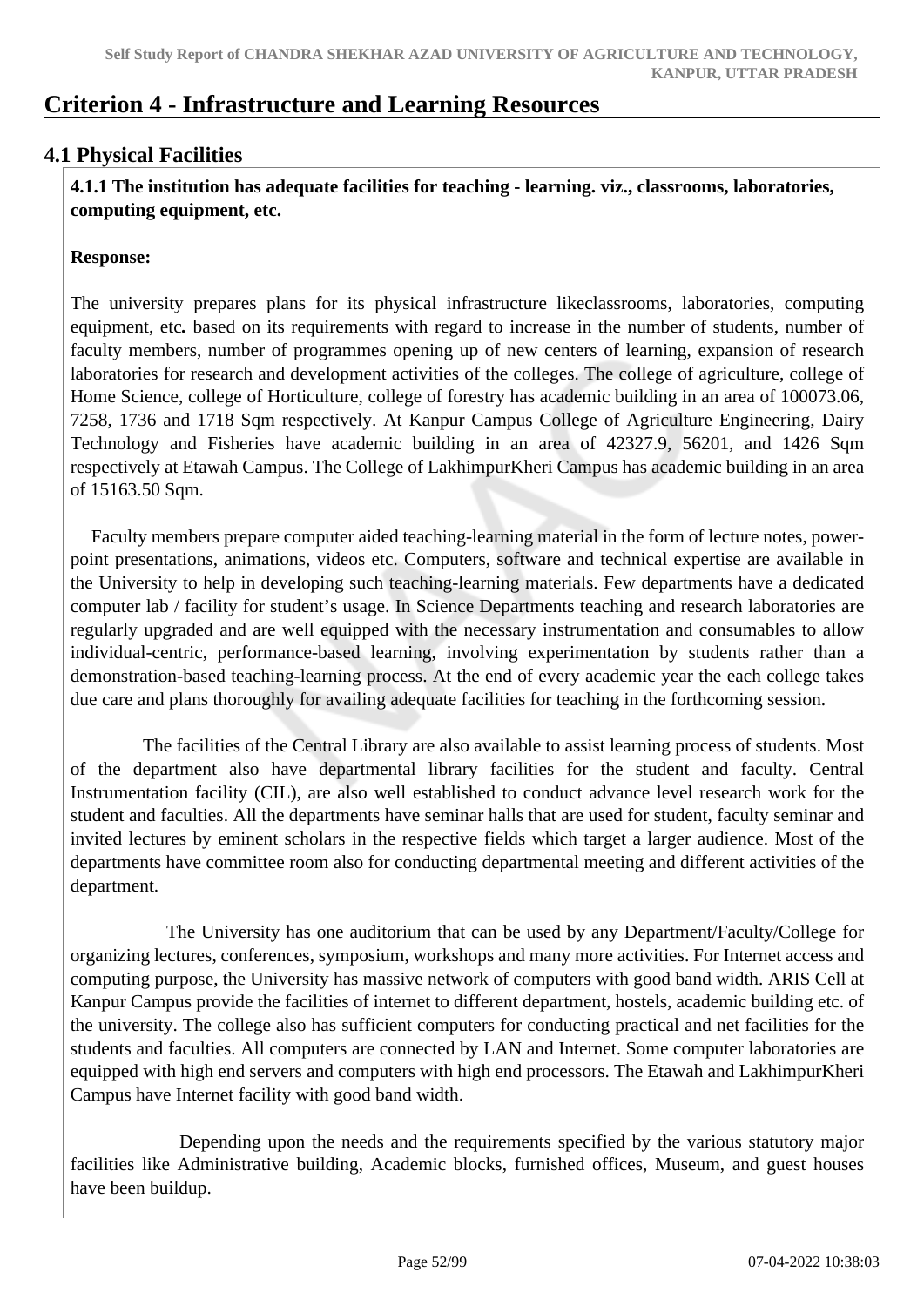# Criterion 4 - Infrastructure and Learning Resources

## 4.1 Physical Facilities

**4.1.1 The institution has adequate facilities for teaching - learning. viz., classrooms, laboratories, computing equipment, etc.**

**Response:**

The university prepares plans for its physical infrastructure likeclassrooms, laboratories, computing equipment, etc**.** based on its requirements with regard to increase in the number of students, number of faculty members, number of programmes opening up of new centers of learning, expansion of research laboratories for research and development activities of the colleges. The college of agriculture, college of Home Science, college of Horticulture, college of forestry has academic building in an area of 100073.06, 7258, 1736 and 1718 Sqm respectively. At Kanpur Campus College of Agriculture Engineering, Dairy Technology and Fisheries have academic building in an area of 42327.9, 56201, and 1426 Sqm respectively at Etawah Campus. The College of LakhimpurKheri Campus has academic building in an area of 15163.50 Sqm.

Faculty members prepare computer aided teaching-learning material in the form of lecture notes, power-point presentations, animations, videos etc. Computers, software and technical expertise are available in the University to help in developing such teaching-learning materials. Few departments have a dedicated computer lab / facility for student's usage. In Science Departments teaching and research laboratories are regularly upgraded and are well equipped with the necessary instrumentation and consumables to allow individual-centric, performance-based learning, involving experimentation by students rather than a demonstration-based teaching-learning process. At the end of every academic year the each college takes due care and plans thoroughly for availing adequate facilities for teaching in the forthcoming session.

The facilities of the Central Library are also available to assist learning process of students. Most of the department also have departmental library facilities for the student and faculty. Central Instrumentation facility (CIL), are also well established to conduct advance level research work for the student and faculties. All the departments have seminar halls that are used for student, faculty seminar and invited lectures by eminent scholars in the respective fields which target a larger audience. Most of the departments have committee room also for conducting departmental meeting and different activities of the department.

The University has one auditorium that can be used by any Department/Faculty/College for organizing lectures, conferences, symposium, workshops and many more activities. For Internet access and computing purpose, the University has massive network of computers with good band width. ARIS Cell at Kanpur Campus provide the facilities of internet to different department, hostels, academic building etc. of the university. The college also has sufficient computers for conducting practical and net facilities for the students and faculties. All computers are connected by LAN and Internet. Some computer laboratories are equipped with high end servers and computers with high end processors. The Etawah and LakhimpurKheri Campus have Internet facility with good band width.

Depending upon the needs and the requirements specified by the various statutory major facilities like Administrative building, Academic blocks, furnished offices, Museum, and guest houses have been buildup.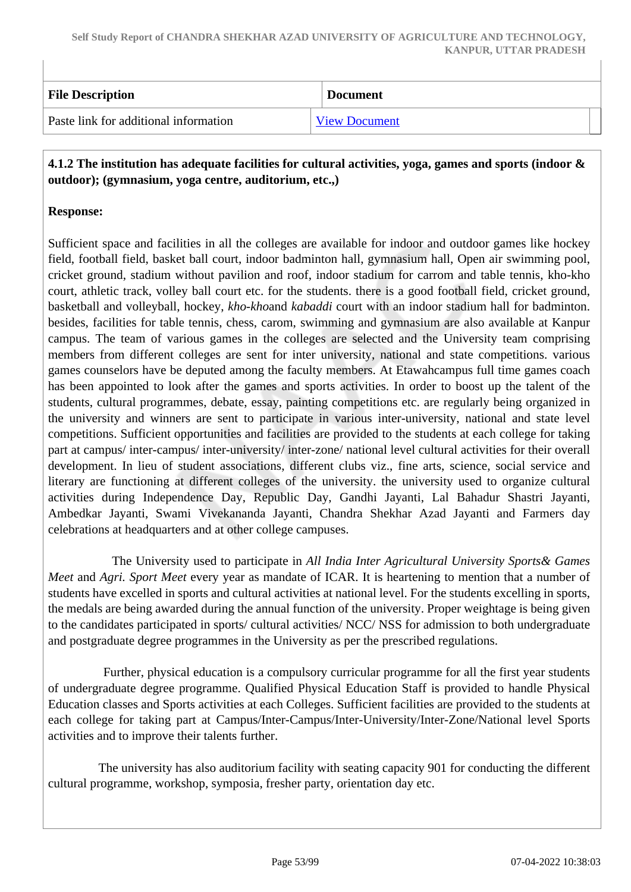| File Description | Document |
| --- | --- |
| Paste link for additional information | View Document |

**4.1.2 The institution has adequate facilities for cultural activities, yoga, games and sports (indoor & outdoor); (gymnasium, yoga centre, auditorium, etc.,)**

**Response:**

Sufficient space and facilities in all the colleges are available for indoor and outdoor games like hockey field, football field, basket ball court, indoor badminton hall, gymnasium hall, Open air swimming pool, cricket ground, stadium without pavilion and roof, indoor stadium for carrom and table tennis, kho-kho court, athletic track, volley ball court etc. for the students. there is a good football field, cricket ground, basketball and volleyball, hockey, *kho-kho*and *kabaddi* court with an indoor stadium hall for badminton. besides, facilities for table tennis, chess, carom, swimming and gymnasium are also available at Kanpur campus. The team of various games in the colleges are selected and the University team comprising members from different colleges are sent for inter university, national and state competitions. various games counselors have be deputed among the faculty members. At Etawahcampus full time games coach has been appointed to look after the games and sports activities. In order to boost up the talent of the students, cultural programmes, debate, essay, painting competitions etc. are regularly being organized in the university and winners are sent to participate in various inter-university, national and state level competitions. Sufficient opportunities and facilities are provided to the students at each college for taking part at campus/ inter-campus/ inter-university/ inter-zone/ national level cultural activities for their overall development. In lieu of student associations, different clubs viz., fine arts, science, social service and literary are functioning at different colleges of the university. the university used to organize cultural activities during Independence Day, Republic Day, Gandhi Jayanti, Lal Bahadur Shastri Jayanti, Ambedkar Jayanti, Swami Vivekananda Jayanti, Chandra Shekhar Azad Jayanti and Farmers day celebrations at headquarters and at other college campuses.

The University used to participate in *All India Inter Agricultural University Sports& Games Meet* and *Agri. Sport Meet* every year as mandate of ICAR. It is heartening to mention that a number of students have excelled in sports and cultural activities at national level. For the students excelling in sports, the medals are being awarded during the annual function of the university. Proper weightage is being given to the candidates participated in sports/ cultural activities/ NCC/ NSS for admission to both undergraduate and postgraduate degree programmes in the University as per the prescribed regulations.

Further, physical education is a compulsory curricular programme for all the first year students of undergraduate degree programme. Qualified Physical Education Staff is provided to handle Physical Education classes and Sports activities at each Colleges. Sufficient facilities are provided to the students at each college for taking part at Campus/Inter-Campus/Inter-University/Inter-Zone/National level Sports activities and to improve their talents further.

The university has also auditorium facility with seating capacity 901 for conducting the different cultural programme, workshop, symposia, fresher party, orientation day etc.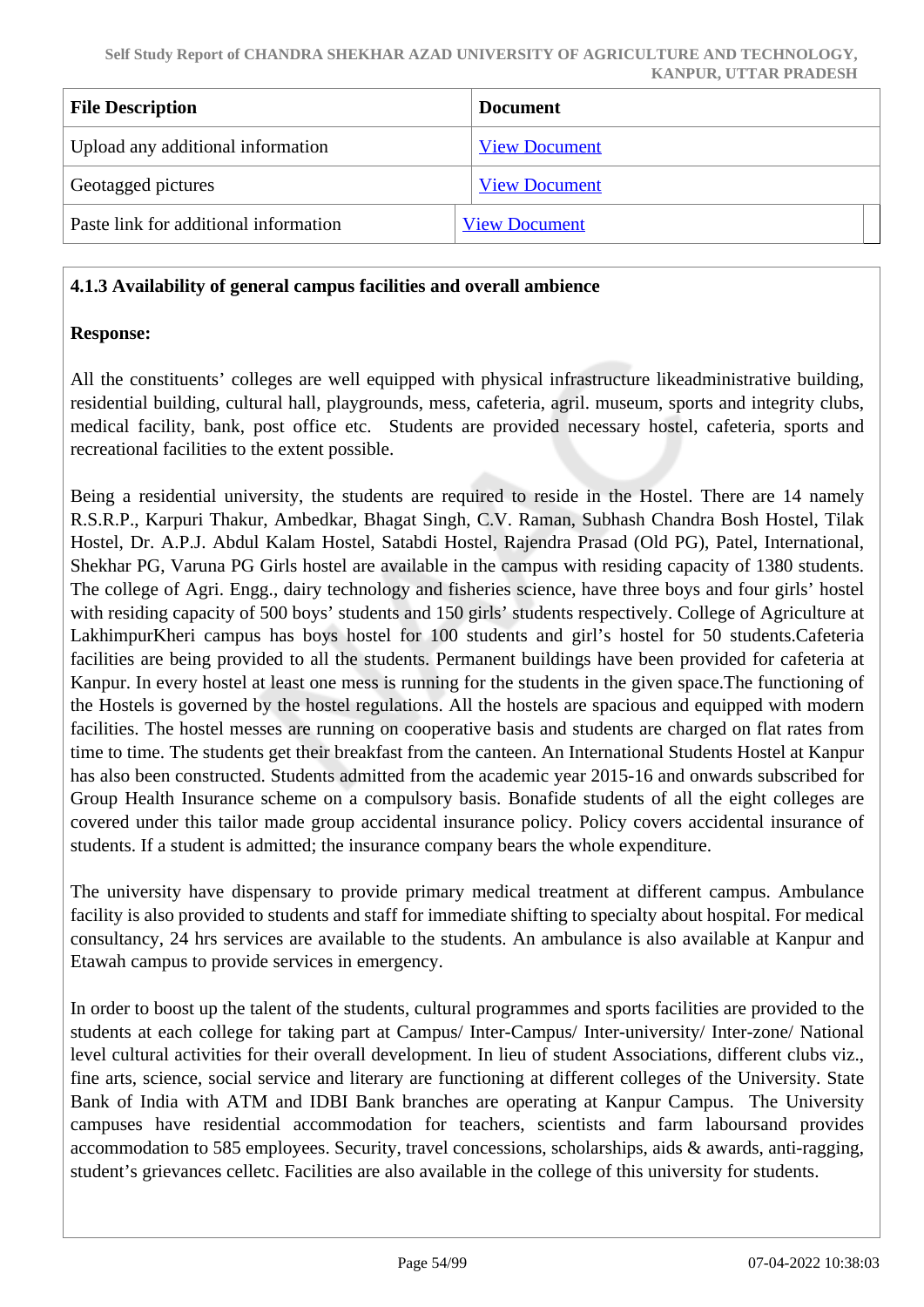| File Description | Document |
| --- | --- |
| Upload any additional information | View Document |
| Geotagged pictures | View Document |
| Paste link for additional information | View Document |

**4.1.3 Availability of general campus facilities and overall ambience**

**Response:**

All the constituents' colleges are well equipped with physical infrastructure likeadministrative building, residential building, cultural hall, playgrounds, mess, cafeteria, agril. museum, sports and integrity clubs, medical facility, bank, post office etc. Students are provided necessary hostel, cafeteria, sports and recreational facilities to the extent possible.

Being a residential university, the students are required to reside in the Hostel. There are 14 namely R.S.R.P., Karpuri Thakur, Ambedkar, Bhagat Singh, C.V. Raman, Subhash Chandra Bosh Hostel, Tilak Hostel, Dr. A.P.J. Abdul Kalam Hostel, Satabdi Hostel, Rajendra Prasad (Old PG), Patel, International, Shekhar PG, Varuna PG Girls hostel are available in the campus with residing capacity of 1380 students. The college of Agri. Engg., dairy technology and fisheries science, have three boys and four girls' hostel with residing capacity of 500 boys' students and 150 girls' students respectively. College of Agriculture at LakhimpurKheri campus has boys hostel for 100 students and girl's hostel for 50 students.Cafeteria facilities are being provided to all the students. Permanent buildings have been provided for cafeteria at Kanpur. In every hostel at least one mess is running for the students in the given space.The functioning of the Hostels is governed by the hostel regulations. All the hostels are spacious and equipped with modern facilities. The hostel messes are running on cooperative basis and students are charged on flat rates from time to time. The students get their breakfast from the canteen. An International Students Hostel at Kanpur has also been constructed. Students admitted from the academic year 2015-16 and onwards subscribed for Group Health Insurance scheme on a compulsory basis. Bonafide students of all the eight colleges are covered under this tailor made group accidental insurance policy. Policy covers accidental insurance of students. If a student is admitted; the insurance company bears the whole expenditure.

The university have dispensary to provide primary medical treatment at different campus. Ambulance facility is also provided to students and staff for immediate shifting to specialty about hospital. For medical consultancy, 24 hrs services are available to the students. An ambulance is also available at Kanpur and Etawah campus to provide services in emergency.

In order to boost up the talent of the students, cultural programmes and sports facilities are provided to the students at each college for taking part at Campus/ Inter-Campus/ Inter-university/ Inter-zone/ National level cultural activities for their overall development. In lieu of student Associations, different clubs viz., fine arts, science, social service and literary are functioning at different colleges of the University. State Bank of India with ATM and IDBI Bank branches are operating at Kanpur Campus. The University campuses have residential accommodation for teachers, scientists and farm laboursand provides accommodation to 585 employees. Security, travel concessions, scholarships, aids & awards, anti-ragging, student's grievances celletc. Facilities are also available in the college of this university for students.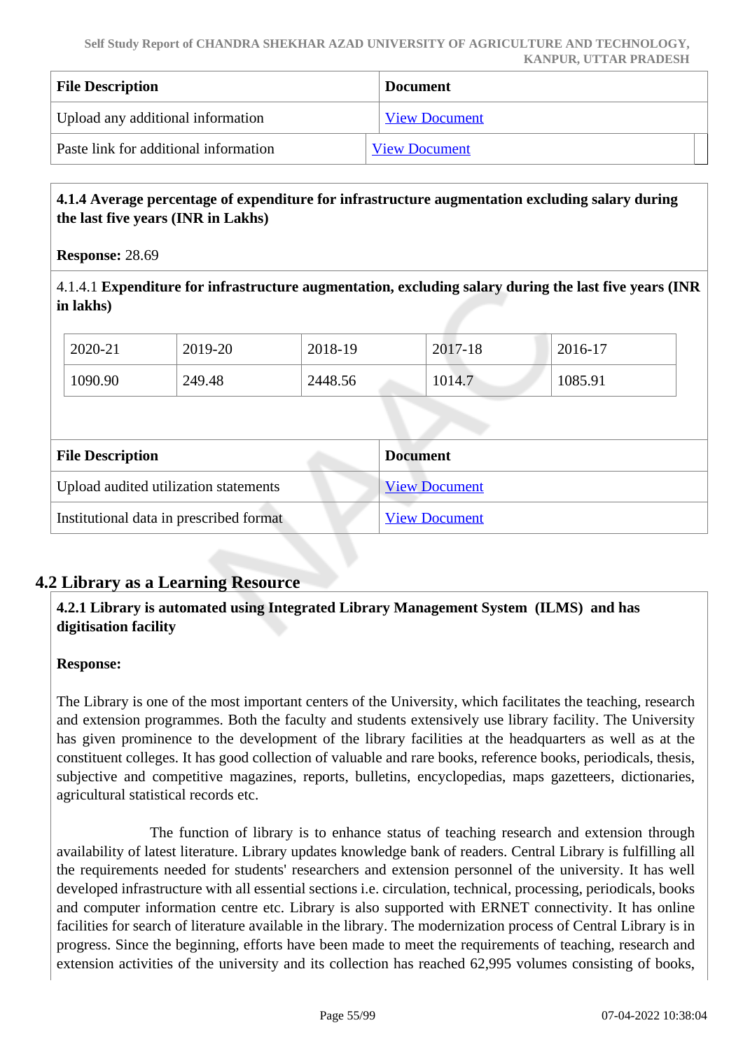| File Description | Document |
|---|---|
| Upload any additional information | View Document |
| Paste link for additional information | View Document |

**4.1.4 Average percentage of expenditure for infrastructure augmentation excluding salary during the last five years (INR in Lakhs)**

**Response:** 28.69

4.1.4.1 **Expenditure for infrastructure augmentation, excluding salary during the last five years (INR in lakhs)**

| 2020-21 | 2019-20 | 2018-19 | 2017-18 | 2016-17 |
|---|---|---|---|---|
| 1090.90 | 249.48 | 2448.56 | 1014.7 | 1085.91 |

| File Description | Document |
|---|---|
| Upload audited utilization statements | View Document |
| Institutional data in prescribed format | View Document |

## 4.2 Library as a Learning Resource

**4.2.1 Library is automated using Integrated Library Management System (ILMS) and has digitisation facility**

**Response:**

The Library is one of the most important centers of the University, which facilitates the teaching, research and extension programmes. Both the faculty and students extensively use library facility. The University has given prominence to the development of the library facilities at the headquarters as well as at the constituent colleges. It has good collection of valuable and rare books, reference books, periodicals, thesis, subjective and competitive magazines, reports, bulletins, encyclopedias, maps gazetteers, dictionaries, agricultural statistical records etc.

The function of library is to enhance status of teaching research and extension through availability of latest literature. Library updates knowledge bank of readers. Central Library is fulfilling all the requirements needed for students' researchers and extension personnel of the university. It has well developed infrastructure with all essential sections i.e. circulation, technical, processing, periodicals, books and computer information centre etc. Library is also supported with ERNET connectivity. It has online facilities for search of literature available in the library. The modernization process of Central Library is in progress. Since the beginning, efforts have been made to meet the requirements of teaching, research and extension activities of the university and its collection has reached 62,995 volumes consisting of books,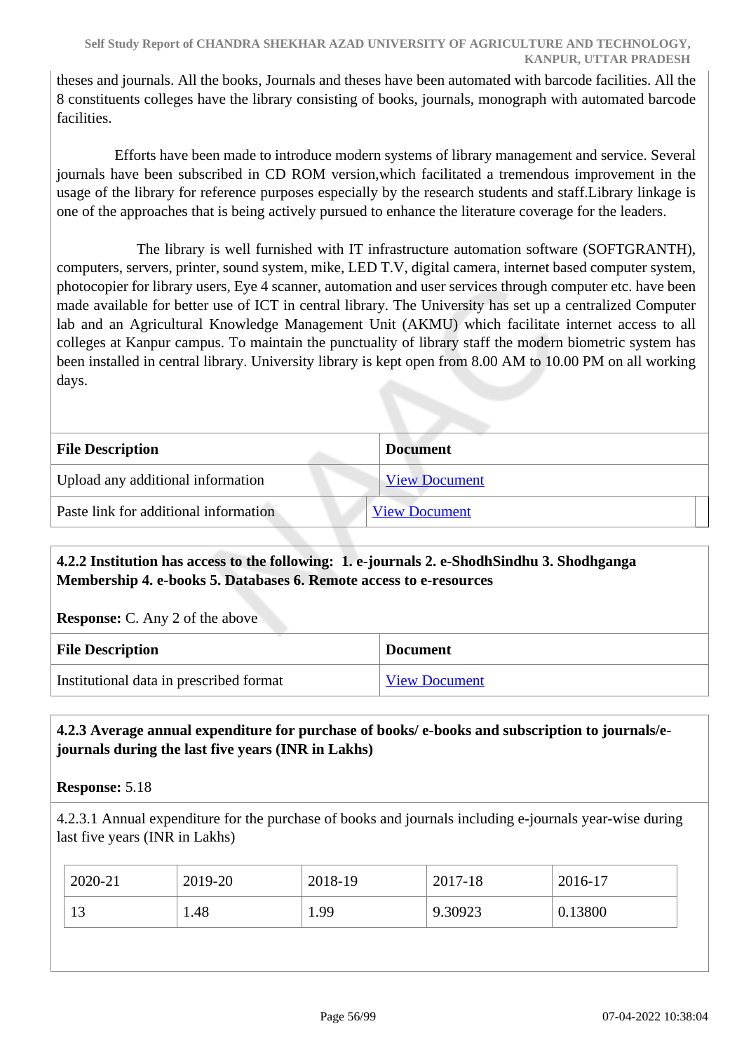theses and journals. All the books, Journals and theses have been automated with barcode facilities. All the 8 constituents colleges have the library consisting of books, journals, monograph with automated barcode facilities.

Efforts have been made to introduce modern systems of library management and service. Several journals have been subscribed in CD ROM version,which facilitated a tremendous improvement in the usage of the library for reference purposes especially by the research students and staff.Library linkage is one of the approaches that is being actively pursued to enhance the literature coverage for the leaders.

The library is well furnished with IT infrastructure automation software (SOFTGRANTH), computers, servers, printer, sound system, mike, LED T.V, digital camera, internet based computer system, photocopier for library users, Eye 4 scanner, automation and user services through computer etc. have been made available for better use of ICT in central library. The University has set up a centralized Computer lab and an Agricultural Knowledge Management Unit (AKMU) which facilitate internet access to all colleges at Kanpur campus. To maintain the punctuality of library staff the modern biometric system has been installed in central library. University library is kept open from 8.00 AM to 10.00 PM on all working days.

| File Description | Document |
|---|---|
| Upload any additional information | View Document |
| Paste link for additional information | View Document |

**4.2.2 Institution has access to the following: 1. e-journals 2. e-ShodhSindhu 3. Shodhganga Membership 4. e-books 5. Databases 6. Remote access to e-resources**

**Response:** C. Any 2 of the above

| File Description | Document |
|---|---|
| Institutional data in prescribed format | View Document |

**4.2.3 Average annual expenditure for purchase of books/ e-books and subscription to journals/e-journals during the last five years (INR in Lakhs)**

**Response:** 5.18

4.2.3.1 Annual expenditure for the purchase of books and journals including e-journals year-wise during last five years (INR in Lakhs)

| 2020-21 | 2019-20 | 2018-19 | 2017-18 | 2016-17 |
|---|---|---|---|---|
| 13 | 1.48 | 1.99 | 9.30923 | 0.13800 |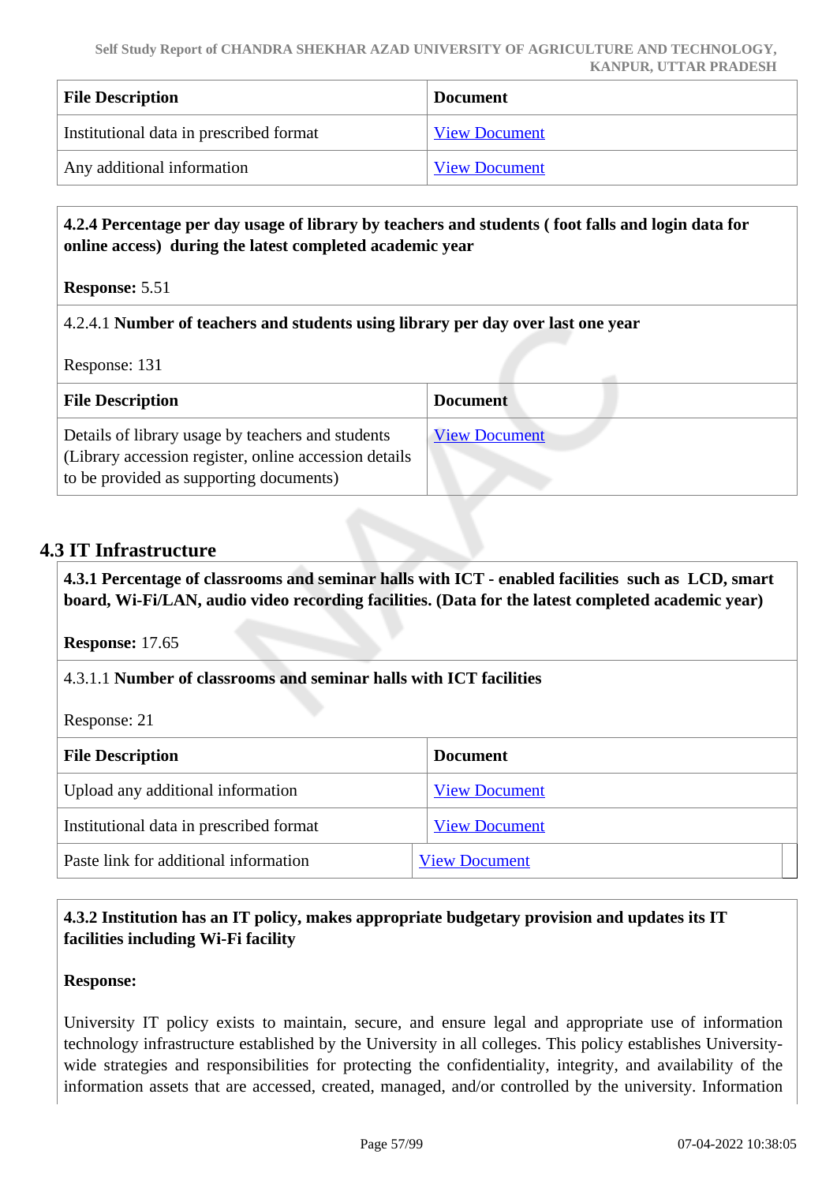| File Description | Document |
|---|---|
| Institutional data in prescribed format | View Document |
| Any additional information | View Document |

**4.2.4 Percentage per day usage of library by teachers and students ( foot falls and login data for online access) during the latest completed academic year**

**Response:** 5.51

4.2.4.1 **Number of teachers and students using library per day over last one year**

Response: 131

| File Description | Document |
|---|---|
| Details of library usage by teachers and students (Library accession register, online accession details to be provided as supporting documents) | View Document |

## 4.3 IT Infrastructure

**4.3.1 Percentage of classrooms and seminar halls with ICT - enabled facilities such as LCD, smart board, Wi-Fi/LAN, audio video recording facilities. (Data for the latest completed academic year)**

**Response:** 17.65

4.3.1.1 **Number of classrooms and seminar halls with ICT facilities**

Response: 21

| File Description | Document |
|---|---|
| Upload any additional information | View Document |
| Institutional data in prescribed format | View Document |
| Paste link for additional information | View Document |

**4.3.2 Institution has an IT policy, makes appropriate budgetary provision and updates its IT facilities including Wi-Fi facility**

**Response:**

University IT policy exists to maintain, secure, and ensure legal and appropriate use of information technology infrastructure established by the University in all colleges. This policy establishes University-wide strategies and responsibilities for protecting the confidentiality, integrity, and availability of the information assets that are accessed, created, managed, and/or controlled by the university. Information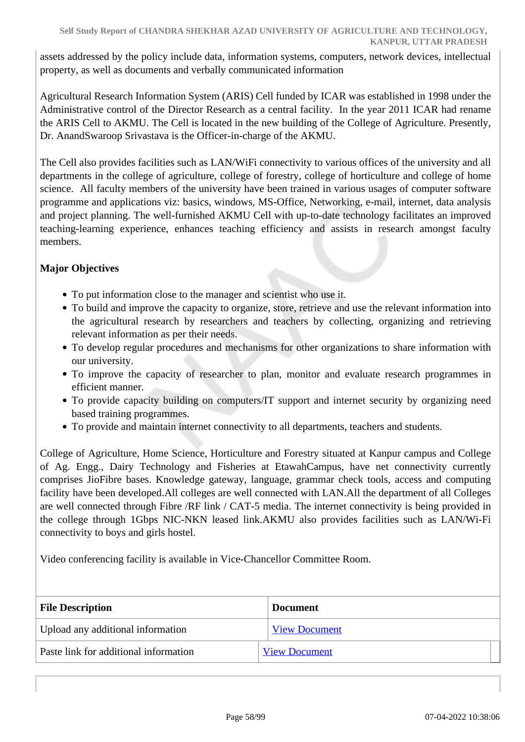assets addressed by the policy include data, information systems, computers, network devices, intellectual property, as well as documents and verbally communicated information

Agricultural Research Information System (ARIS) Cell funded by ICAR was established in 1998 under the Administrative control of the Director Research as a central facility. In the year 2011 ICAR had rename the ARIS Cell to AKMU. The Cell is located in the new building of the College of Agriculture. Presently, Dr. AnandSwaroop Srivastava is the Officer-in-charge of the AKMU.

The Cell also provides facilities such as LAN/WiFi connectivity to various offices of the university and all departments in the college of agriculture, college of forestry, college of horticulture and college of home science. All faculty members of the university have been trained in various usages of computer software programme and applications viz: basics, windows, MS-Office, Networking, e-mail, internet, data analysis and project planning. The well-furnished AKMU Cell with up-to-date technology facilitates an improved teaching-learning experience, enhances teaching efficiency and assists in research amongst faculty members.

**Major Objectives**

- To put information close to the manager and scientist who use it.
- To build and improve the capacity to organize, store, retrieve and use the relevant information into the agricultural research by researchers and teachers by collecting, organizing and retrieving relevant information as per their needs.
- To develop regular procedures and mechanisms for other organizations to share information with our university.
- To improve the capacity of researcher to plan, monitor and evaluate research programmes in efficient manner.
- To provide capacity building on computers/IT support and internet security by organizing need based training programmes.
- To provide and maintain internet connectivity to all departments, teachers and students.

College of Agriculture, Home Science, Horticulture and Forestry situated at Kanpur campus and College of Ag. Engg., Dairy Technology and Fisheries at EtawahCampus, have net connectivity currently comprises JioFibre bases. Knowledge gateway, language, grammar check tools, access and computing facility have been developed.All colleges are well connected with LAN.All the department of all Colleges are well connected through Fibre /RF link / CAT-5 media. The internet connectivity is being provided in the college through 1Gbps NIC-NKN leased link.AKMU also provides facilities such as LAN/Wi-Fi connectivity to boys and girls hostel.

Video conferencing facility is available in Vice-Chancellor Committee Room.

| File Description | Document |
| --- | --- |
| Upload any additional information | View Document |
| Paste link for additional information | View Document |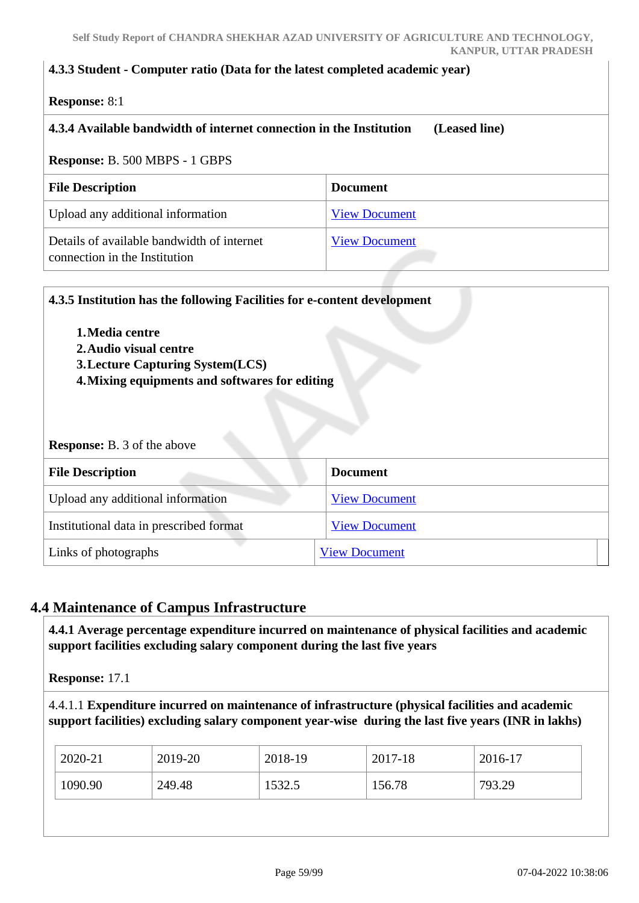**4.3.3 Student - Computer ratio (Data for the latest completed academic year)**

**Response:** 8:1

**4.3.4 Available bandwidth of internet connection in the Institution (Leased line)**

**Response:** B. 500 MBPS - 1 GBPS

| File Description | Document |
|---|---|
| Upload any additional information | View Document |
| Details of available bandwidth of internet connection in the Institution | View Document |

**4.3.5 Institution has the following Facilities for e-content development**

1. **Media centre**
2. **Audio visual centre**
3. **Lecture Capturing System(LCS)**
4. **Mixing equipments and softwares for editing**

**Response:** B. 3 of the above

| File Description | Document |
|---|---|
| Upload any additional information | View Document |
| Institutional data in prescribed format | View Document |
| Links of photographs | View Document |

## 4.4 Maintenance of Campus Infrastructure

**4.4.1 Average percentage expenditure incurred on maintenance of physical facilities and academic support facilities excluding salary component during the last five years**

**Response:** 17.1

4.4.1.1 **Expenditure incurred on maintenance of infrastructure (physical facilities and academic support facilities) excluding salary component year-wise during the last five years (INR in lakhs)**

| 2020-21 | 2019-20 | 2018-19 | 2017-18 | 2016-17 |
|---|---|---|---|---|
| 1090.90 | 249.48 | 1532.5 | 156.78 | 793.29 |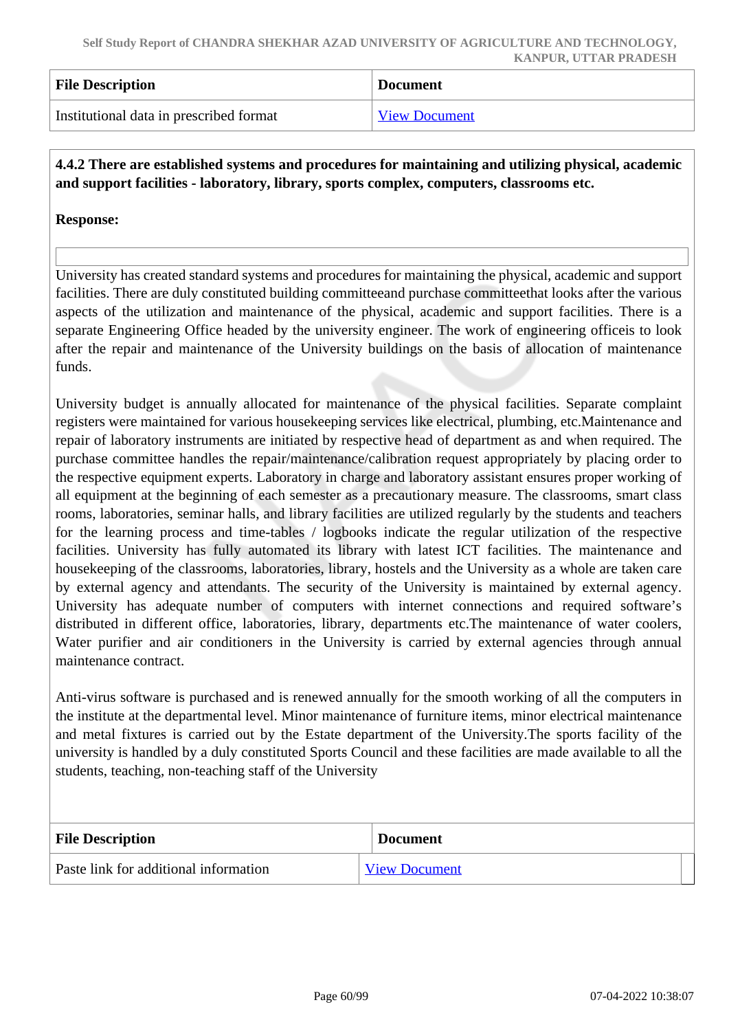| File Description | Document |
|---|---|
| Institutional data in prescribed format | View Document |

**4.4.2 There are established systems and procedures for maintaining and utilizing physical, academic and support facilities - laboratory, library, sports complex, computers, classrooms etc.**

**Response:**

University has created standard systems and procedures for maintaining the physical, academic and support facilities. There are duly constituted building committeeand purchase committeethat looks after the various aspects of the utilization and maintenance of the physical, academic and support facilities. There is a separate Engineering Office headed by the university engineer. The work of engineering officeis to look after the repair and maintenance of the University buildings on the basis of allocation of maintenance funds.

University budget is annually allocated for maintenance of the physical facilities. Separate complaint registers were maintained for various housekeeping services like electrical, plumbing, etc.Maintenance and repair of laboratory instruments are initiated by respective head of department as and when required. The purchase committee handles the repair/maintenance/calibration request appropriately by placing order to the respective equipment experts. Laboratory in charge and laboratory assistant ensures proper working of all equipment at the beginning of each semester as a precautionary measure. The classrooms, smart class rooms, laboratories, seminar halls, and library facilities are utilized regularly by the students and teachers for the learning process and time-tables / logbooks indicate the regular utilization of the respective facilities. University has fully automated its library with latest ICT facilities. The maintenance and housekeeping of the classrooms, laboratories, library, hostels and the University as a whole are taken care by external agency and attendants. The security of the University is maintained by external agency. University has adequate number of computers with internet connections and required software's distributed in different office, laboratories, library, departments etc.The maintenance of water coolers, Water purifier and air conditioners in the University is carried by external agencies through annual maintenance contract.

Anti-virus software is purchased and is renewed annually for the smooth working of all the computers in the institute at the departmental level. Minor maintenance of furniture items, minor electrical maintenance and metal fixtures is carried out by the Estate department of the University.The sports facility of the university is handled by a duly constituted Sports Council and these facilities are made available to all the students, teaching, non-teaching staff of the University

| File Description | Document |
|---|---|
| Paste link for additional information | View Document |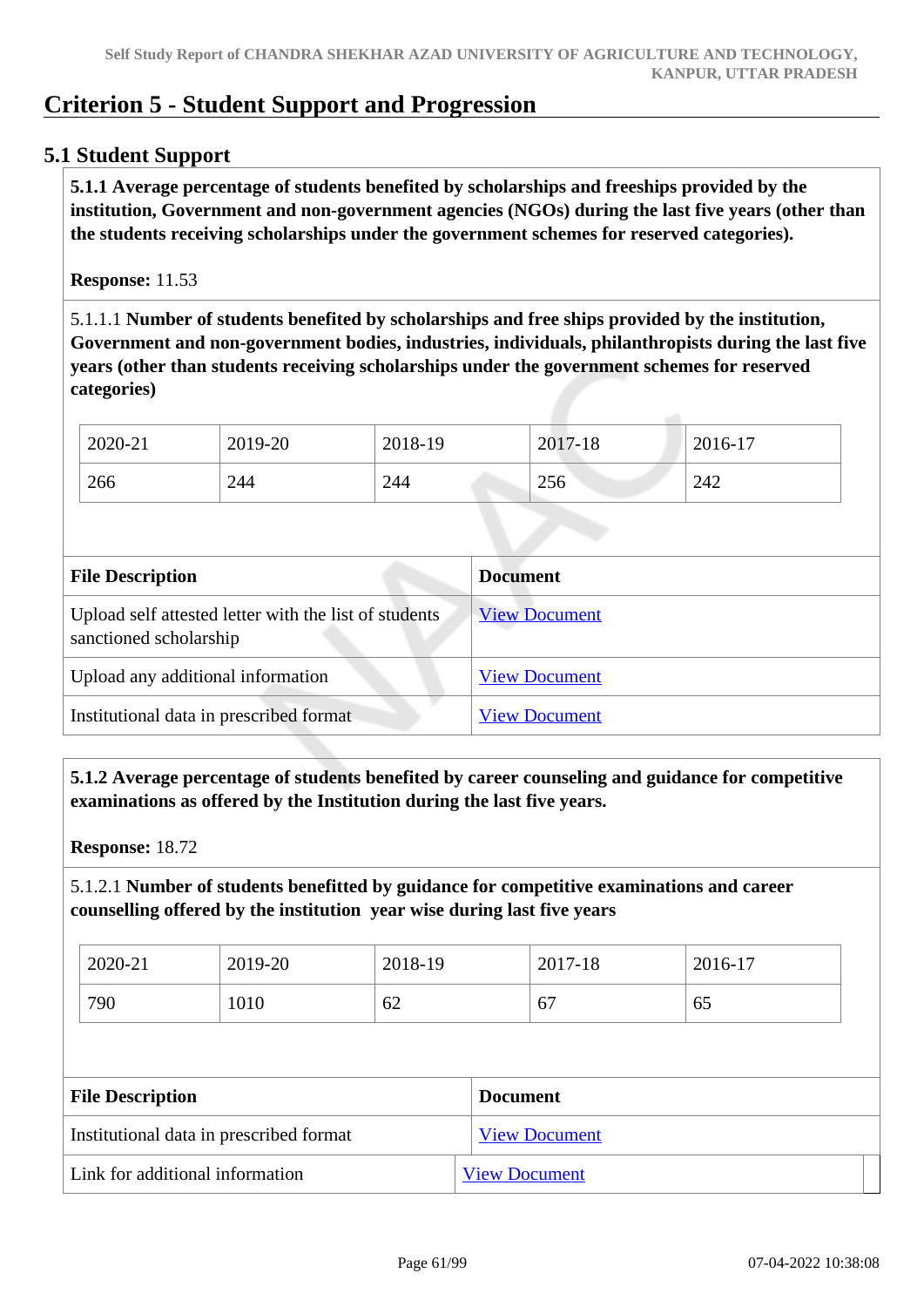# Criterion 5 - Student Support and Progression

## 5.1 Student Support

**5.1.1 Average percentage of students benefited by scholarships and freeships provided by the institution, Government and non-government agencies (NGOs) during the last five years (other than the students receiving scholarships under the government schemes for reserved categories).**

**Response:** 11.53

5.1.1.1 **Number of students benefited by scholarships and free ships provided by the institution, Government and non-government bodies, industries, individuals, philanthropists during the last five years (other than students receiving scholarships under the government schemes for reserved categories)**

| 2020-21 | 2019-20 | 2018-19 | 2017-18 | 2016-17 |
|---|---|---|---|---|
| 266 | 244 | 244 | 256 | 242 |

| File Description | Document |
|---|---|
| Upload self attested letter with the list of students sanctioned scholarship | View Document |
| Upload any additional information | View Document |
| Institutional data in prescribed format | View Document |

**5.1.2 Average percentage of students benefited by career counseling and guidance for competitive examinations as offered by the Institution during the last five years.**

**Response:** 18.72

5.1.2.1 **Number of students benefitted by guidance for competitive examinations and career counselling offered by the institution year wise during last five years**

| 2020-21 | 2019-20 | 2018-19 | 2017-18 | 2016-17 |
|---|---|---|---|---|
| 790 | 1010 | 62 | 67 | 65 |

| File Description | Document |
|---|---|
| Institutional data in prescribed format | View Document |
| Link for additional information | View Document |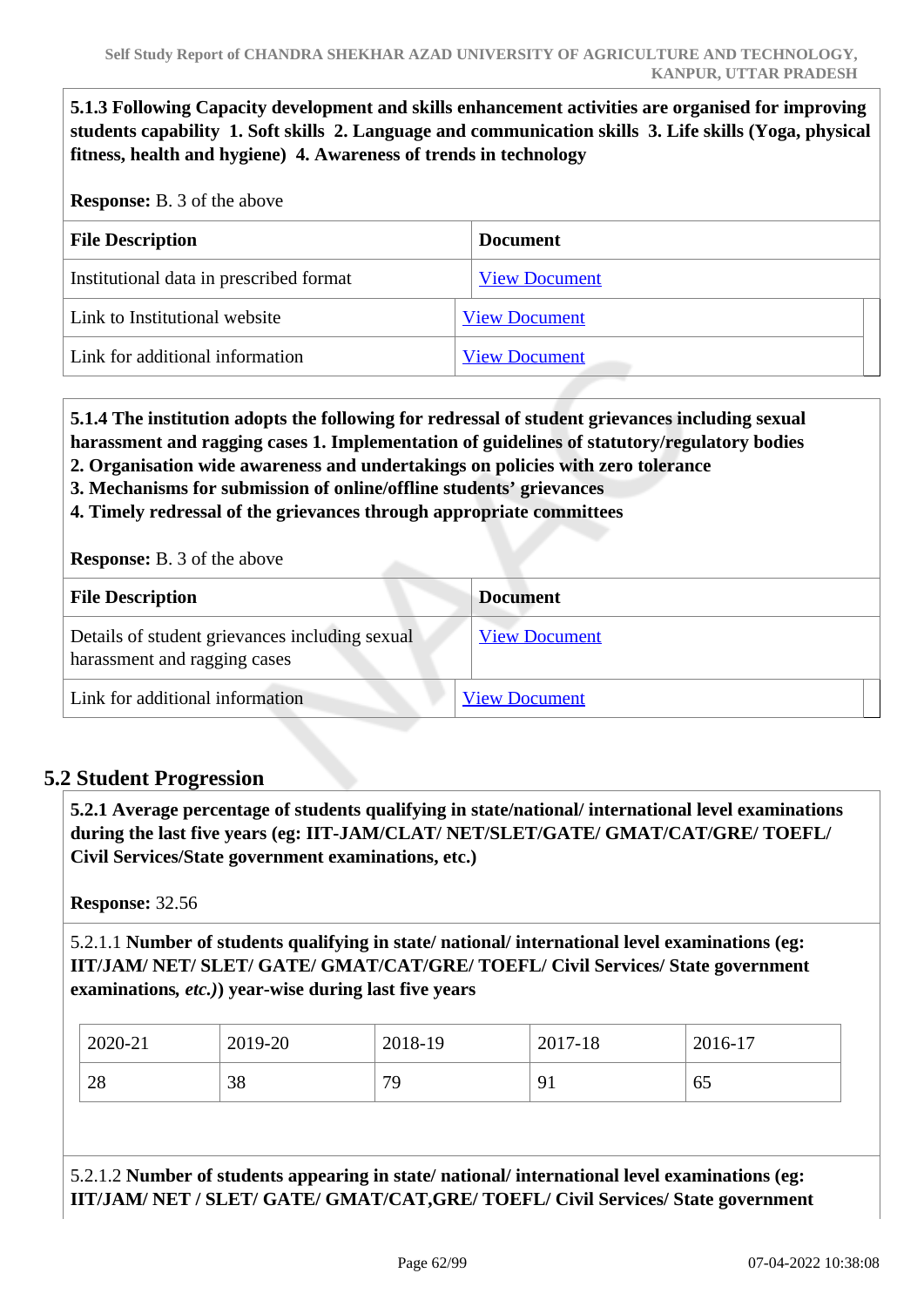**5.1.3 Following Capacity development and skills enhancement activities are organised for improving students capability 1. Soft skills 2. Language and communication skills 3. Life skills (Yoga, physical fitness, health and hygiene) 4. Awareness of trends in technology**

**Response:** B. 3 of the above

| File Description | Document |
|---|---|
| Institutional data in prescribed format | View Document |
| Link to Institutional website | View Document |
| Link for additional information | View Document |

**5.1.4 The institution adopts the following for redressal of student grievances including sexual harassment and ragging cases 1. Implementation of guidelines of statutory/regulatory bodies**
**2. Organisation wide awareness and undertakings on policies with zero tolerance**
**3. Mechanisms for submission of online/offline students' grievances**
**4. Timely redressal of the grievances through appropriate committees**

**Response:** B. 3 of the above

| File Description | Document |
|---|---|
| Details of student grievances including sexual harassment and ragging cases | View Document |
| Link for additional information | View Document |

## 5.2 Student Progression

**5.2.1 Average percentage of students qualifying in state/national/ international level examinations during the last five years (eg: IIT-JAM/CLAT/ NET/SLET/GATE/ GMAT/CAT/GRE/ TOEFL/ Civil Services/State government examinations, etc.)**

**Response:** 32.56

5.2.1.1 **Number of students qualifying in state/ national/ international level examinations (eg: IIT/JAM/ NET/ SLET/ GATE/ GMAT/CAT/GRE/ TOEFL/ Civil Services/ State government examinations,** ***etc.)*****) year-wise during last five years**

| 2020-21 | 2019-20 | 2018-19 | 2017-18 | 2016-17 |
|---|---|---|---|---|
| 28 | 38 | 79 | 91 | 65 |

5.2.1.2 **Number of students appearing in state/ national/ international level examinations (eg: IIT/JAM/ NET / SLET/ GATE/ GMAT/CAT,GRE/ TOEFL/ Civil Services/ State government**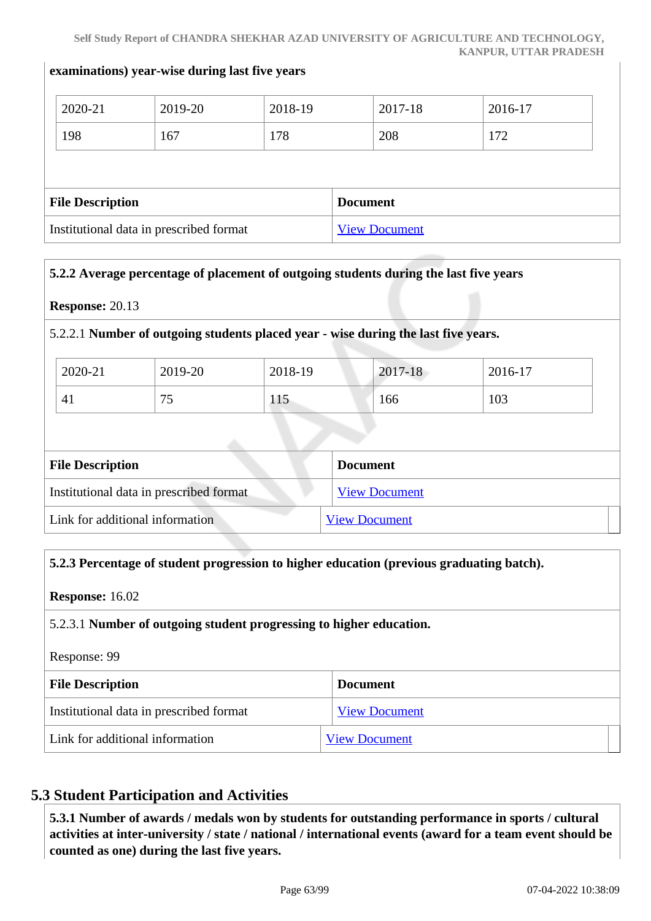**examinations) year-wise during last five years**

| 2020-21 | 2019-20 | 2018-19 | 2017-18 | 2016-17 |
|---|---|---|---|---|
| 198 | 167 | 178 | 208 | 172 |

| File Description | Document |
|---|---|
| Institutional data in prescribed format | View Document |

**5.2.2 Average percentage of placement of outgoing students during the last five years**

**Response:** 20.13

5.2.2.1 **Number of outgoing students placed year - wise during the last five years.**

| 2020-21 | 2019-20 | 2018-19 | 2017-18 | 2016-17 |
|---|---|---|---|---|
| 41 | 75 | 115 | 166 | 103 |

| File Description | Document |
|---|---|
| Institutional data in prescribed format | View Document |
| Link for additional information | View Document |

**5.2.3 Percentage of student progression to higher education (previous graduating batch).**

**Response:** 16.02

5.2.3.1 **Number of outgoing student progressing to higher education.**

Response: 99

| File Description | Document |
|---|---|
| Institutional data in prescribed format | View Document |
| Link for additional information | View Document |

## 5.3 Student Participation and Activities

**5.3.1 Number of awards / medals won by students for outstanding performance in sports / cultural activities at inter-university / state / national / international events (award for a team event should be counted as one) during the last five years.**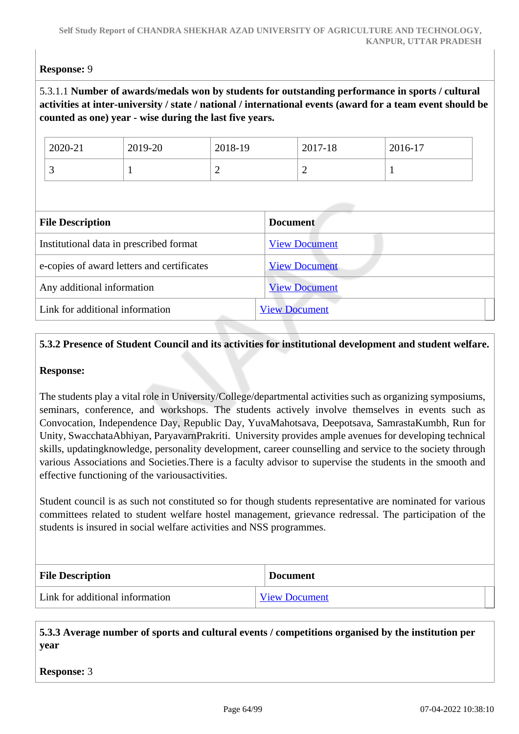**Response:** 9

5.3.1.1 **Number of awards/medals won by students for outstanding performance in sports / cultural activities at inter-university / state / national / international events (award for a team event should be counted as one) year - wise during the last five years.**

| 2020-21 | 2019-20 | 2018-19 | 2017-18 | 2016-17 |
|---|---|---|---|---|
| 3 | 1 | 2 | 2 | 1 |

| File Description | Document |
|---|---|
| Institutional data in prescribed format | View Document |
| e-copies of award letters and certificates | View Document |
| Any additional information | View Document |
| Link for additional information | View Document |

**5.3.2 Presence of Student Council and its activities for institutional development and student welfare.**

**Response:**

The students play a vital role in University/College/departmental activities such as organizing symposiums, seminars, conference, and workshops. The students actively involve themselves in events such as Convocation, Independence Day, Republic Day, YuvaMahotsava, Deepotsava, SamrastaKumbh, Run for Unity, SwacchataAbhiyan, ParyavarnPrakriti. University provides ample avenues for developing technical skills, updatingknowledge, personality development, career counselling and service to the society through various Associations and Societies.There is a faculty advisor to supervise the students in the smooth and effective functioning of the variousactivities.

Student council is as such not constituted so for though students representative are nominated for various committees related to student welfare hostel management, grievance redressal. The participation of the students is insured in social welfare activities and NSS programmes.

| File Description | Document |
|---|---|
| Link for additional information | View Document |

**5.3.3 Average number of sports and cultural events / competitions organised by the institution per year**

**Response:** 3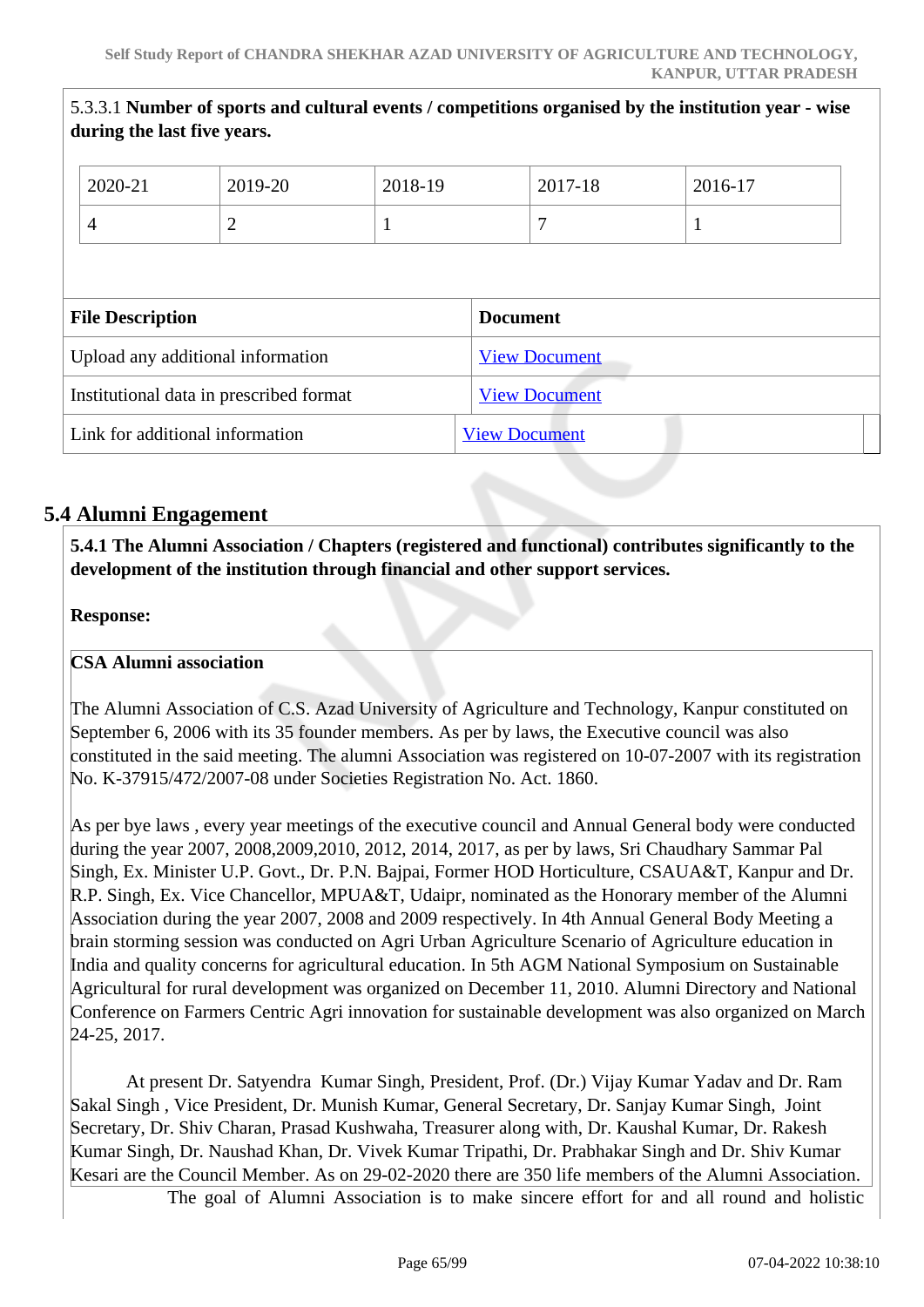5.3.3.1 **Number of sports and cultural events / competitions organised by the institution year - wise during the last five years.**

| 2020-21 | 2019-20 | 2018-19 | 2017-18 | 2016-17 |
|---|---|---|---|---|
| 4 | 2 | 1 | 7 | 1 |

| File Description | Document |
|---|---|
| Upload any additional information | View Document |
| Institutional data in prescribed format | View Document |
| Link for additional information | View Document |

## 5.4 Alumni Engagement

**5.4.1 The Alumni Association / Chapters (registered and functional) contributes significantly to the development of the institution through financial and other support services.**

**Response:**

**CSA Alumni association**

The Alumni Association of C.S. Azad University of Agriculture and Technology, Kanpur constituted on September 6, 2006 with its 35 founder members. As per by laws, the Executive council was also constituted in the said meeting. The alumni Association was registered on 10-07-2007 with its registration No. K-37915/472/2007-08 under Societies Registration No. Act. 1860.

As per bye laws , every year meetings of the executive council and Annual General body were conducted during the year 2007, 2008,2009,2010, 2012, 2014, 2017, as per by laws, Sri Chaudhary Sammar Pal Singh, Ex. Minister U.P. Govt., Dr. P.N. Bajpai, Former HOD Horticulture, CSAUA&T, Kanpur and Dr. R.P. Singh, Ex. Vice Chancellor, MPUA&T, Udaipr, nominated as the Honorary member of the Alumni Association during the year 2007, 2008 and 2009 respectively. In 4th Annual General Body Meeting a brain storming session was conducted on Agri Urban Agriculture Scenario of Agriculture education in India and quality concerns for agricultural education. In 5th AGM National Symposium on Sustainable Agricultural for rural development was organized on December 11, 2010. Alumni Directory and National Conference on Farmers Centric Agri innovation for sustainable development was also organized on March 24-25, 2017.

At present Dr. Satyendra Kumar Singh, President, Prof. (Dr.) Vijay Kumar Yadav and Dr. Ram Sakal Singh , Vice President, Dr. Munish Kumar, General Secretary, Dr. Sanjay Kumar Singh, Joint Secretary, Dr. Shiv Charan, Prasad Kushwaha, Treasurer along with, Dr. Kaushal Kumar, Dr. Rakesh Kumar Singh, Dr. Naushad Khan, Dr. Vivek Kumar Tripathi, Dr. Prabhakar Singh and Dr. Shiv Kumar Kesari are the Council Member. As on 29-02-2020 there are 350 life members of the Alumni Association.

The goal of Alumni Association is to make sincere effort for and all round and holistic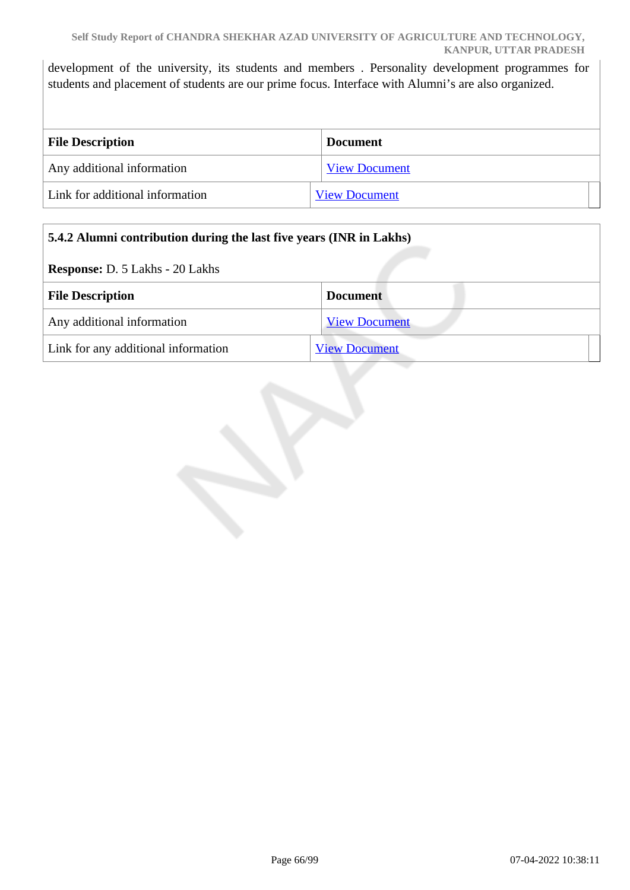development of the university, its students and members . Personality development programmes for students and placement of students are our prime focus. Interface with Alumni's are also organized.

| File Description | Document |
|---|---|
| Any additional information | View Document |
| Link for additional information | View Document |

**5.4.2 Alumni contribution during the last five years (INR in Lakhs)**

**Response:** D. 5 Lakhs - 20 Lakhs

| File Description | Document |
|---|---|
| Any additional information | View Document |
| Link for any additional information | View Document |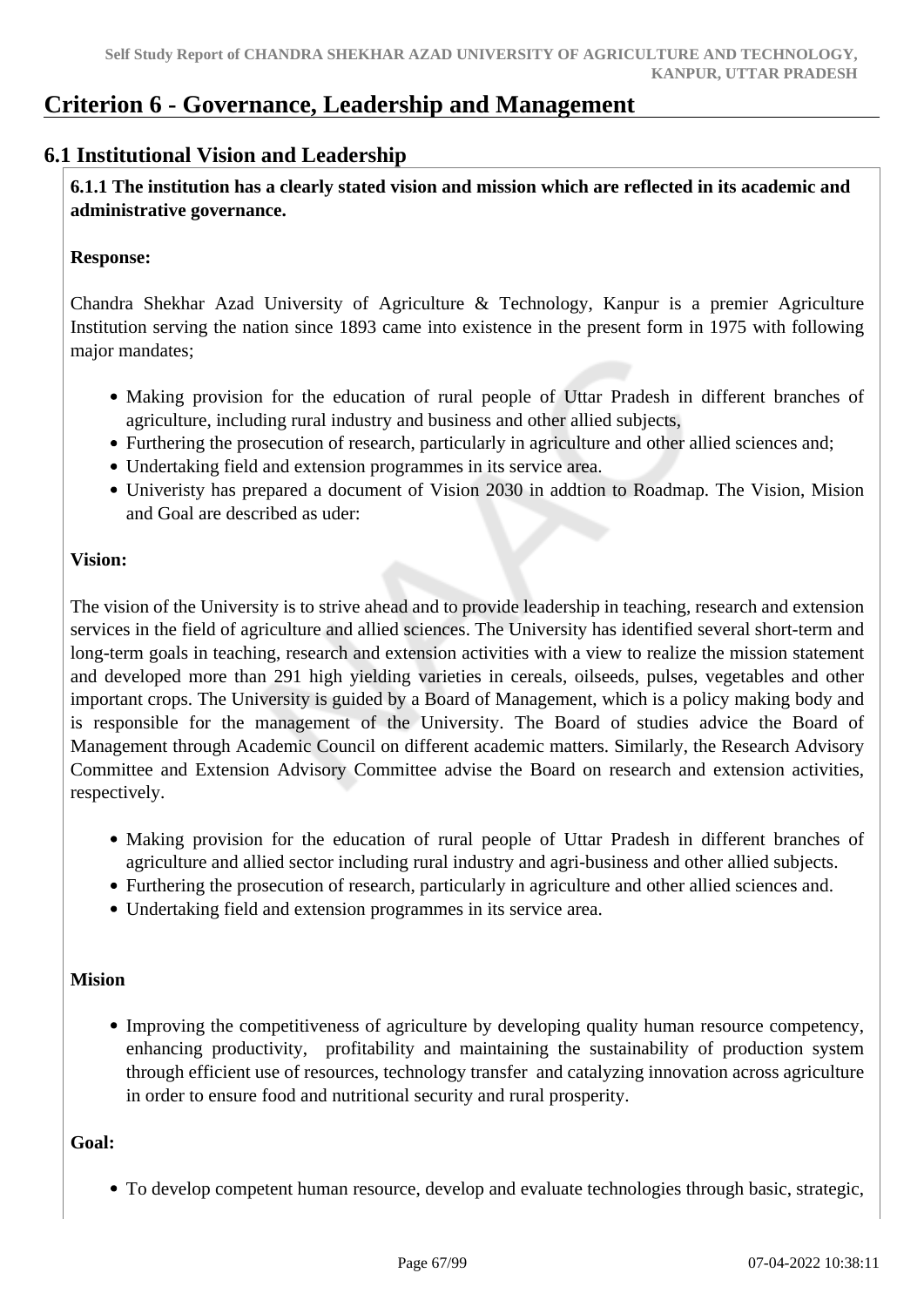# Criterion 6 - Governance, Leadership and Management

## 6.1 Institutional Vision and Leadership

**6.1.1 The institution has a clearly stated vision and mission which are reflected in its academic and administrative governance.**

**Response:**

Chandra Shekhar Azad University of Agriculture & Technology, Kanpur is a premier Agriculture Institution serving the nation since 1893 came into existence in the present form in 1975 with following major mandates;

- Making provision for the education of rural people of Uttar Pradesh in different branches of agriculture, including rural industry and business and other allied subjects,
- Furthering the prosecution of research, particularly in agriculture and other allied sciences and;
- Undertaking field and extension programmes in its service area.
- Univeristy has prepared a document of Vision 2030 in addtion to Roadmap. The Vision, Mision and Goal are described as uder:

**Vision:**

The vision of the University is to strive ahead and to provide leadership in teaching, research and extension services in the field of agriculture and allied sciences. The University has identified several short-term and long-term goals in teaching, research and extension activities with a view to realize the mission statement and developed more than 291 high yielding varieties in cereals, oilseeds, pulses, vegetables and other important crops. The University is guided by a Board of Management, which is a policy making body and is responsible for the management of the University. The Board of studies advice the Board of Management through Academic Council on different academic matters. Similarly, the Research Advisory Committee and Extension Advisory Committee advise the Board on research and extension activities, respectively.

- Making provision for the education of rural people of Uttar Pradesh in different branches of agriculture and allied sector including rural industry and agri-business and other allied subjects.
- Furthering the prosecution of research, particularly in agriculture and other allied sciences and.
- Undertaking field and extension programmes in its service area.

**Mision**

- Improving the competitiveness of agriculture by developing quality human resource competency, enhancing productivity, profitability and maintaining the sustainability of production system through efficient use of resources, technology transfer and catalyzing innovation across agriculture in order to ensure food and nutritional security and rural prosperity.

**Goal:**

- To develop competent human resource, develop and evaluate technologies through basic, strategic,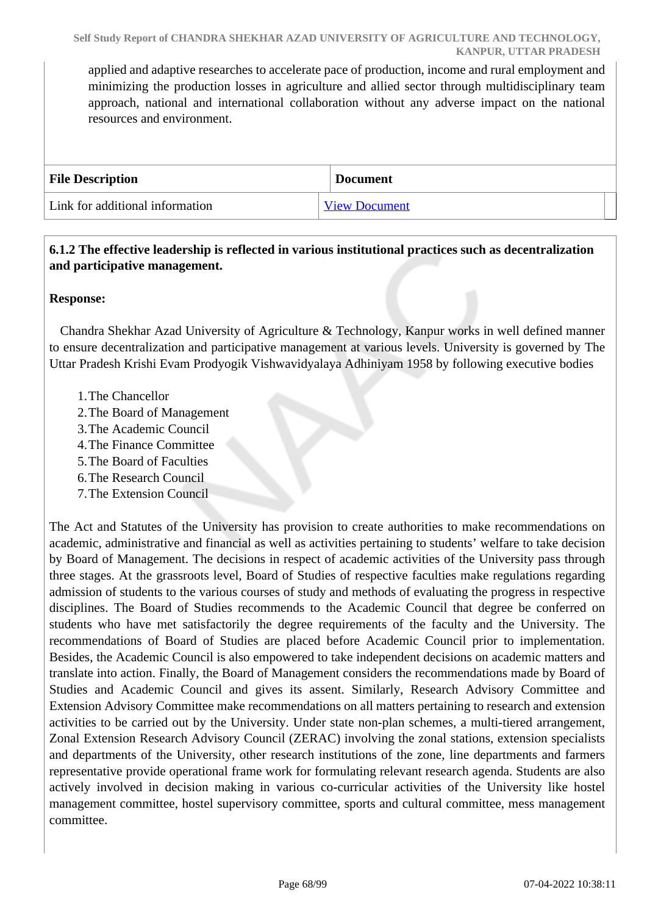applied and adaptive researches to accelerate pace of production, income and rural employment and minimizing the production losses in agriculture and allied sector through multidisciplinary team approach, national and international collaboration without any adverse impact on the national resources and environment.

| File Description | Document |
|---|---|
| Link for additional information | View Document |

**6.1.2 The effective leadership is reflected in various institutional practices such as decentralization and participative management.**

**Response:**

Chandra Shekhar Azad University of Agriculture & Technology, Kanpur works in well defined manner to ensure decentralization and participative management at various levels. University is governed by The Uttar Pradesh Krishi Evam Prodyogik Vishwavidyalaya Adhiniyam 1958 by following executive bodies

1. The Chancellor
2. The Board of Management
3. The Academic Council
4. The Finance Committee
5. The Board of Faculties
6. The Research Council
7. The Extension Council

The Act and Statutes of the University has provision to create authorities to make recommendations on academic, administrative and financial as well as activities pertaining to students' welfare to take decision by Board of Management. The decisions in respect of academic activities of the University pass through three stages. At the grassroots level, Board of Studies of respective faculties make regulations regarding admission of students to the various courses of study and methods of evaluating the progress in respective disciplines. The Board of Studies recommends to the Academic Council that degree be conferred on students who have met satisfactorily the degree requirements of the faculty and the University. The recommendations of Board of Studies are placed before Academic Council prior to implementation. Besides, the Academic Council is also empowered to take independent decisions on academic matters and translate into action. Finally, the Board of Management considers the recommendations made by Board of Studies and Academic Council and gives its assent. Similarly, Research Advisory Committee and Extension Advisory Committee make recommendations on all matters pertaining to research and extension activities to be carried out by the University. Under state non-plan schemes, a multi-tiered arrangement, Zonal Extension Research Advisory Council (ZERAC) involving the zonal stations, extension specialists and departments of the University, other research institutions of the zone, line departments and farmers representative provide operational frame work for formulating relevant research agenda. Students are also actively involved in decision making in various co-curricular activities of the University like hostel management committee, hostel supervisory committee, sports and cultural committee, mess management committee.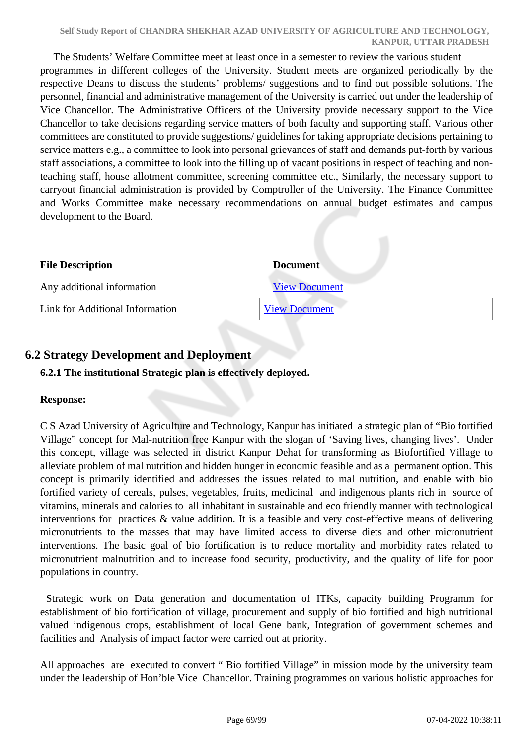The Students' Welfare Committee meet at least once in a semester to review the various student programmes in different colleges of the University. Student meets are organized periodically by the respective Deans to discuss the students' problems/ suggestions and to find out possible solutions. The personnel, financial and administrative management of the University is carried out under the leadership of Vice Chancellor. The Administrative Officers of the University provide necessary support to the Vice Chancellor to take decisions regarding service matters of both faculty and supporting staff. Various other committees are constituted to provide suggestions/ guidelines for taking appropriate decisions pertaining to service matters e.g., a committee to look into personal grievances of staff and demands put-forth by various staff associations, a committee to look into the filling up of vacant positions in respect of teaching and non-teaching staff, house allotment committee, screening committee etc., Similarly, the necessary support to carryout financial administration is provided by Comptroller of the University. The Finance Committee and Works Committee make necessary recommendations on annual budget estimates and campus development to the Board.

| File Description | Document |
|---|---|
| Any additional information | View Document |
| Link for Additional Information | View Document |

## 6.2 Strategy Development and Deployment

**6.2.1 The institutional Strategic plan is effectively deployed.**

**Response:**

C S Azad University of Agriculture and Technology, Kanpur has initiated a strategic plan of "Bio fortified Village" concept for Mal-nutrition free Kanpur with the slogan of 'Saving lives, changing lives'. Under this concept, village was selected in district Kanpur Dehat for transforming as Biofortified Village to alleviate problem of mal nutrition and hidden hunger in economic feasible and as a permanent option. This concept is primarily identified and addresses the issues related to mal nutrition, and enable with bio fortified variety of cereals, pulses, vegetables, fruits, medicinal and indigenous plants rich in source of vitamins, minerals and calories to all inhabitant in sustainable and eco friendly manner with technological interventions for practices & value addition. It is a feasible and very cost-effective means of delivering micronutrients to the masses that may have limited access to diverse diets and other micronutrient interventions. The basic goal of bio fortification is to reduce mortality and morbidity rates related to micronutrient malnutrition and to increase food security, productivity, and the quality of life for poor populations in country.

Strategic work on Data generation and documentation of ITKs, capacity building Programm for establishment of bio fortification of village, procurement and supply of bio fortified and high nutritional valued indigenous crops, establishment of local Gene bank, Integration of government schemes and facilities and Analysis of impact factor were carried out at priority.

All approaches are executed to convert " Bio fortified Village" in mission mode by the university team under the leadership of Hon'ble Vice Chancellor. Training programmes on various holistic approaches for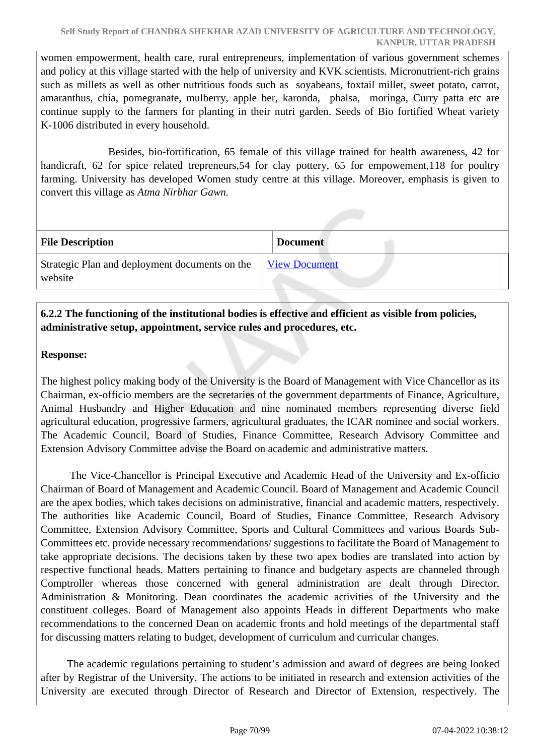women empowerment, health care, rural entrepreneurs, implementation of various government schemes and policy at this village started with the help of university and KVK scientists. Micronutrient-rich grains such as millets as well as other nutritious foods such as soyabeans, foxtail millet, sweet potato, carrot, amaranthus, chia, pomegranate, mulberry, apple ber, karonda, phalsa, moringa, Curry patta etc are continue supply to the farmers for planting in their nutri garden. Seeds of Bio fortified Wheat variety K-1006 distributed in every household.

Besides, bio-fortification, 65 female of this village trained for health awareness, 42 for handicraft, 62 for spice related trepreneurs,54 for clay pottery, 65 for empowement,118 for poultry farming. University has developed Women study centre at this village. Moreover, emphasis is given to convert this village as *Atma Nirbhar Gawn.*

| File Description | Document |
|---|---|
| Strategic Plan and deployment documents on the website | View Document |

**6.2.2 The functioning of the institutional bodies is effective and efficient as visible from policies, administrative setup, appointment, service rules and procedures, etc.**

**Response:**

The highest policy making body of the University is the Board of Management with Vice Chancellor as its Chairman, ex-officio members are the secretaries of the government departments of Finance, Agriculture, Animal Husbandry and Higher Education and nine nominated members representing diverse field agricultural education, progressive farmers, agricultural graduates, the ICAR nominee and social workers. The Academic Council, Board of Studies, Finance Committee, Research Advisory Committee and Extension Advisory Committee advise the Board on academic and administrative matters.

The Vice-Chancellor is Principal Executive and Academic Head of the University and Ex-officio Chairman of Board of Management and Academic Council. Board of Management and Academic Council are the apex bodies, which takes decisions on administrative, financial and academic matters, respectively. The authorities like Academic Council, Board of Studies, Finance Committee, Research Advisory Committee, Extension Advisory Committee, Sports and Cultural Committees and various Boards Sub-Committees etc. provide necessary recommendations/ suggestions to facilitate the Board of Management to take appropriate decisions. The decisions taken by these two apex bodies are translated into action by respective functional heads. Matters pertaining to finance and budgetary aspects are channeled through Comptroller whereas those concerned with general administration are dealt through Director, Administration & Monitoring. Dean coordinates the academic activities of the University and the constituent colleges. Board of Management also appoints Heads in different Departments who make recommendations to the concerned Dean on academic fronts and hold meetings of the departmental staff for discussing matters relating to budget, development of curriculum and curricular changes.

The academic regulations pertaining to student's admission and award of degrees are being looked after by Registrar of the University. The actions to be initiated in research and extension activities of the University are executed through Director of Research and Director of Extension, respectively. The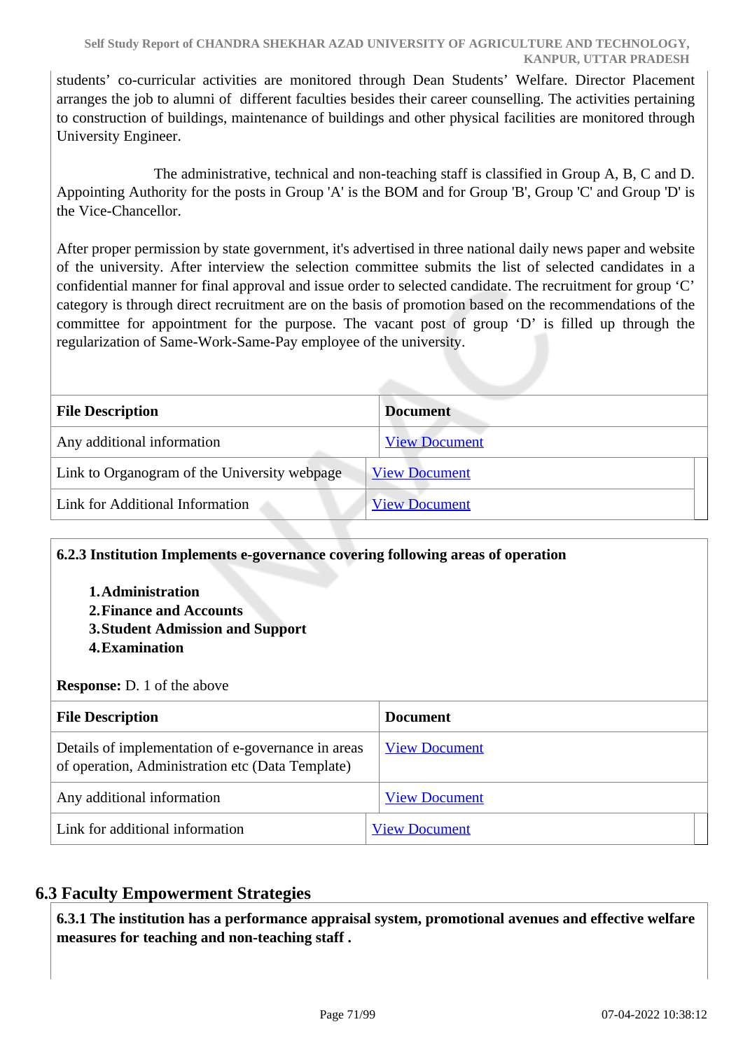students' co-curricular activities are monitored through Dean Students' Welfare. Director Placement arranges the job to alumni of different faculties besides their career counselling. The activities pertaining to construction of buildings, maintenance of buildings and other physical facilities are monitored through University Engineer.

The administrative, technical and non-teaching staff is classified in Group A, B, C and D. Appointing Authority for the posts in Group 'A' is the BOM and for Group 'B', Group 'C' and Group 'D' is the Vice-Chancellor.

After proper permission by state government, it's advertised in three national daily news paper and website of the university. After interview the selection committee submits the list of selected candidates in a confidential manner for final approval and issue order to selected candidate. The recruitment for group 'C' category is through direct recruitment are on the basis of promotion based on the recommendations of the committee for appointment for the purpose. The vacant post of group 'D' is filled up through the regularization of Same-Work-Same-Pay employee of the university.

| File Description | Document |
|---|---|
| Any additional information | View Document |
| Link to Organogram of the University webpage | View Document |
| Link for Additional Information | View Document |

**6.2.3 Institution Implements e-governance covering following areas of operation**

1. **Administration**
2. **Finance and Accounts**
3. **Student Admission and Support**
4. **Examination**

**Response:** D. 1 of the above

| File Description | Document |
|---|---|
| Details of implementation of e-governance in areas of operation, Administration etc (Data Template) | View Document |
| Any additional information | View Document |
| Link for additional information | View Document |

## 6.3 Faculty Empowerment Strategies

**6.3.1 The institution has a performance appraisal system, promotional avenues and effective welfare measures for teaching and non-teaching staff .**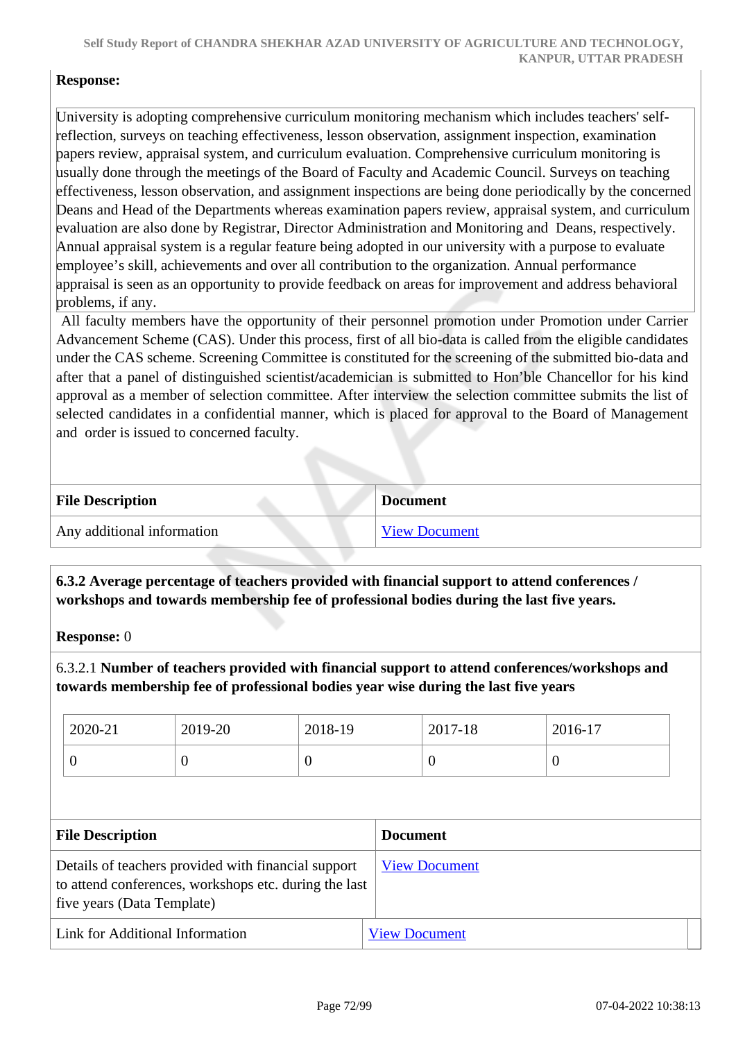**Response:**

University is adopting comprehensive curriculum monitoring mechanism which includes teachers' self-reflection, surveys on teaching effectiveness, lesson observation, assignment inspection, examination papers review, appraisal system, and curriculum evaluation. Comprehensive curriculum monitoring is usually done through the meetings of the Board of Faculty and Academic Council. Surveys on teaching effectiveness, lesson observation, and assignment inspections are being done periodically by the concerned Deans and Head of the Departments whereas examination papers review, appraisal system, and curriculum evaluation are also done by Registrar, Director Administration and Monitoring and Deans, respectively. Annual appraisal system is a regular feature being adopted in our university with a purpose to evaluate employee's skill, achievements and over all contribution to the organization. Annual performance appraisal is seen as an opportunity to provide feedback on areas for improvement and address behavioral problems, if any.

All faculty members have the opportunity of their personnel promotion under Promotion under Carrier Advancement Scheme (CAS). Under this process, first of all bio-data is called from the eligible candidates under the CAS scheme. Screening Committee is constituted for the screening of the submitted bio-data and after that a panel of distinguished scientist/academician is submitted to Hon'ble Chancellor for his kind approval as a member of selection committee. After interview the selection committee submits the list of selected candidates in a confidential manner, which is placed for approval to the Board of Management and order is issued to concerned faculty.

| File Description | Document |
|---|---|
| Any additional information | View Document |

**6.3.2 Average percentage of teachers provided with financial support to attend conferences / workshops and towards membership fee of professional bodies during the last five years.**

**Response:** 0

6.3.2.1 **Number of teachers provided with financial support to attend conferences/workshops and towards membership fee of professional bodies year wise during the last five years**

| 2020-21 | 2019-20 | 2018-19 | 2017-18 | 2016-17 |
|---|---|---|---|---|
| 0 | 0 | 0 | 0 | 0 |

| File Description | Document |
|---|---|
| Details of teachers provided with financial support to attend conferences, workshops etc. during the last five years (Data Template) | View Document |
| Link for Additional Information | View Document |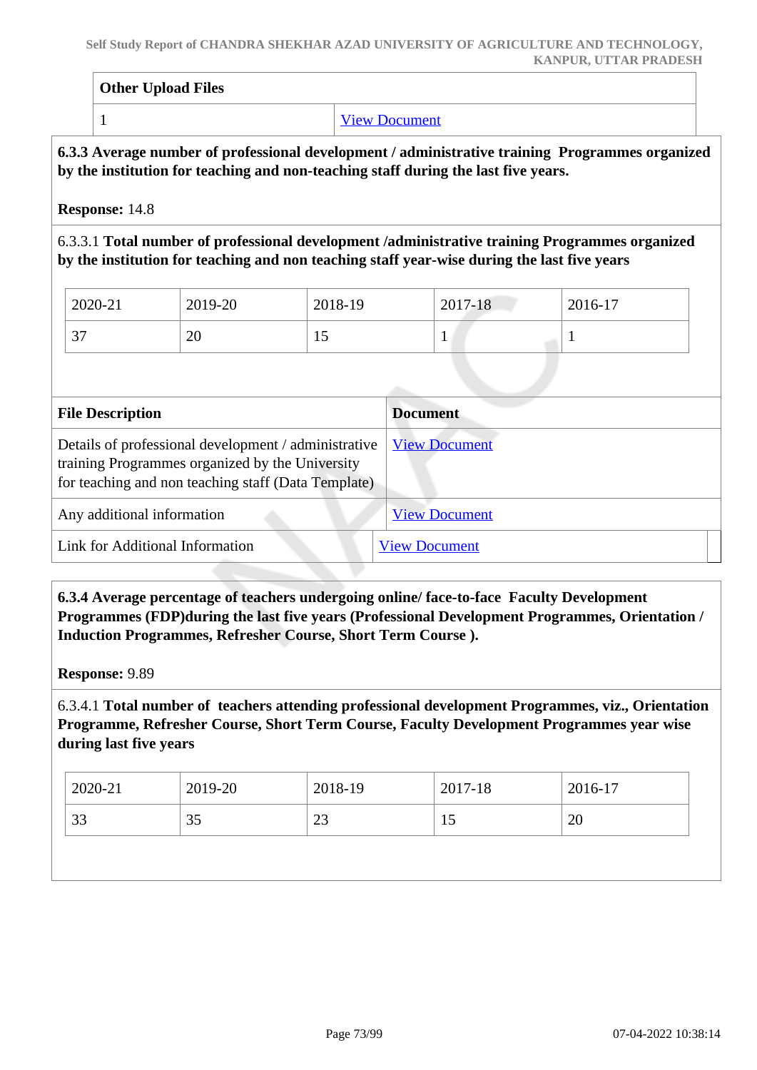| Other Upload Files | |
|---|---|
| 1 | View Document |

**6.3.3 Average number of professional development / administrative training Programmes organized by the institution for teaching and non-teaching staff during the last five years.**

**Response:** 14.8

6.3.3.1 **Total number of professional development /administrative training Programmes organized by the institution for teaching and non teaching staff year-wise during the last five years**

| 2020-21 | 2019-20 | 2018-19 | 2017-18 | 2016-17 |
|---|---|---|---|---|
| 37 | 20 | 15 | 1 | 1 |

| File Description | Document |
|---|---|
| Details of professional development / administrative training Programmes organized by the University for teaching and non teaching staff (Data Template) | View Document |
| Any additional information | View Document |
| Link for Additional Information | View Document |

**6.3.4 Average percentage of teachers undergoing online/ face-to-face Faculty Development Programmes (FDP)during the last five years (Professional Development Programmes, Orientation / Induction Programmes, Refresher Course, Short Term Course ).**

**Response:** 9.89

6.3.4.1 **Total number of teachers attending professional development Programmes, viz., Orientation Programme, Refresher Course, Short Term Course, Faculty Development Programmes year wise during last five years**

| 2020-21 | 2019-20 | 2018-19 | 2017-18 | 2016-17 |
|---|---|---|---|---|
| 33 | 35 | 23 | 15 | 20 |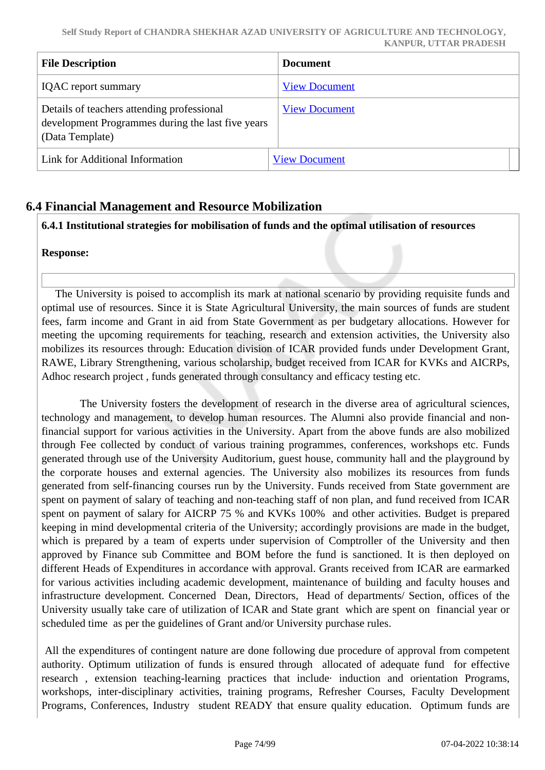| File Description | Document |
|---|---|
| IQAC report summary | View Document |
| Details of teachers attending professional development Programmes during the last five years (Data Template) | View Document |
| Link for Additional Information | View Document |

## 6.4 Financial Management and Resource Mobilization

**6.4.1 Institutional strategies for mobilisation of funds and the optimal utilisation of resources**

**Response:**

The University is poised to accomplish its mark at national scenario by providing requisite funds and optimal use of resources. Since it is State Agricultural University, the main sources of funds are student fees, farm income and Grant in aid from State Government as per budgetary allocations. However for meeting the upcoming requirements for teaching, research and extension activities, the University also mobilizes its resources through: Education division of ICAR provided funds under Development Grant, RAWE, Library Strengthening, various scholarship, budget received from ICAR for KVKs and AICRPs, Adhoc research project , funds generated through consultancy and efficacy testing etc.

The University fosters the development of research in the diverse area of agricultural sciences, technology and management, to develop human resources. The Alumni also provide financial and non-financial support for various activities in the University. Apart from the above funds are also mobilized through Fee collected by conduct of various training programmes, conferences, workshops etc. Funds generated through use of the University Auditorium, guest house, community hall and the playground by the corporate houses and external agencies. The University also mobilizes its resources from funds generated from self-financing courses run by the University. Funds received from State government are spent on payment of salary of teaching and non-teaching staff of non plan, and fund received from ICAR spent on payment of salary for AICRP 75 % and KVKs 100% and other activities. Budget is prepared keeping in mind developmental criteria of the University; accordingly provisions are made in the budget, which is prepared by a team of experts under supervision of Comptroller of the University and then approved by Finance sub Committee and BOM before the fund is sanctioned. It is then deployed on different Heads of Expenditures in accordance with approval. Grants received from ICAR are earmarked for various activities including academic development, maintenance of building and faculty houses and infrastructure development. Concerned Dean, Directors, Head of departments/ Section, offices of the University usually take care of utilization of ICAR and State grant which are spent on financial year or scheduled time as per the guidelines of Grant and/or University purchase rules.

All the expenditures of contingent nature are done following due procedure of approval from competent authority. Optimum utilization of funds is ensured through allocated of adequate fund for effective research , extension teaching-learning practices that include· induction and orientation Programs, workshops, inter-disciplinary activities, training programs, Refresher Courses, Faculty Development Programs, Conferences, Industry student READY that ensure quality education. Optimum funds are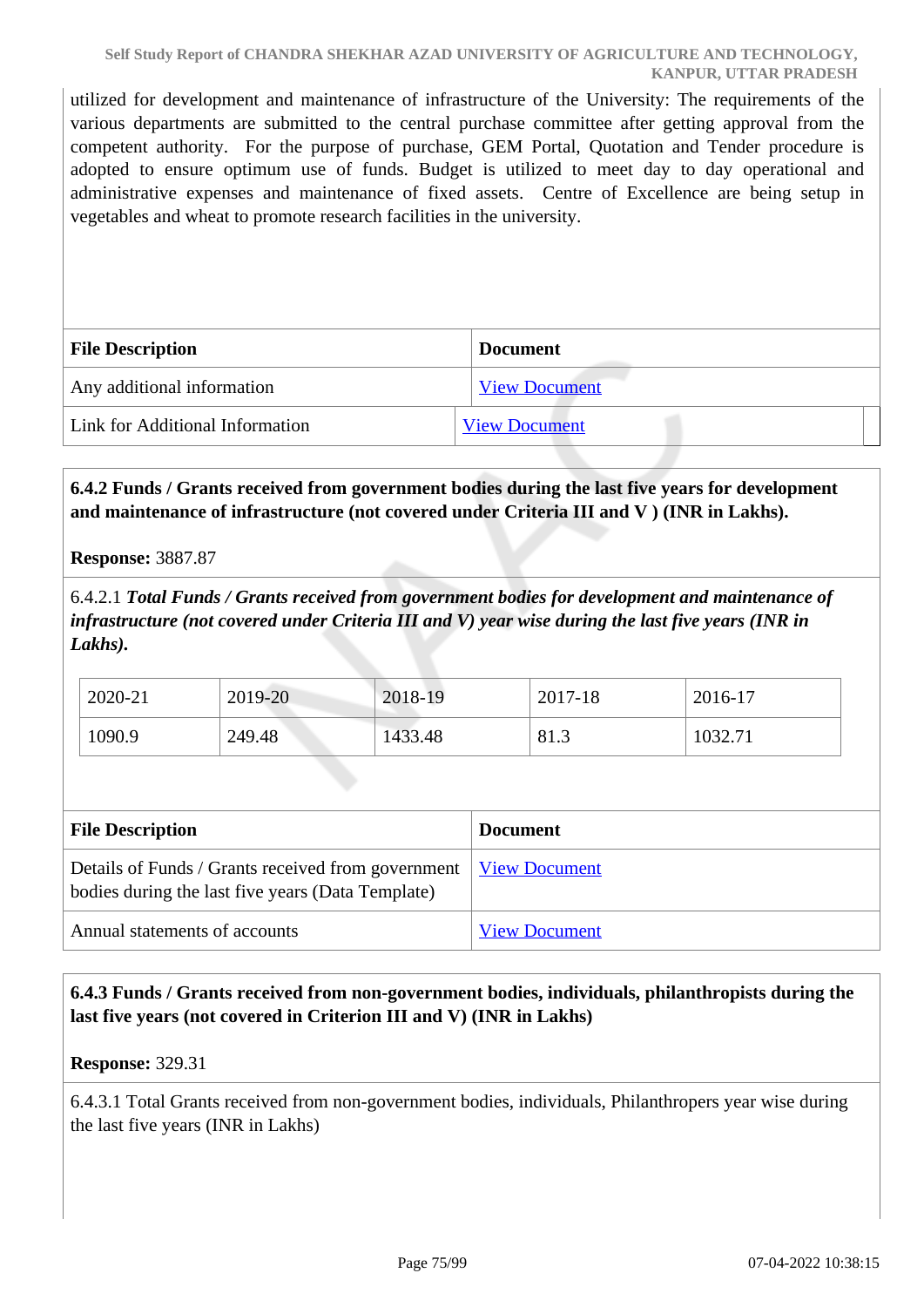utilized for development and maintenance of infrastructure of the University: The requirements of the various departments are submitted to the central purchase committee after getting approval from the competent authority. For the purpose of purchase, GEM Portal, Quotation and Tender procedure is adopted to ensure optimum use of funds. Budget is utilized to meet day to day operational and administrative expenses and maintenance of fixed assets. Centre of Excellence are being setup in vegetables and wheat to promote research facilities in the university.

| File Description | Document |
|---|---|
| Any additional information | View Document |
| Link for Additional Information | View Document |

**6.4.2 Funds / Grants received from government bodies during the last five years for development and maintenance of infrastructure (not covered under Criteria III and V ) (INR in Lakhs).**

**Response:** 3887.87

6.4.2.1 ***Total Funds / Grants received from government bodies for development and maintenance of infrastructure (not covered under Criteria III and V) year wise during the last five years (INR in Lakhs).***

| 2020-21 | 2019-20 | 2018-19 | 2017-18 | 2016-17 |
|---|---|---|---|---|
| 1090.9 | 249.48 | 1433.48 | 81.3 | 1032.71 |

| File Description | Document |
|---|---|
| Details of Funds / Grants received from government bodies during the last five years (Data Template) | View Document |
| Annual statements of accounts | View Document |

**6.4.3 Funds / Grants received from non-government bodies, individuals, philanthropists during the last five years (not covered in Criterion III and V) (INR in Lakhs)**

**Response:** 329.31

6.4.3.1 Total Grants received from non-government bodies, individuals, Philanthropers year wise during the last five years (INR in Lakhs)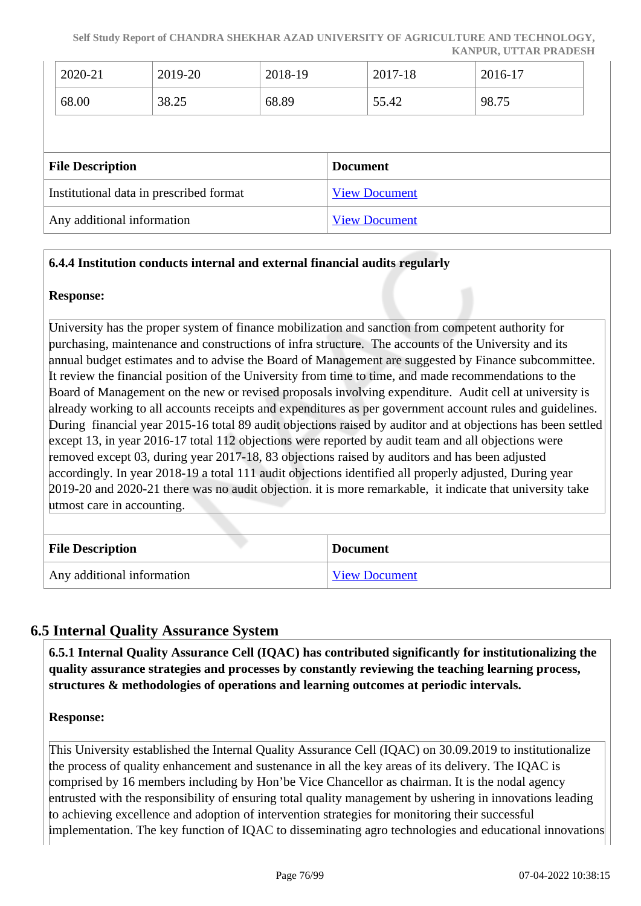| 2020-21 | 2019-20 | 2018-19 | 2017-18 | 2016-17 |
|---|---|---|---|---|
| 68.00 | 38.25 | 68.89 | 55.42 | 98.75 |

| File Description | Document |
|---|---|
| Institutional data in prescribed format | View Document |
| Any additional information | View Document |

**6.4.4 Institution conducts internal and external financial audits regularly**

**Response:**

University has the proper system of finance mobilization and sanction from competent authority for purchasing, maintenance and constructions of infra structure. The accounts of the University and its annual budget estimates and to advise the Board of Management are suggested by Finance subcommittee. It review the financial position of the University from time to time, and made recommendations to the Board of Management on the new or revised proposals involving expenditure. Audit cell at university is already working to all accounts receipts and expenditures as per government account rules and guidelines. During financial year 2015-16 total 89 audit objections raised by auditor and at objections has been settled except 13, in year 2016-17 total 112 objections were reported by audit team and all objections were removed except 03, during year 2017-18, 83 objections raised by auditors and has been adjusted accordingly. In year 2018-19 a total 111 audit objections identified all properly adjusted, During year 2019-20 and 2020-21 there was no audit objection. it is more remarkable, it indicate that university take utmost care in accounting.

| File Description | Document |
|---|---|
| Any additional information | View Document |

## 6.5 Internal Quality Assurance System

**6.5.1 Internal Quality Assurance Cell (IQAC) has contributed significantly for institutionalizing the quality assurance strategies and processes by constantly reviewing the teaching learning process, structures & methodologies of operations and learning outcomes at periodic intervals.**

**Response:**

This University established the Internal Quality Assurance Cell (IQAC) on 30.09.2019 to institutionalize the process of quality enhancement and sustenance in all the key areas of its delivery. The IQAC is comprised by 16 members including by Hon'be Vice Chancellor as chairman. It is the nodal agency entrusted with the responsibility of ensuring total quality management by ushering in innovations leading to achieving excellence and adoption of intervention strategies for monitoring their successful implementation. The key function of IQAC to disseminating agro technologies and educational innovations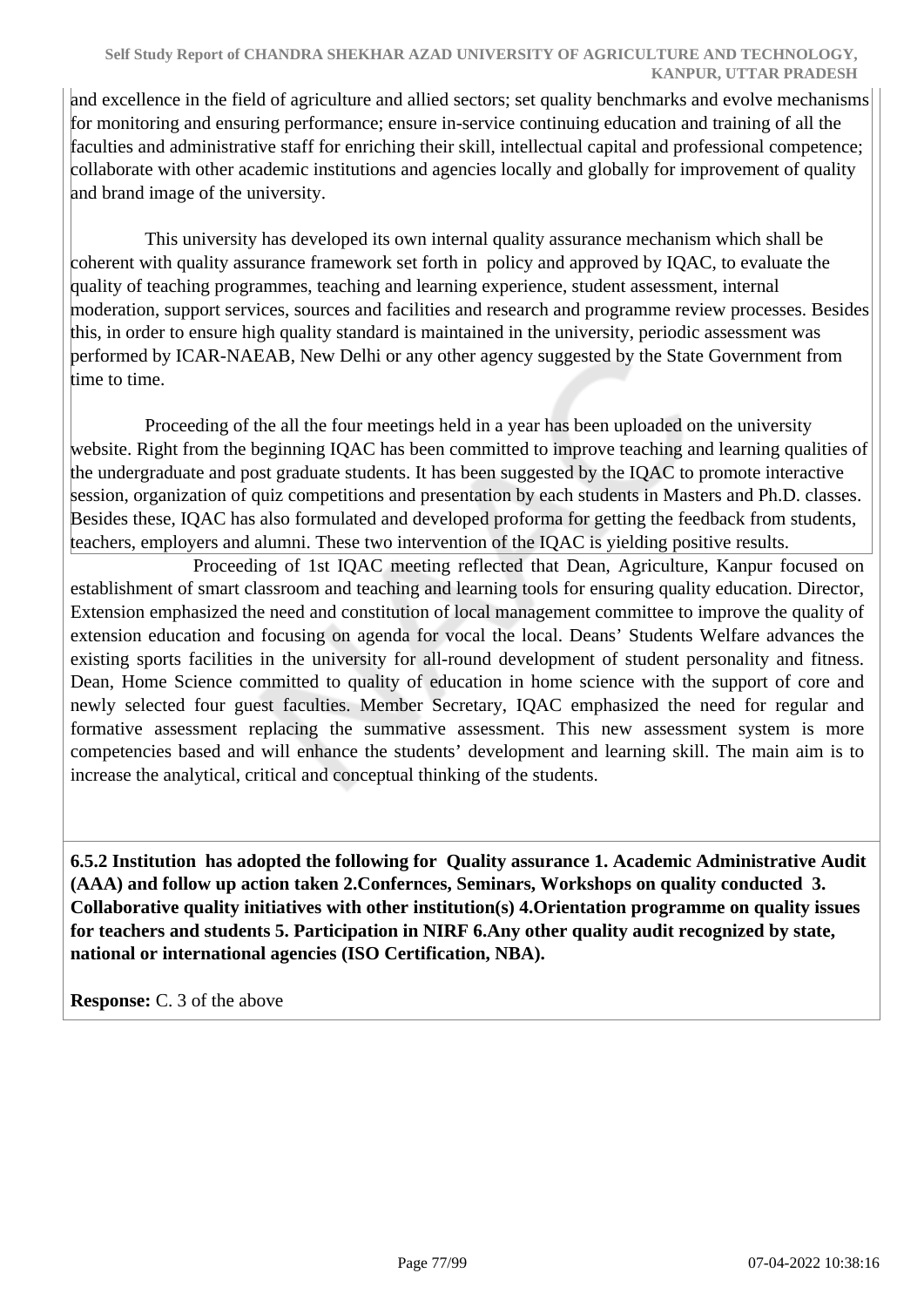and excellence in the field of agriculture and allied sectors; set quality benchmarks and evolve mechanisms for monitoring and ensuring performance; ensure in-service continuing education and training of all the faculties and administrative staff for enriching their skill, intellectual capital and professional competence; collaborate with other academic institutions and agencies locally and globally for improvement of quality and brand image of the university.

This university has developed its own internal quality assurance mechanism which shall be coherent with quality assurance framework set forth in policy and approved by IQAC, to evaluate the quality of teaching programmes, teaching and learning experience, student assessment, internal moderation, support services, sources and facilities and research and programme review processes. Besides this, in order to ensure high quality standard is maintained in the university, periodic assessment was performed by ICAR-NAEAB, New Delhi or any other agency suggested by the State Government from time to time.

Proceeding of the all the four meetings held in a year has been uploaded on the university website. Right from the beginning IQAC has been committed to improve teaching and learning qualities of the undergraduate and post graduate students. It has been suggested by the IQAC to promote interactive session, organization of quiz competitions and presentation by each students in Masters and Ph.D. classes. Besides these, IQAC has also formulated and developed proforma for getting the feedback from students, teachers, employers and alumni. These two intervention of the IQAC is yielding positive results.

Proceeding of 1st IQAC meeting reflected that Dean, Agriculture, Kanpur focused on establishment of smart classroom and teaching and learning tools for ensuring quality education. Director, Extension emphasized the need and constitution of local management committee to improve the quality of extension education and focusing on agenda for vocal the local. Deans' Students Welfare advances the existing sports facilities in the university for all-round development of student personality and fitness. Dean, Home Science committed to quality of education in home science with the support of core and newly selected four guest faculties. Member Secretary, IQAC emphasized the need for regular and formative assessment replacing the summative assessment. This new assessment system is more competencies based and will enhance the students' development and learning skill. The main aim is to increase the analytical, critical and conceptual thinking of the students.

**6.5.2 Institution has adopted the following for Quality assurance 1. Academic Administrative Audit (AAA) and follow up action taken 2.Confernces, Seminars, Workshops on quality conducted 3. Collaborative quality initiatives with other institution(s) 4.Orientation programme on quality issues for teachers and students 5. Participation in NIRF 6.Any other quality audit recognized by state, national or international agencies (ISO Certification, NBA).**

**Response:** C. 3 of the above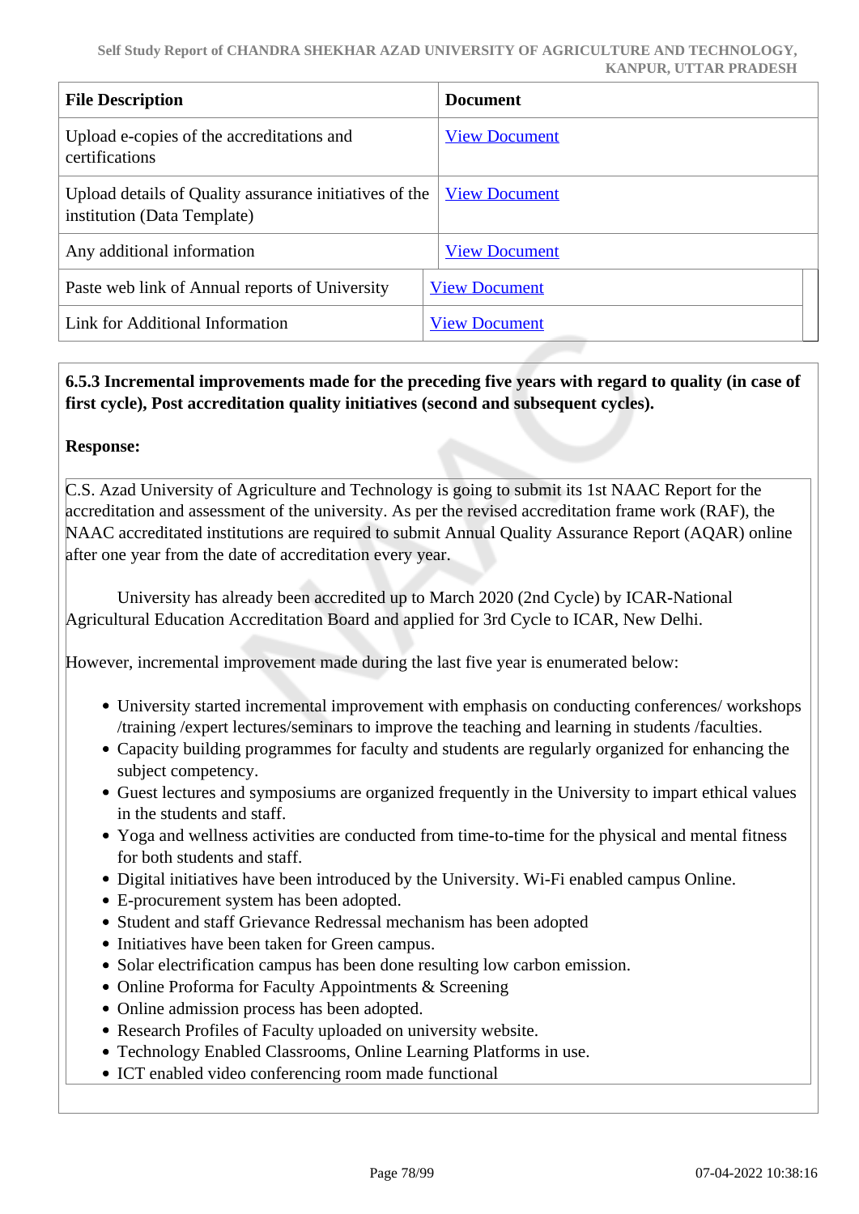| File Description | Document |
|---|---|
| Upload e-copies of the accreditations and certifications | View Document |
| Upload details of Quality assurance initiatives of the institution (Data Template) | View Document |
| Any additional information | View Document |
| Paste web link of Annual reports of University | View Document |
| Link for Additional Information | View Document |

**6.5.3 Incremental improvements made for the preceding five years with regard to quality (in case of first cycle), Post accreditation quality initiatives (second and subsequent cycles).**

**Response:**

C.S. Azad University of Agriculture and Technology is going to submit its 1st NAAC Report for the accreditation and assessment of the university. As per the revised accreditation frame work (RAF), the NAAC accreditated institutions are required to submit Annual Quality Assurance Report (AQAR) online after one year from the date of accreditation every year.

University has already been accredited up to March 2020 (2nd Cycle) by ICAR-National Agricultural Education Accreditation Board and applied for 3rd Cycle to ICAR, New Delhi.

However, incremental improvement made during the last five year is enumerated below:

- University started incremental improvement with emphasis on conducting conferences/ workshops /training /expert lectures/seminars to improve the teaching and learning in students /faculties.
- Capacity building programmes for faculty and students are regularly organized for enhancing the subject competency.
- Guest lectures and symposiums are organized frequently in the University to impart ethical values in the students and staff.
- Yoga and wellness activities are conducted from time-to-time for the physical and mental fitness for both students and staff.
- Digital initiatives have been introduced by the University. Wi-Fi enabled campus Online.
- E-procurement system has been adopted.
- Student and staff Grievance Redressal mechanism has been adopted
- Initiatives have been taken for Green campus.
- Solar electrification campus has been done resulting low carbon emission.
- Online Proforma for Faculty Appointments & Screening
- Online admission process has been adopted.
- Research Profiles of Faculty uploaded on university website.
- Technology Enabled Classrooms, Online Learning Platforms in use.
- ICT enabled video conferencing room made functional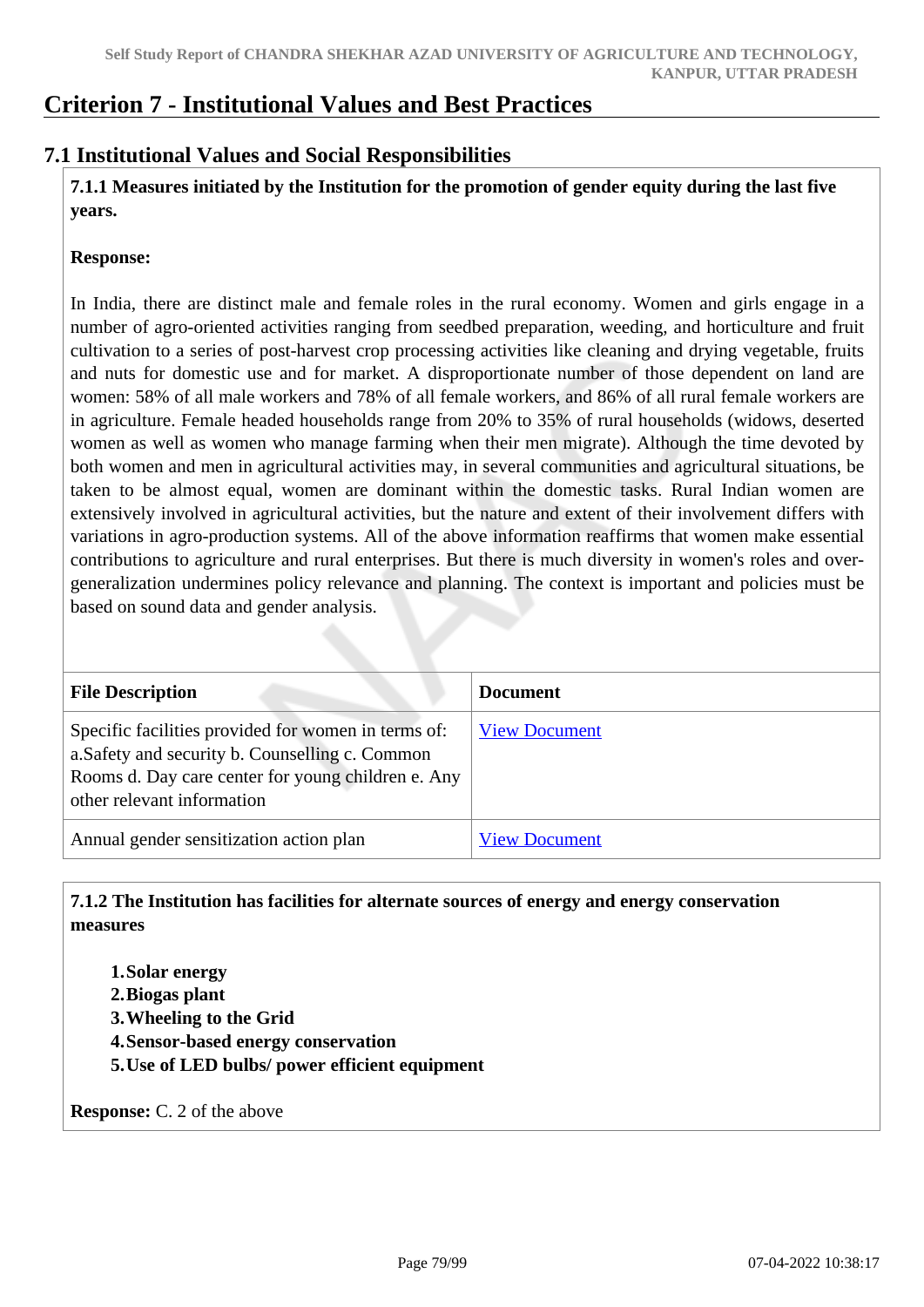# Criterion 7 - Institutional Values and Best Practices

## 7.1 Institutional Values and Social Responsibilities

**7.1.1 Measures initiated by the Institution for the promotion of gender equity during the last five years.**

**Response:**

In India, there are distinct male and female roles in the rural economy. Women and girls engage in a number of agro-oriented activities ranging from seedbed preparation, weeding, and horticulture and fruit cultivation to a series of post-harvest crop processing activities like cleaning and drying vegetable, fruits and nuts for domestic use and for market. A disproportionate number of those dependent on land are women: 58% of all male workers and 78% of all female workers, and 86% of all rural female workers are in agriculture. Female headed households range from 20% to 35% of rural households (widows, deserted women as well as women who manage farming when their men migrate). Although the time devoted by both women and men in agricultural activities may, in several communities and agricultural situations, be taken to be almost equal, women are dominant within the domestic tasks. Rural Indian women are extensively involved in agricultural activities, but the nature and extent of their involvement differs with variations in agro-production systems. All of the above information reaffirms that women make essential contributions to agriculture and rural enterprises. But there is much diversity in women's roles and over-generalization undermines policy relevance and planning. The context is important and policies must be based on sound data and gender analysis.

| File Description | Document |
|---|---|
| Specific facilities provided for women in terms of: a.Safety and security b. Counselling c. Common Rooms d. Day care center for young children e. Any other relevant information | View Document |
| Annual gender sensitization action plan | View Document |

**7.1.2 The Institution has facilities for alternate sources of energy and energy conservation measures**

1. **Solar energy**
2. **Biogas plant**
3. **Wheeling to the Grid**
4. **Sensor-based energy conservation**
5. **Use of LED bulbs/ power efficient equipment**

**Response:** C. 2 of the above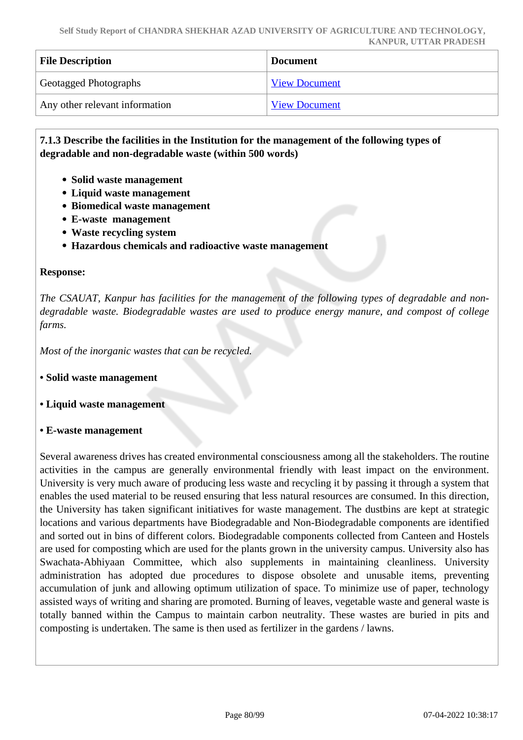| File Description | Document |
|---|---|
| Geotagged Photographs | View Document |
| Any other relevant information | View Document |

**7.1.3 Describe the facilities in the Institution for the management of the following types of degradable and non-degradable waste (within 500 words)**

- **Solid waste management**
- **Liquid waste management**
- **Biomedical waste management**
- **E-waste management**
- **Waste recycling system**
- **Hazardous chemicals and radioactive waste management**

**Response:**

*The CSAUAT, Kanpur has facilities for the management of the following types of degradable and non-degradable waste. Biodegradable wastes are used to produce energy manure, and compost of college farms.*

*Most of the inorganic wastes that can be recycled.*

**• Solid waste management**

**• Liquid waste management**

**• E-waste management**

Several awareness drives has created environmental consciousness among all the stakeholders. The routine activities in the campus are generally environmental friendly with least impact on the environment. University is very much aware of producing less waste and recycling it by passing it through a system that enables the used material to be reused ensuring that less natural resources are consumed. In this direction, the University has taken significant initiatives for waste management. The dustbins are kept at strategic locations and various departments have Biodegradable and Non-Biodegradable components are identified and sorted out in bins of different colors. Biodegradable components collected from Canteen and Hostels are used for composting which are used for the plants grown in the university campus. University also has Swachata-Abhiyaan Committee, which also supplements in maintaining cleanliness. University administration has adopted due procedures to dispose obsolete and unusable items, preventing accumulation of junk and allowing optimum utilization of space. To minimize use of paper, technology assisted ways of writing and sharing are promoted. Burning of leaves, vegetable waste and general waste is totally banned within the Campus to maintain carbon neutrality. These wastes are buried in pits and composting is undertaken. The same is then used as fertilizer in the gardens / lawns.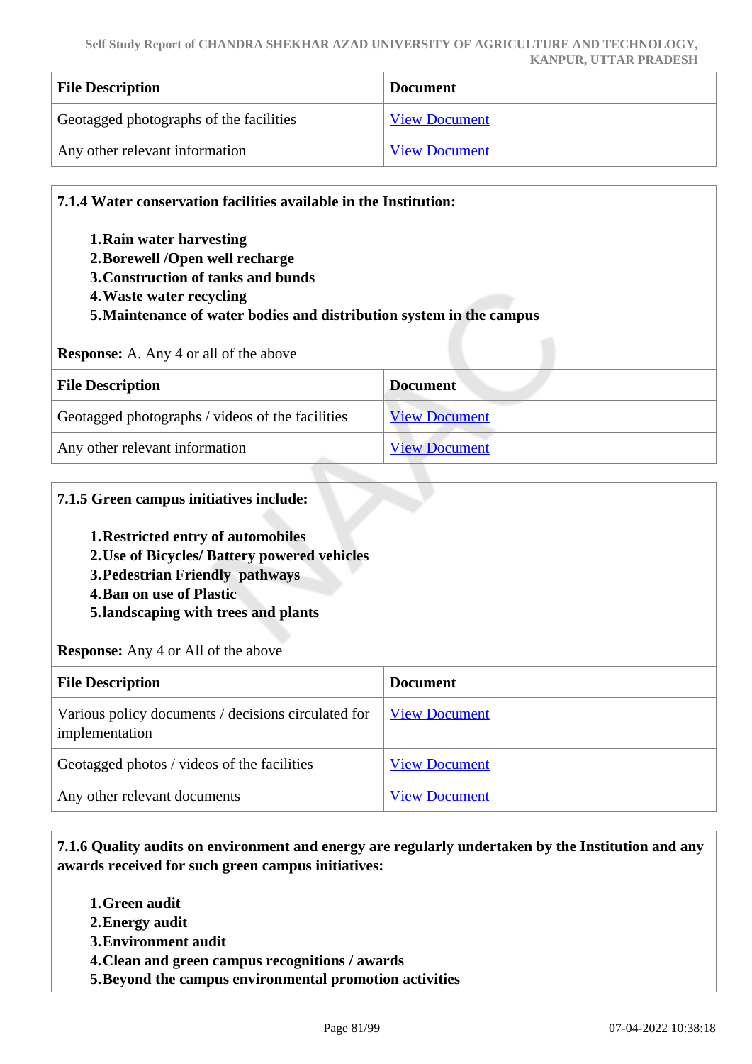| File Description | Document |
| --- | --- |
| Geotagged photographs of the facilities | View Document |
| Any other relevant information | View Document |

**7.1.4 Water conservation facilities available in the Institution:**

1. **Rain water harvesting**
2. **Borewell /Open well recharge**
3. **Construction of tanks and bunds**
4. **Waste water recycling**
5. **Maintenance of water bodies and distribution system in the campus**

**Response:** A. Any 4 or all of the above

| File Description | Document |
| --- | --- |
| Geotagged photographs / videos of the facilities | View Document |
| Any other relevant information | View Document |

**7.1.5 Green campus initiatives include:**

1. **Restricted entry of automobiles**
2. **Use of Bicycles/ Battery powered vehicles**
3. **Pedestrian Friendly pathways**
4. **Ban on use of Plastic**
5. **landscaping with trees and plants**

**Response:** Any 4 or All of the above

| File Description | Document |
| --- | --- |
| Various policy documents / decisions circulated for implementation | View Document |
| Geotagged photos / videos of the facilities | View Document |
| Any other relevant documents | View Document |

**7.1.6 Quality audits on environment and energy are regularly undertaken by the Institution and any awards received for such green campus initiatives:**

1. **Green audit**
2. **Energy audit**
3. **Environment audit**
4. **Clean and green campus recognitions / awards**
5. **Beyond the campus environmental promotion activities**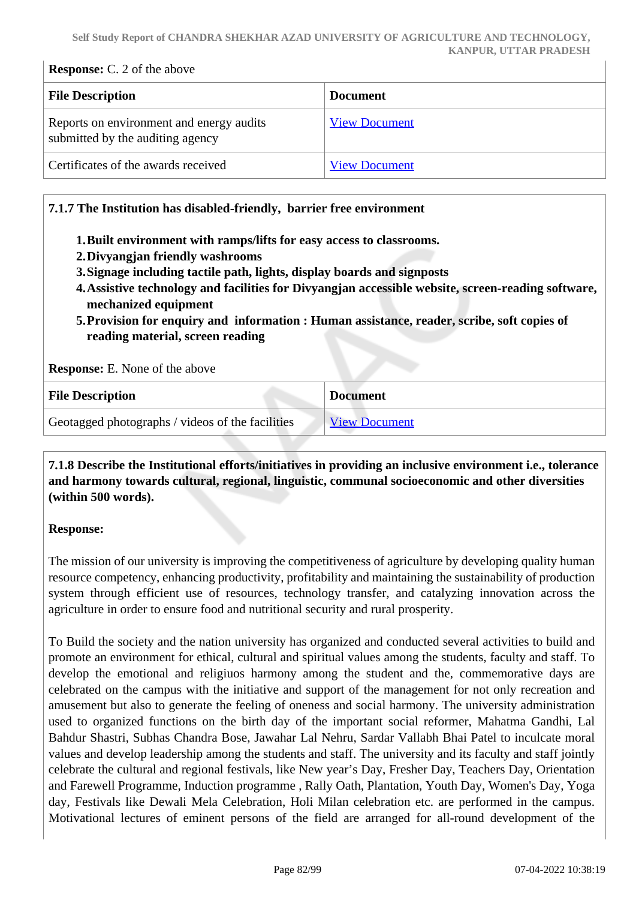**Response:** C. 2 of the above

| File Description | Document |
|---|---|
| Reports on environment and energy audits submitted by the auditing agency | View Document |
| Certificates of the awards received | View Document |

**7.1.7 The Institution has disabled-friendly, barrier free environment**

1. **Built environment with ramps/lifts for easy access to classrooms.**
2. **Divyangjan friendly washrooms**
3. **Signage including tactile path, lights, display boards and signposts**
4. **Assistive technology and facilities for Divyangjan accessible website, screen-reading software, mechanized equipment**
5. **Provision for enquiry and information : Human assistance, reader, scribe, soft copies of reading material, screen reading**

**Response:** E. None of the above

| File Description | Document |
|---|---|
| Geotagged photographs / videos of the facilities | View Document |

**7.1.8 Describe the Institutional efforts/initiatives in providing an inclusive environment i.e., tolerance and harmony towards cultural, regional, linguistic, communal socioeconomic and other diversities (within 500 words).**

**Response:**

The mission of our university is improving the competitiveness of agriculture by developing quality human resource competency, enhancing productivity, profitability and maintaining the sustainability of production system through efficient use of resources, technology transfer, and catalyzing innovation across the agriculture in order to ensure food and nutritional security and rural prosperity.

To Build the society and the nation university has organized and conducted several activities to build and promote an environment for ethical, cultural and spiritual values among the students, faculty and staff. To develop the emotional and religiuos harmony among the student and the, commemorative days are celebrated on the campus with the initiative and support of the management for not only recreation and amusement but also to generate the feeling of oneness and social harmony. The university administration used to organized functions on the birth day of the important social reformer, Mahatma Gandhi, Lal Bahdur Shastri, Subhas Chandra Bose, Jawahar Lal Nehru, Sardar Vallabh Bhai Patel to inculcate moral values and develop leadership among the students and staff. The university and its faculty and staff jointly celebrate the cultural and regional festivals, like New year's Day, Fresher Day, Teachers Day, Orientation and Farewell Programme, Induction programme , Rally Oath, Plantation, Youth Day, Women's Day, Yoga day, Festivals like Dewali Mela Celebration, Holi Milan celebration etc. are performed in the campus. Motivational lectures of eminent persons of the field are arranged for all-round development of the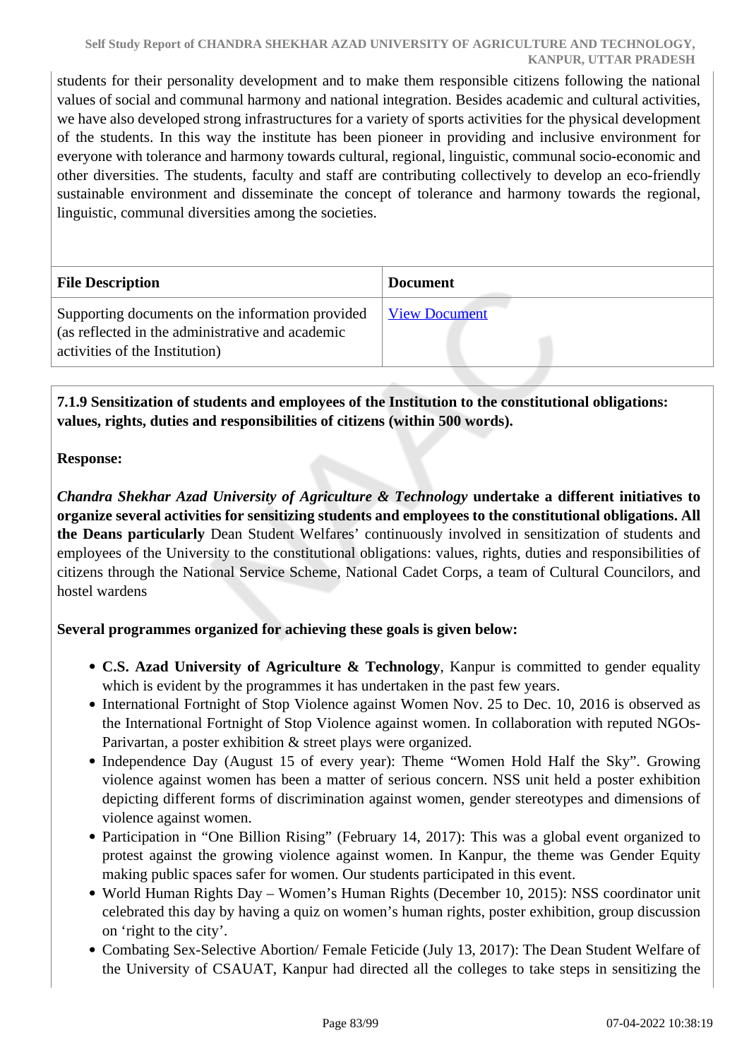students for their personality development and to make them responsible citizens following the national values of social and communal harmony and national integration. Besides academic and cultural activities, we have also developed strong infrastructures for a variety of sports activities for the physical development of the students. In this way the institute has been pioneer in providing and inclusive environment for everyone with tolerance and harmony towards cultural, regional, linguistic, communal socio-economic and other diversities. The students, faculty and staff are contributing collectively to develop an eco-friendly sustainable environment and disseminate the concept of tolerance and harmony towards the regional, linguistic, communal diversities among the societies.

| File Description | Document |
|---|---|
| Supporting documents on the information provided (as reflected in the administrative and academic activities of the Institution) | View Document |

**7.1.9 Sensitization of students and employees of the Institution to the constitutional obligations: values, rights, duties and responsibilities of citizens (within 500 words).**

**Response:**

***Chandra Shekhar Azad University of Agriculture & Technology* undertake a different initiatives to organize several activities for sensitizing students and employees to the constitutional obligations. All the Deans particularly** Dean Student Welfares' continuously involved in sensitization of students and employees of the University to the constitutional obligations: values, rights, duties and responsibilities of citizens through the National Service Scheme, National Cadet Corps, a team of Cultural Councilors, and hostel wardens

**Several programmes organized for achieving these goals is given below:**

- **C.S. Azad University of Agriculture & Technology**, Kanpur is committed to gender equality which is evident by the programmes it has undertaken in the past few years.
- International Fortnight of Stop Violence against Women Nov. 25 to Dec. 10, 2016 is observed as the International Fortnight of Stop Violence against women. In collaboration with reputed NGOs-Parivartan, a poster exhibition & street plays were organized.
- Independence Day (August 15 of every year): Theme "Women Hold Half the Sky". Growing violence against women has been a matter of serious concern. NSS unit held a poster exhibition depicting different forms of discrimination against women, gender stereotypes and dimensions of violence against women.
- Participation in "One Billion Rising" (February 14, 2017): This was a global event organized to protest against the growing violence against women. In Kanpur, the theme was Gender Equity making public spaces safer for women. Our students participated in this event.
- World Human Rights Day – Women's Human Rights (December 10, 2015): NSS coordinator unit celebrated this day by having a quiz on women's human rights, poster exhibition, group discussion on 'right to the city'.
- Combating Sex-Selective Abortion/ Female Feticide (July 13, 2017): The Dean Student Welfare of the University of CSAUAT, Kanpur had directed all the colleges to take steps in sensitizing the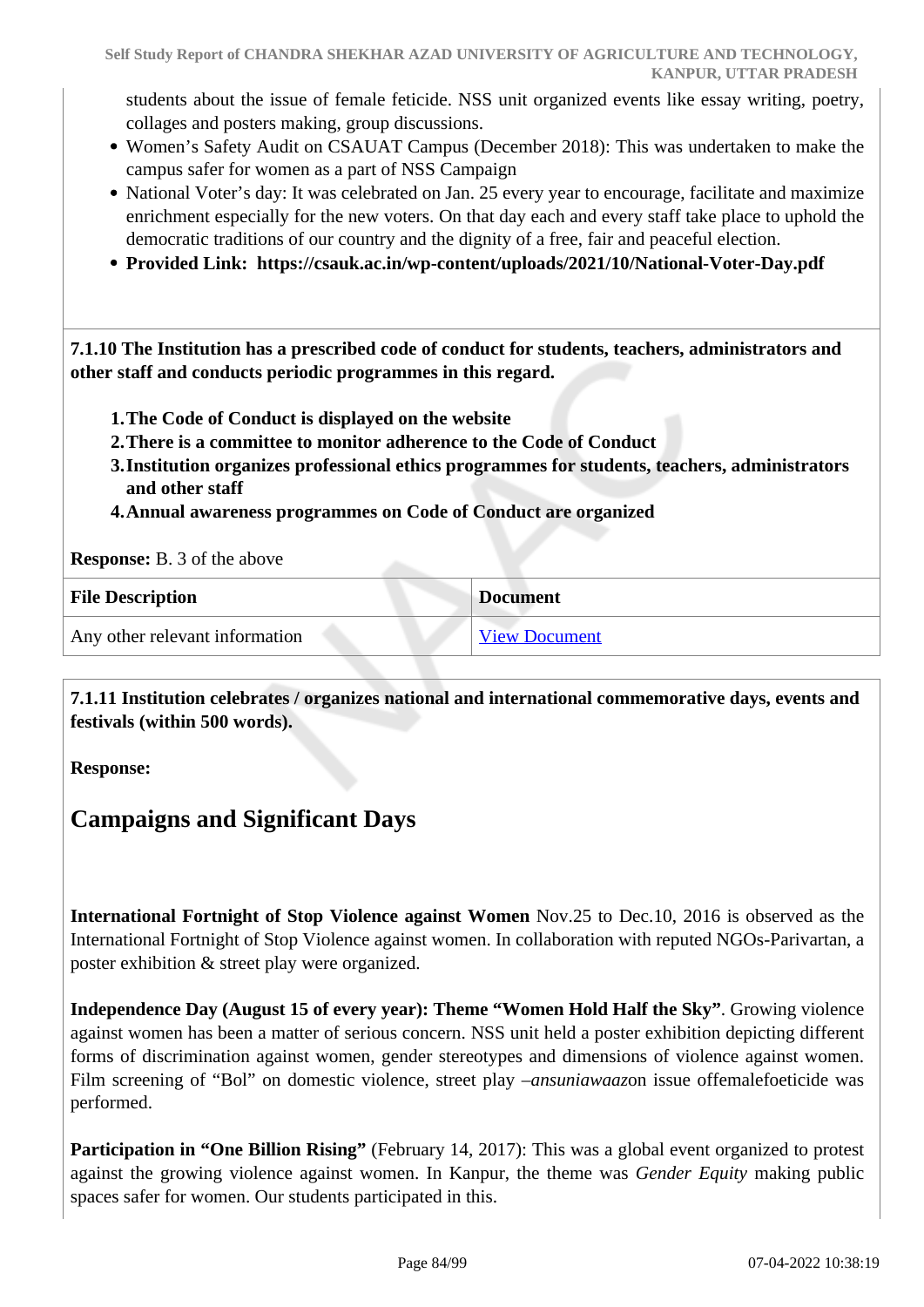students about the issue of female feticide. NSS unit organized events like essay writing, poetry, collages and posters making, group discussions.

- Women's Safety Audit on CSAUAT Campus (December 2018): This was undertaken to make the campus safer for women as a part of NSS Campaign
- National Voter's day: It was celebrated on Jan. 25 every year to encourage, facilitate and maximize enrichment especially for the new voters. On that day each and every staff take place to uphold the democratic traditions of our country and the dignity of a free, fair and peaceful election.
- **Provided Link: https://csauk.ac.in/wp-content/uploads/2021/10/National-Voter-Day.pdf**

**7.1.10 The Institution has a prescribed code of conduct for students, teachers, administrators and other staff and conducts periodic programmes in this regard.**

1. **The Code of Conduct is displayed on the website**
2. **There is a committee to monitor adherence to the Code of Conduct**
3. **Institution organizes professional ethics programmes for students, teachers, administrators and other staff**
4. **Annual awareness programmes on Code of Conduct are organized**

**Response:** B. 3 of the above

| File Description | Document |
|---|---|
| Any other relevant information | View Document |

**7.1.11 Institution celebrates / organizes national and international commemorative days, events and festivals (within 500 words).**

**Response:**

## Campaigns and Significant Days

**International Fortnight of Stop Violence against Women** Nov.25 to Dec.10, 2016 is observed as the International Fortnight of Stop Violence against women. In collaboration with reputed NGOs-Parivartan, a poster exhibition & street play were organized.

**Independence Day (August 15 of every year): Theme "Women Hold Half the Sky"**. Growing violence against women has been a matter of serious concern. NSS unit held a poster exhibition depicting different forms of discrimination against women, gender stereotypes and dimensions of violence against women. Film screening of "Bol" on domestic violence, street play –*ansuniawaaz*on issue offemalefoeticide was performed.

**Participation in "One Billion Rising"** (February 14, 2017): This was a global event organized to protest against the growing violence against women. In Kanpur, the theme was *Gender Equity* making public spaces safer for women. Our students participated in this.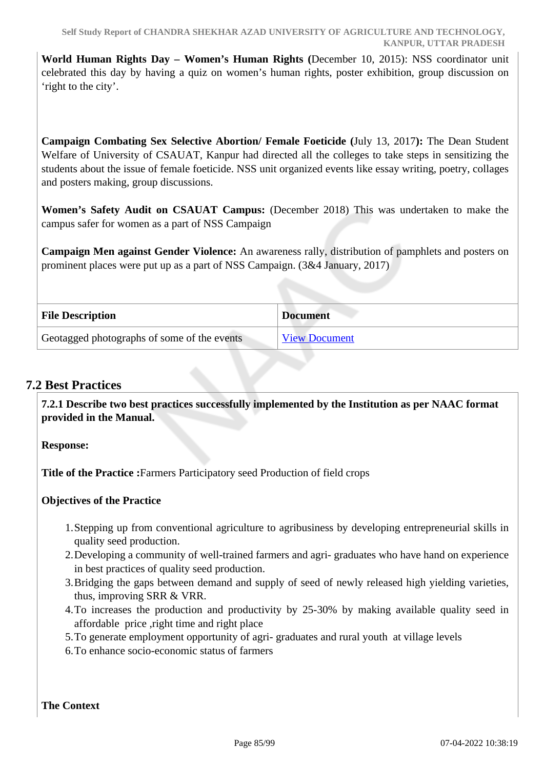**World Human Rights Day – Women's Human Rights (**December 10, 2015): NSS coordinator unit celebrated this day by having a quiz on women's human rights, poster exhibition, group discussion on 'right to the city'.

**Campaign Combating Sex Selective Abortion/ Female Foeticide (**July 13, 2017**):** The Dean Student Welfare of University of CSAUAT, Kanpur had directed all the colleges to take steps in sensitizing the students about the issue of female foeticide. NSS unit organized events like essay writing, poetry, collages and posters making, group discussions.

**Women's Safety Audit on CSAUAT Campus:** (December 2018) This was undertaken to make the campus safer for women as a part of NSS Campaign

**Campaign Men against Gender Violence:** An awareness rally, distribution of pamphlets and posters on prominent places were put up as a part of NSS Campaign. (3&4 January, 2017)

| File Description | Document |
|---|---|
| Geotagged photographs of some of the events | View Document |

## 7.2 Best Practices

**7.2.1 Describe two best practices successfully implemented by the Institution as per NAAC format provided in the Manual.**

**Response:**

**Title of the Practice :**Farmers Participatory seed Production of field crops

**Objectives of the Practice**

1. Stepping up from conventional agriculture to agribusiness by developing entrepreneurial skills in quality seed production.
2. Developing a community of well-trained farmers and agri- graduates who have hand on experience in best practices of quality seed production.
3. Bridging the gaps between demand and supply of seed of newly released high yielding varieties, thus, improving SRR & VRR.
4. To increases the production and productivity by 25-30% by making available quality seed in affordable price ,right time and right place
5. To generate employment opportunity of agri- graduates and rural youth at village levels
6. To enhance socio-economic status of farmers

**The Context**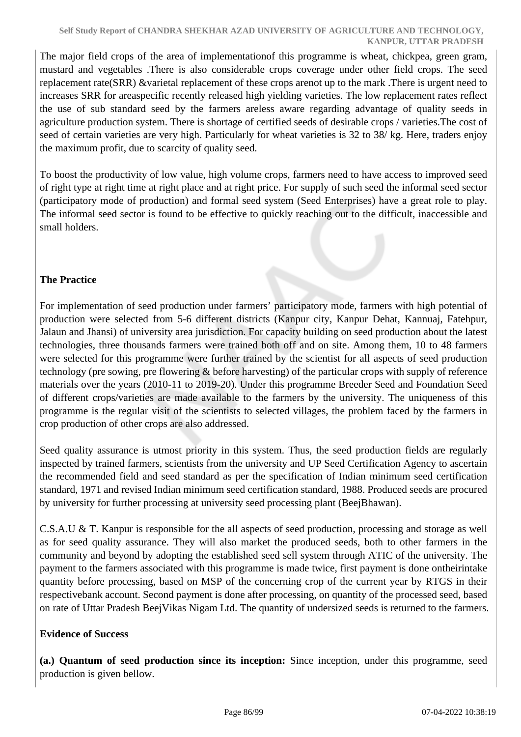The major field crops of the area of implementationof this programme is wheat, chickpea, green gram, mustard and vegetables .There is also considerable crops coverage under other field crops. The seed replacement rate(SRR) &varietal replacement of these crops arenot up to the mark .There is urgent need to increases SRR for areaspecific recently released high yielding varieties. The low replacement rates reflect the use of sub standard seed by the farmers areless aware regarding advantage of quality seeds in agriculture production system. There is shortage of certified seeds of desirable crops / varieties.The cost of seed of certain varieties are very high. Particularly for wheat varieties is 32 to 38/ kg. Here, traders enjoy the maximum profit, due to scarcity of quality seed.

To boost the productivity of low value, high volume crops, farmers need to have access to improved seed of right type at right time at right place and at right price. For supply of such seed the informal seed sector (participatory mode of production) and formal seed system (Seed Enterprises) have a great role to play. The informal seed sector is found to be effective to quickly reaching out to the difficult, inaccessible and small holders.

**The Practice**

For implementation of seed production under farmers' participatory mode, farmers with high potential of production were selected from 5-6 different districts (Kanpur city, Kanpur Dehat, Kannuaj, Fatehpur, Jalaun and Jhansi) of university area jurisdiction. For capacity building on seed production about the latest technologies, three thousands farmers were trained both off and on site. Among them, 10 to 48 farmers were selected for this programme were further trained by the scientist for all aspects of seed production technology (pre sowing, pre flowering & before harvesting) of the particular crops with supply of reference materials over the years (2010-11 to 2019-20). Under this programme Breeder Seed and Foundation Seed of different crops/varieties are made available to the farmers by the university. The uniqueness of this programme is the regular visit of the scientists to selected villages, the problem faced by the farmers in crop production of other crops are also addressed.

Seed quality assurance is utmost priority in this system. Thus, the seed production fields are regularly inspected by trained farmers, scientists from the university and UP Seed Certification Agency to ascertain the recommended field and seed standard as per the specification of Indian minimum seed certification standard, 1971 and revised Indian minimum seed certification standard, 1988. Produced seeds are procured by university for further processing at university seed processing plant (BeejBhawan).

C.S.A.U & T. Kanpur is responsible for the all aspects of seed production, processing and storage as well as for seed quality assurance. They will also market the produced seeds, both to other farmers in the community and beyond by adopting the established seed sell system through ATIC of the university. The payment to the farmers associated with this programme is made twice, first payment is done ontheirintake quantity before processing, based on MSP of the concerning crop of the current year by RTGS in their respectivebank account. Second payment is done after processing, on quantity of the processed seed, based on rate of Uttar Pradesh BeejVikas Nigam Ltd. The quantity of undersized seeds is returned to the farmers.

**Evidence of Success**

**(a.) Quantum of seed production since its inception:** Since inception, under this programme, seed production is given bellow.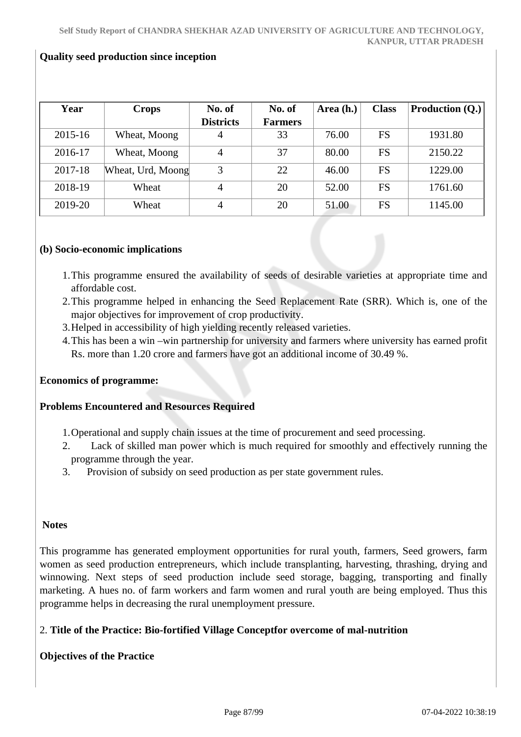**Quality seed production since inception**

| Year | Crops | No. of Districts | No. of Farmers | Area (h.) | Class | Production (Q.) |
|---|---|---|---|---|---|---|
| 2015-16 | Wheat, Moong | 4 | 33 | 76.00 | FS | 1931.80 |
| 2016-17 | Wheat, Moong | 4 | 37 | 80.00 | FS | 2150.22 |
| 2017-18 | Wheat, Urd, Moong | 3 | 22 | 46.00 | FS | 1229.00 |
| 2018-19 | Wheat | 4 | 20 | 52.00 | FS | 1761.60 |
| 2019-20 | Wheat | 4 | 20 | 51.00 | FS | 1145.00 |

**(b) Socio-economic implications**

1. This programme ensured the availability of seeds of desirable varieties at appropriate time and affordable cost.
2. This programme helped in enhancing the Seed Replacement Rate (SRR). Which is, one of the major objectives for improvement of crop productivity.
3. Helped in accessibility of high yielding recently released varieties.
4. This has been a win –win partnership for university and farmers where university has earned profit Rs. more than 1.20 crore and farmers have got an additional income of 30.49 %.

**Economics of programme:**

**Problems Encountered and Resources Required**

1. Operational and supply chain issues at the time of procurement and seed processing.
2. Lack of skilled man power which is much required for smoothly and effectively running the programme through the year.
3. Provision of subsidy on seed production as per state government rules.

**Notes**

This programme has generated employment opportunities for rural youth, farmers, Seed growers, farm women as seed production entrepreneurs, which include transplanting, harvesting, thrashing, drying and winnowing. Next steps of seed production include seed storage, bagging, transporting and finally marketing. A hues no. of farm workers and farm women and rural youth are being employed. Thus this programme helps in decreasing the rural unemployment pressure.

2. **Title of the Practice: Bio-fortified Village Conceptfor overcome of mal-nutrition**

**Objectives of the Practice**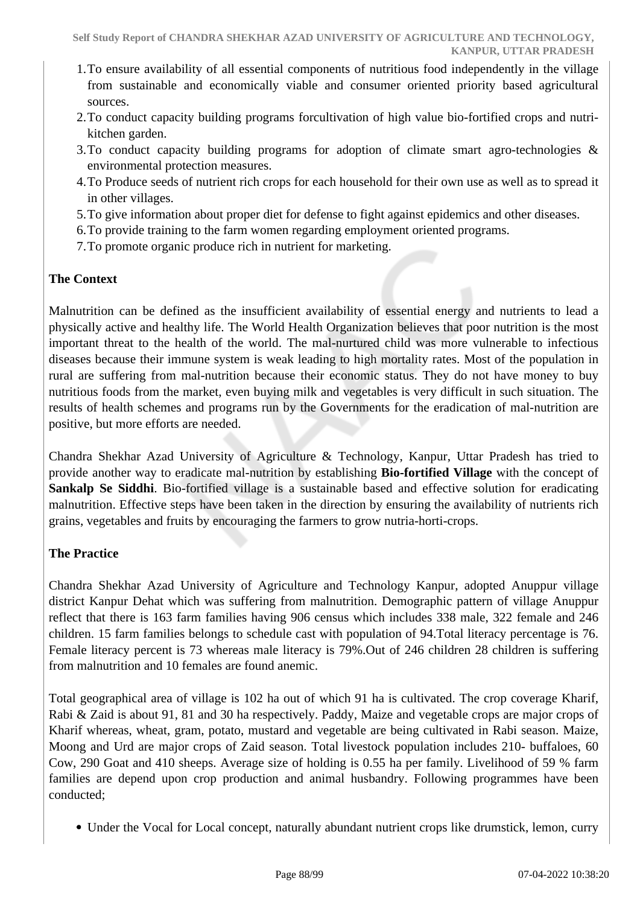1. To ensure availability of all essential components of nutritious food independently in the village from sustainable and economically viable and consumer oriented priority based agricultural sources.
2. To conduct capacity building programs forcultivation of high value bio-fortified crops and nutri-kitchen garden.
3. To conduct capacity building programs for adoption of climate smart agro-technologies & environmental protection measures.
4. To Produce seeds of nutrient rich crops for each household for their own use as well as to spread it in other villages.
5. To give information about proper diet for defense to fight against epidemics and other diseases.
6. To provide training to the farm women regarding employment oriented programs.
7. To promote organic produce rich in nutrient for marketing.

**The Context**

Malnutrition can be defined as the insufficient availability of essential energy and nutrients to lead a physically active and healthy life. The World Health Organization believes that poor nutrition is the most important threat to the health of the world. The mal-nurtured child was more vulnerable to infectious diseases because their immune system is weak leading to high mortality rates. Most of the population in rural are suffering from mal-nutrition because their economic status. They do not have money to buy nutritious foods from the market, even buying milk and vegetables is very difficult in such situation. The results of health schemes and programs run by the Governments for the eradication of mal-nutrition are positive, but more efforts are needed.

Chandra Shekhar Azad University of Agriculture & Technology, Kanpur, Uttar Pradesh has tried to provide another way to eradicate mal-nutrition by establishing **Bio-fortified Village** with the concept of **Sankalp Se Siddhi**. Bio-fortified village is a sustainable based and effective solution for eradicating malnutrition. Effective steps have been taken in the direction by ensuring the availability of nutrients rich grains, vegetables and fruits by encouraging the farmers to grow nutria-horti-crops.

**The Practice**

Chandra Shekhar Azad University of Agriculture and Technology Kanpur, adopted Anuppur village district Kanpur Dehat which was suffering from malnutrition. Demographic pattern of village Anuppur reflect that there is 163 farm families having 906 census which includes 338 male, 322 female and 246 children. 15 farm families belongs to schedule cast with population of 94.Total literacy percentage is 76. Female literacy percent is 73 whereas male literacy is 79%.Out of 246 children 28 children is suffering from malnutrition and 10 females are found anemic.

Total geographical area of village is 102 ha out of which 91 ha is cultivated. The crop coverage Kharif, Rabi & Zaid is about 91, 81 and 30 ha respectively. Paddy, Maize and vegetable crops are major crops of Kharif whereas, wheat, gram, potato, mustard and vegetable are being cultivated in Rabi season. Maize, Moong and Urd are major crops of Zaid season. Total livestock population includes 210- buffaloes, 60 Cow, 290 Goat and 410 sheeps. Average size of holding is 0.55 ha per family. Livelihood of 59 % farm families are depend upon crop production and animal husbandry. Following programmes have been conducted;

- Under the Vocal for Local concept, naturally abundant nutrient crops like drumstick, lemon, curry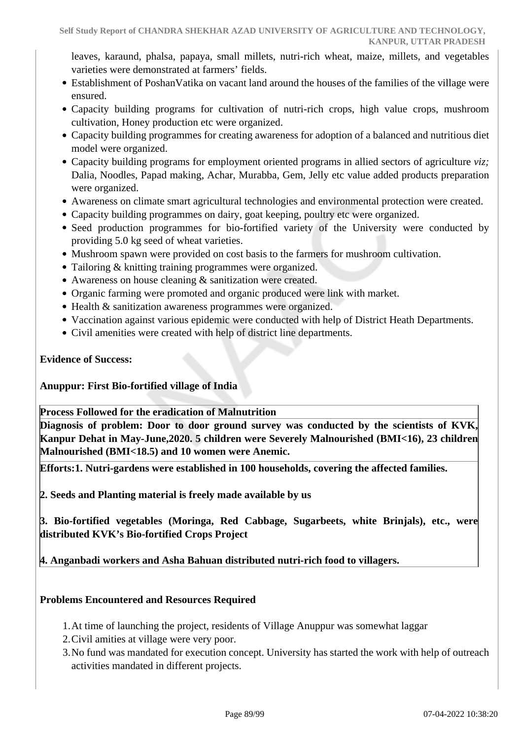leaves, karaund, phalsa, papaya, small millets, nutri-rich wheat, maize, millets, and vegetables varieties were demonstrated at farmers' fields.

- Establishment of PoshanVatika on vacant land around the houses of the families of the village were ensured.
- Capacity building programs for cultivation of nutri-rich crops, high value crops, mushroom cultivation, Honey production etc were organized.
- Capacity building programmes for creating awareness for adoption of a balanced and nutritious diet model were organized.
- Capacity building programs for employment oriented programs in allied sectors of agriculture *viz;* Dalia, Noodles, Papad making, Achar, Murabba, Gem, Jelly etc value added products preparation were organized.
- Awareness on climate smart agricultural technologies and environmental protection were created.
- Capacity building programmes on dairy, goat keeping, poultry etc were organized.
- Seed production programmes for bio-fortified variety of the University were conducted by providing 5.0 kg seed of wheat varieties.
- Mushroom spawn were provided on cost basis to the farmers for mushroom cultivation.
- Tailoring & knitting training programmes were organized.
- Awareness on house cleaning & sanitization were created.
- Organic farming were promoted and organic produced were link with market.
- Health & sanitization awareness programmes were organized.
- Vaccination against various epidemic were conducted with help of District Heath Departments.
- Civil amenities were created with help of district line departments.

**Evidence of Success:**

**Anuppur: First Bio-fortified village of India**

| **Process Followed for the eradication of Malnutrition** |
|---|
| **Diagnosis of problem: Door to door ground survey was conducted by the scientists of KVK, Kanpur Dehat in May-June,2020. 5 children were Severely Malnourished (BMI<16), 23 children Malnourished (BMI<18.5) and 10 women were Anemic.** |
| **Efforts:1. Nutri-gardens were established in 100 households, covering the affected families.**<br><br>**2. Seeds and Planting material is freely made available by us**<br><br>**3. Bio-fortified vegetables (Moringa, Red Cabbage, Sugarbeets, white Brinjals), etc., were distributed KVK's Bio-fortified Crops Project**<br><br>**4. Anganbadi workers and Asha Bahuan distributed nutri-rich food to villagers.** |

**Problems Encountered and Resources Required**

1. At time of launching the project, residents of Village Anuppur was somewhat laggar
2. Civil amities at village were very poor.
3. No fund was mandated for execution concept. University has started the work with help of outreach activities mandated in different projects.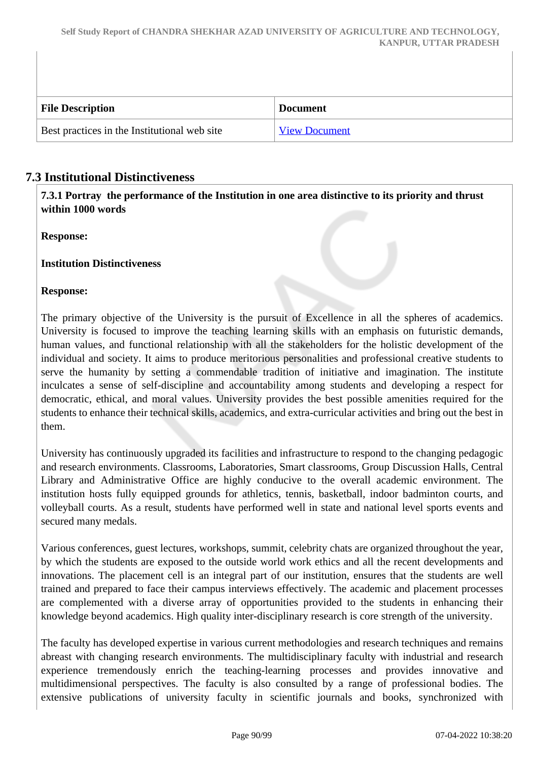| File Description | Document |
| --- | --- |
| Best practices in the Institutional web site | View Document |

## 7.3 Institutional Distinctiveness

**7.3.1 Portray the performance of the Institution in one area distinctive to its priority and thrust within 1000 words**

**Response:**

**Institution Distinctiveness**

**Response:**

The primary objective of the University is the pursuit of Excellence in all the spheres of academics. University is focused to improve the teaching learning skills with an emphasis on futuristic demands, human values, and functional relationship with all the stakeholders for the holistic development of the individual and society. It aims to produce meritorious personalities and professional creative students to serve the humanity by setting a commendable tradition of initiative and imagination. The institute inculcates a sense of self-discipline and accountability among students and developing a respect for democratic, ethical, and moral values. University provides the best possible amenities required for the students to enhance their technical skills, academics, and extra-curricular activities and bring out the best in them.

University has continuously upgraded its facilities and infrastructure to respond to the changing pedagogic and research environments. Classrooms, Laboratories, Smart classrooms, Group Discussion Halls, Central Library and Administrative Office are highly conducive to the overall academic environment. The institution hosts fully equipped grounds for athletics, tennis, basketball, indoor badminton courts, and volleyball courts. As a result, students have performed well in state and national level sports events and secured many medals.

Various conferences, guest lectures, workshops, summit, celebrity chats are organized throughout the year, by which the students are exposed to the outside world work ethics and all the recent developments and innovations. The placement cell is an integral part of our institution, ensures that the students are well trained and prepared to face their campus interviews effectively. The academic and placement processes are complemented with a diverse array of opportunities provided to the students in enhancing their knowledge beyond academics. High quality inter-disciplinary research is core strength of the university.

The faculty has developed expertise in various current methodologies and research techniques and remains abreast with changing research environments. The multidisciplinary faculty with industrial and research experience tremendously enrich the teaching-learning processes and provides innovative and multidimensional perspectives. The faculty is also consulted by a range of professional bodies. The extensive publications of university faculty in scientific journals and books, synchronized with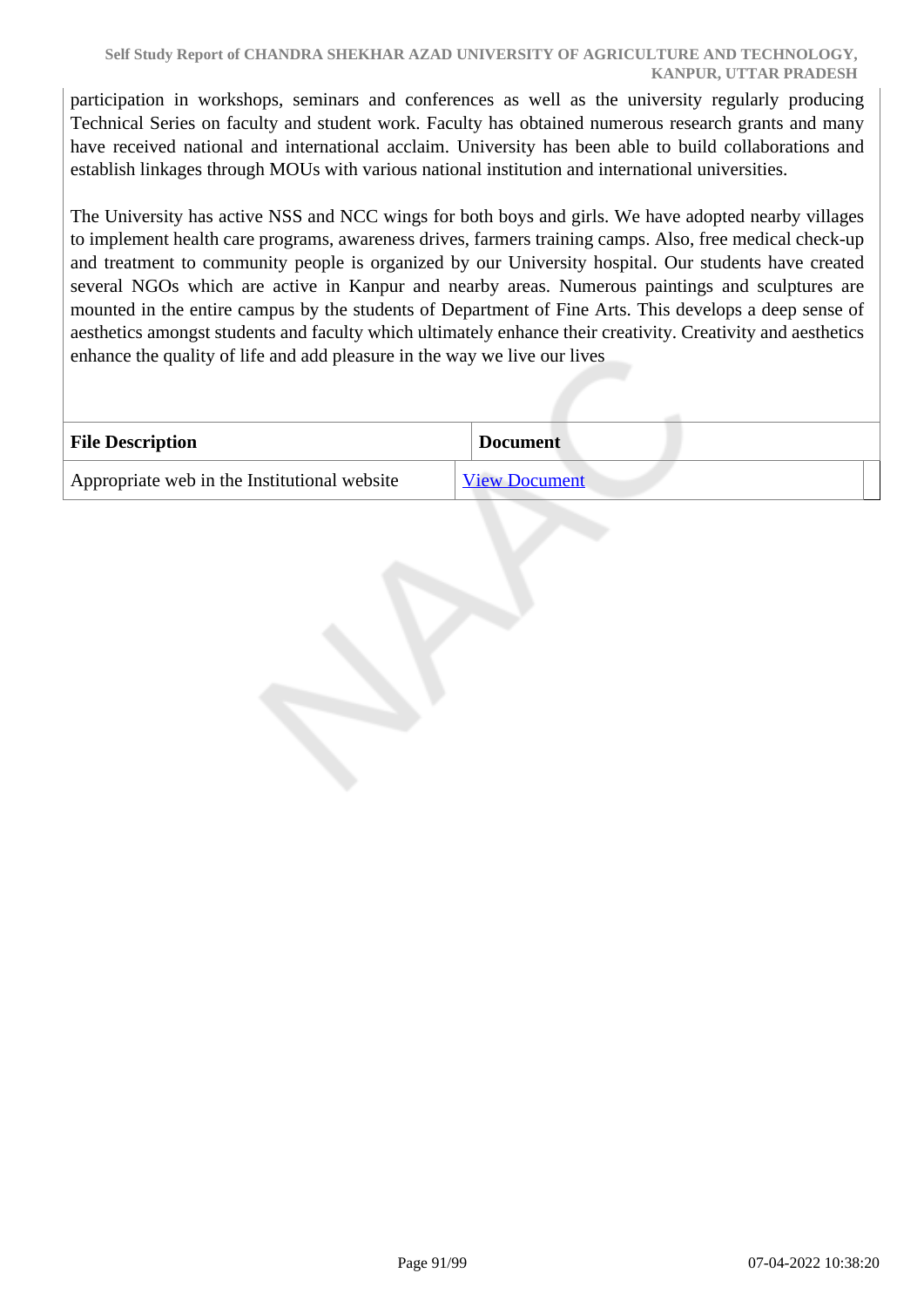participation in workshops, seminars and conferences as well as the university regularly producing Technical Series on faculty and student work. Faculty has obtained numerous research grants and many have received national and international acclaim. University has been able to build collaborations and establish linkages through MOUs with various national institution and international universities.

The University has active NSS and NCC wings for both boys and girls. We have adopted nearby villages to implement health care programs, awareness drives, farmers training camps. Also, free medical check-up and treatment to community people is organized by our University hospital. Our students have created several NGOs which are active in Kanpur and nearby areas. Numerous paintings and sculptures are mounted in the entire campus by the students of Department of Fine Arts. This develops a deep sense of aesthetics amongst students and faculty which ultimately enhance their creativity. Creativity and aesthetics enhance the quality of life and add pleasure in the way we live our lives

| File Description | Document |
|---|---|
| Appropriate web in the Institutional website | View Document |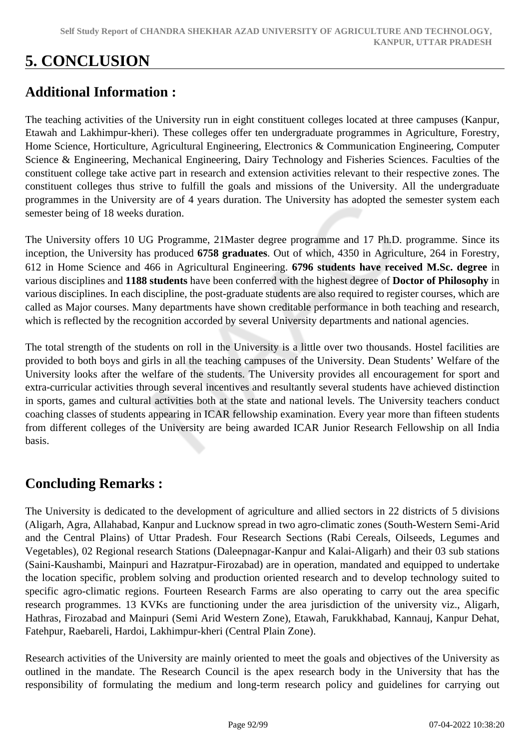# 5. CONCLUSION

## Additional Information :

The teaching activities of the University run in eight constituent colleges located at three campuses (Kanpur, Etawah and Lakhimpur-kheri). These colleges offer ten undergraduate programmes in Agriculture, Forestry, Home Science, Horticulture, Agricultural Engineering, Electronics & Communication Engineering, Computer Science & Engineering, Mechanical Engineering, Dairy Technology and Fisheries Sciences. Faculties of the constituent college take active part in research and extension activities relevant to their respective zones. The constituent colleges thus strive to fulfill the goals and missions of the University. All the undergraduate programmes in the University are of 4 years duration. The University has adopted the semester system each semester being of 18 weeks duration.

The University offers 10 UG Programme, 21Master degree programme and 17 Ph.D. programme. Since its inception, the University has produced **6758 graduates**. Out of which, 4350 in Agriculture, 264 in Forestry, 612 in Home Science and 466 in Agricultural Engineering. **6796 students have received M.Sc. degree** in various disciplines and **1188 students** have been conferred with the highest degree of **Doctor of Philosophy** in various disciplines. In each discipline, the post-graduate students are also required to register courses, which are called as Major courses. Many departments have shown creditable performance in both teaching and research, which is reflected by the recognition accorded by several University departments and national agencies.

The total strength of the students on roll in the University is a little over two thousands. Hostel facilities are provided to both boys and girls in all the teaching campuses of the University. Dean Students' Welfare of the University looks after the welfare of the students. The University provides all encouragement for sport and extra-curricular activities through several incentives and resultantly several students have achieved distinction in sports, games and cultural activities both at the state and national levels. The University teachers conduct coaching classes of students appearing in ICAR fellowship examination. Every year more than fifteen students from different colleges of the University are being awarded ICAR Junior Research Fellowship on all India basis.

## Concluding Remarks :

The University is dedicated to the development of agriculture and allied sectors in 22 districts of 5 divisions (Aligarh, Agra, Allahabad, Kanpur and Lucknow spread in two agro-climatic zones (South-Western Semi-Arid and the Central Plains) of Uttar Pradesh. Four Research Sections (Rabi Cereals, Oilseeds, Legumes and Vegetables), 02 Regional research Stations (Daleepnagar-Kanpur and Kalai-Aligarh) and their 03 sub stations (Saini-Kaushambi, Mainpuri and Hazratpur-Firozabad) are in operation, mandated and equipped to undertake the location specific, problem solving and production oriented research and to develop technology suited to specific agro-climatic regions. Fourteen Research Farms are also operating to carry out the area specific research programmes. 13 KVKs are functioning under the area jurisdiction of the university viz., Aligarh, Hathras, Firozabad and Mainpuri (Semi Arid Western Zone), Etawah, Farukkhabad, Kannauj, Kanpur Dehat, Fatehpur, Raebareli, Hardoi, Lakhimpur-kheri (Central Plain Zone).

Research activities of the University are mainly oriented to meet the goals and objectives of the University as outlined in the mandate. The Research Council is the apex research body in the University that has the responsibility of formulating the medium and long-term research policy and guidelines for carrying out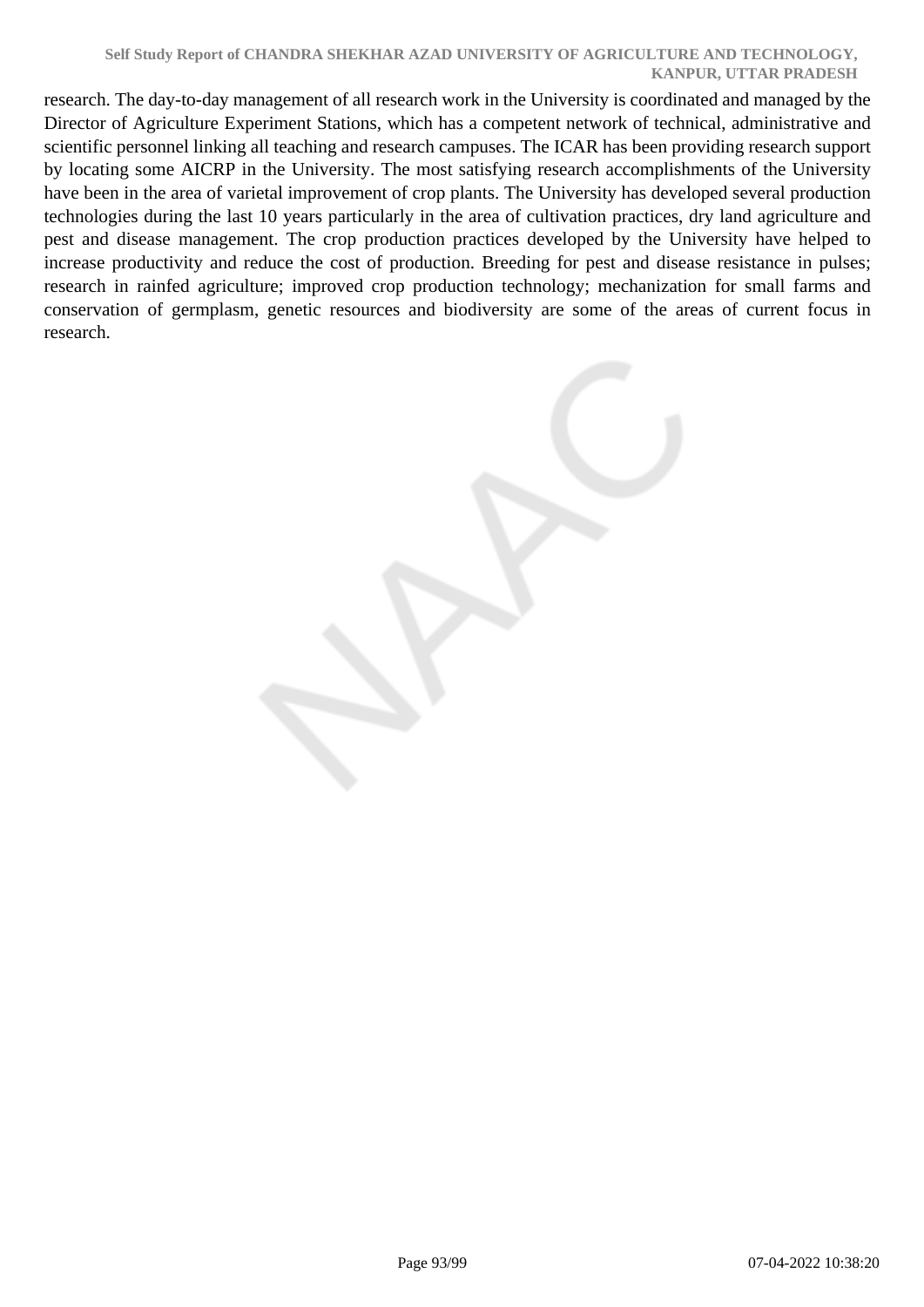research. The day-to-day management of all research work in the University is coordinated and managed by the Director of Agriculture Experiment Stations, which has a competent network of technical, administrative and scientific personnel linking all teaching and research campuses. The ICAR has been providing research support by locating some AICRP in the University. The most satisfying research accomplishments of the University have been in the area of varietal improvement of crop plants. The University has developed several production technologies during the last 10 years particularly in the area of cultivation practices, dry land agriculture and pest and disease management. The crop production practices developed by the University have helped to increase productivity and reduce the cost of production. Breeding for pest and disease resistance in pulses; research in rainfed agriculture; improved crop production technology; mechanization for small farms and conservation of germplasm, genetic resources and biodiversity are some of the areas of current focus in research.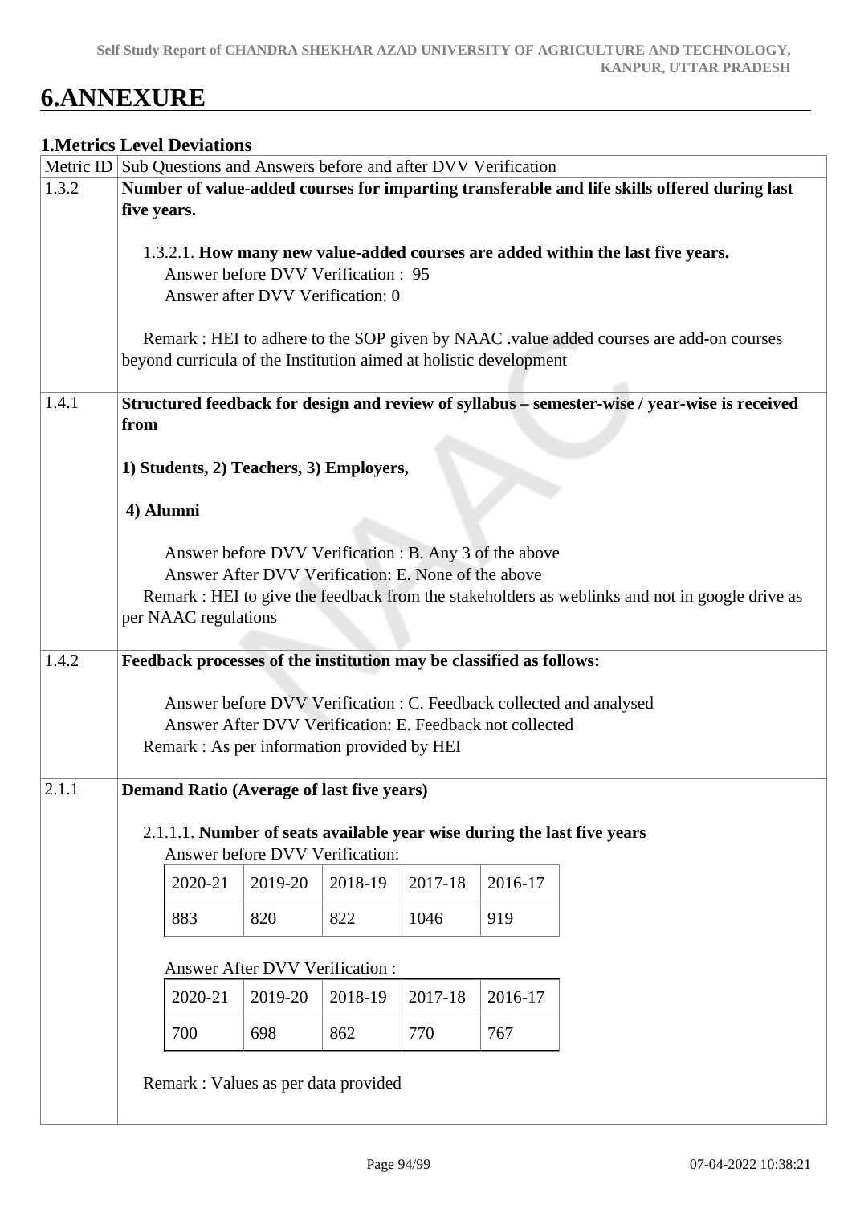# 6.ANNEXURE

## 1.Metrics Level Deviations

| Metric ID | Sub Questions and Answers before and after DVV Verification |
|---|---|
| 1.3.2 | **Number of value-added courses for imparting transferable and life skills offered during last five years.**<br><br>1.3.2.1. **How many new value-added courses are added within the last five years.**<br>Answer before DVV Verification : 95<br>Answer after DVV Verification: 0<br><br>Remark : HEI to adhere to the SOP given by NAAC .value added courses are add-on courses beyond curricula of the Institution aimed at holistic development |
| 1.4.1 | **Structured feedback for design and review of syllabus – semester-wise / year-wise is received from**<br><br>**1) Students, 2) Teachers, 3) Employers,**<br><br>**4) Alumni**<br><br>Answer before DVV Verification : B. Any 3 of the above<br>Answer After DVV Verification: E. None of the above<br>Remark : HEI to give the feedback from the stakeholders as weblinks and not in google drive as per NAAC regulations |
| 1.4.2 | **Feedback processes of the institution may be classified as follows:**<br><br>Answer before DVV Verification : C. Feedback collected and analysed<br>Answer After DVV Verification: E. Feedback not collected<br>Remark : As per information provided by HEI |
| 2.1.1 | **Demand Ratio (Average of last five years)**<br><br>2.1.1.1. **Number of seats available year wise during the last five years**<br>Answer before DVV Verification:<br>2020-21: 883; 2019-20: 820; 2018-19: 822; 2017-18: 1046; 2016-17: 919<br><br>Answer After DVV Verification :<br>2020-21: 700; 2019-20: 698; 2018-19: 862; 2017-18: 770; 2016-17: 767<br><br>Remark : Values as per data provided |

Answer before DVV Verification (2.1.1.1):

| 2020-21 | 2019-20 | 2018-19 | 2017-18 | 2016-17 |
|---|---|---|---|---|
| 883 | 820 | 822 | 1046 | 919 |

Answer After DVV Verification (2.1.1.1):

| 2020-21 | 2019-20 | 2018-19 | 2017-18 | 2016-17 |
|---|---|---|---|---|
| 700 | 698 | 862 | 770 | 767 |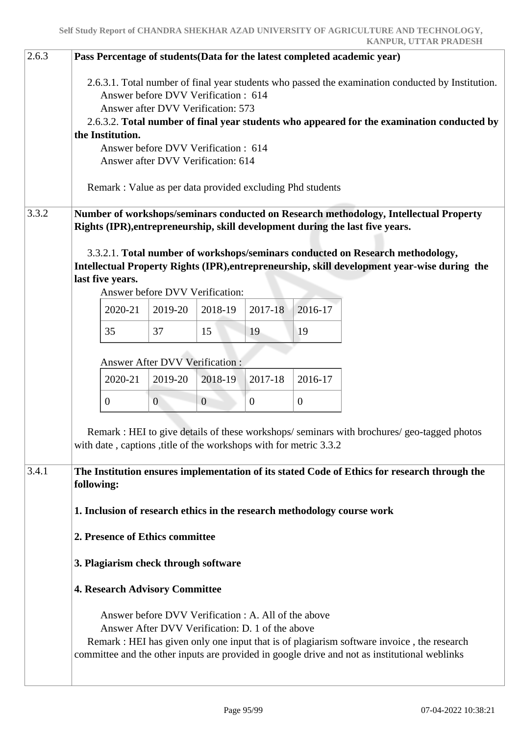| | |
|---|---|
| 2.6.3 | **Pass Percentage of students(Data for the latest completed academic year)**<br><br>2.6.3.1. Total number of final year students who passed the examination conducted by Institution.<br>Answer before DVV Verification : 614<br>Answer after DVV Verification: 573<br>2.6.3.2. **Total number of final year students who appeared for the examination conducted by the Institution.**<br>Answer before DVV Verification : 614<br>Answer after DVV Verification: 614<br><br>Remark : Value as per data provided excluding Phd students |
| 3.3.2 | **Number of workshops/seminars conducted on Research methodology, Intellectual Property Rights (IPR),entrepreneurship, skill development during the last five years.**<br><br>3.3.2.1. **Total number of workshops/seminars conducted on Research methodology, Intellectual Property Rights (IPR),entrepreneurship, skill development year-wise during the last five years.**<br>Answer before DVV Verification:<br>2020-21: 35, 2019-20: 37, 2018-19: 15, 2017-18: 19, 2016-17: 19<br><br>Answer After DVV Verification :<br>2020-21: 0, 2019-20: 0, 2018-19: 0, 2017-18: 0, 2016-17: 0<br><br>Remark : HEI to give details of these workshops/ seminars with brochures/ geo-tagged photos with date , captions ,title of the workshops with for metric 3.3.2 |
| 3.4.1 | **The Institution ensures implementation of its stated Code of Ethics for research through the following:**<br><br>**1. Inclusion of research ethics in the research methodology course work**<br><br>**2. Presence of Ethics committee**<br><br>**3. Plagiarism check through software**<br><br>**4. Research Advisory Committee**<br><br>Answer before DVV Verification : A. All of the above<br>Answer After DVV Verification: D. 1 of the above<br>Remark : HEI has given only one input that is of plagiarism software invoice , the research committee and the other inputs are provided in google drive and not as institutional weblinks |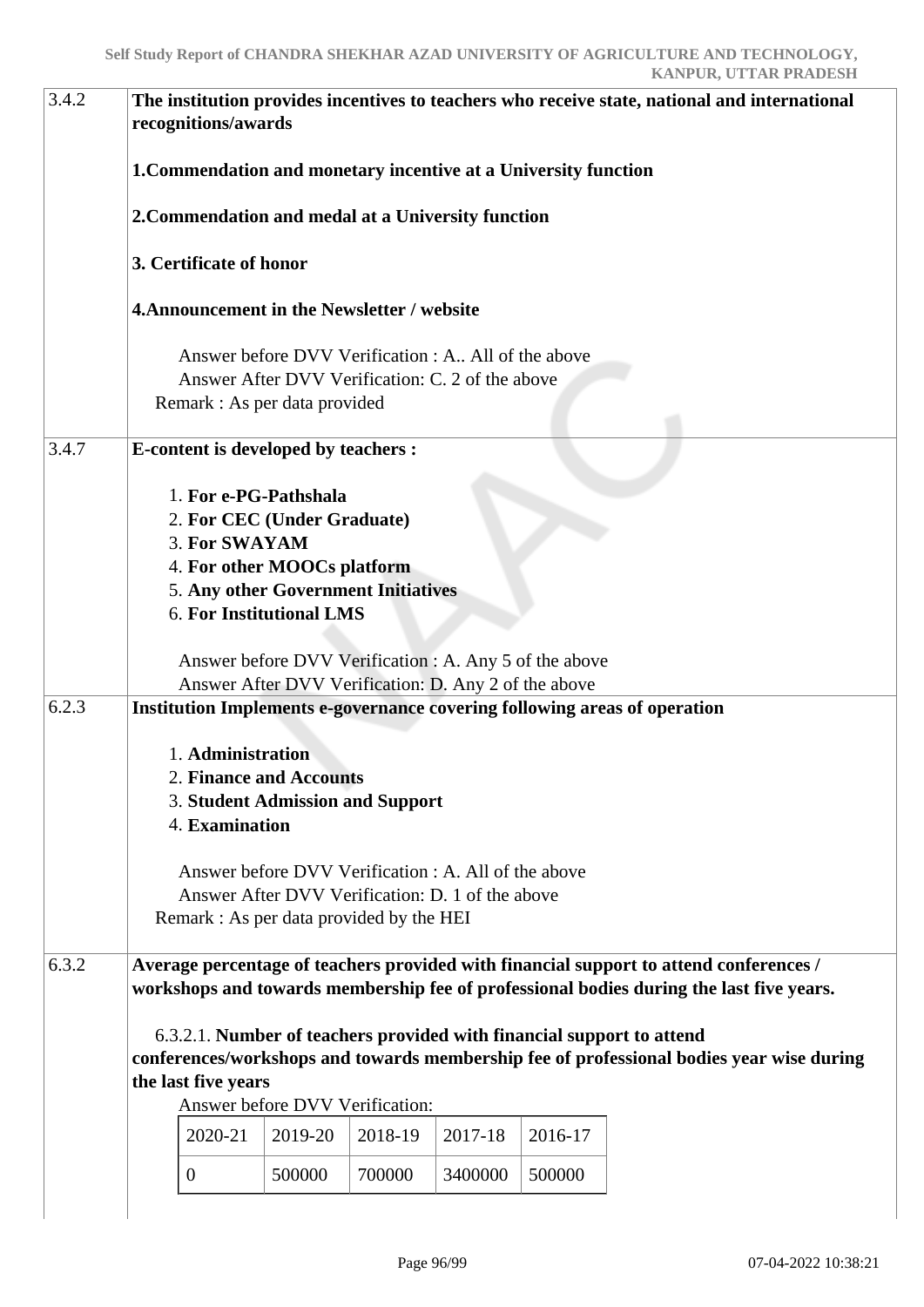| | |
|---|---|
| 3.4.2 | **The institution provides incentives to teachers who receive state, national and international recognitions/awards**<br><br>**1.Commendation and monetary incentive at a University function**<br><br>**2.Commendation and medal at a University function**<br><br>**3. Certificate of honor**<br><br>**4.Announcement in the Newsletter / website**<br><br>Answer before DVV Verification : A.. All of the above<br>Answer After DVV Verification: C. 2 of the above<br>Remark : As per data provided |
| 3.4.7 | **E-content is developed by teachers :**<br><br>1. **For e-PG-Pathshala**<br>2. **For CEC (Under Graduate)**<br>3. **For SWAYAM**<br>4. **For other MOOCs platform**<br>5. **Any other Government Initiatives**<br>6. **For Institutional LMS**<br><br>Answer before DVV Verification : A. Any 5 of the above<br>Answer After DVV Verification: D. Any 2 of the above |
| 6.2.3 | **Institution Implements e-governance covering following areas of operation**<br><br>1. **Administration**<br>2. **Finance and Accounts**<br>3. **Student Admission and Support**<br>4. **Examination**<br><br>Answer before DVV Verification : A. All of the above<br>Answer After DVV Verification: D. 1 of the above<br>Remark : As per data provided by the HEI |
| 6.3.2 | **Average percentage of teachers provided with financial support to attend conferences / workshops and towards membership fee of professional bodies during the last five years.**<br><br>6.3.2.1. **Number of teachers provided with financial support to attend conferences/workshops and towards membership fee of professional bodies year wise during the last five years**<br>Answer before DVV Verification: |

| 2020-21 | 2019-20 | 2018-19 | 2017-18 | 2016-17 |
|---|---|---|---|---|
| 0 | 500000 | 700000 | 3400000 | 500000 |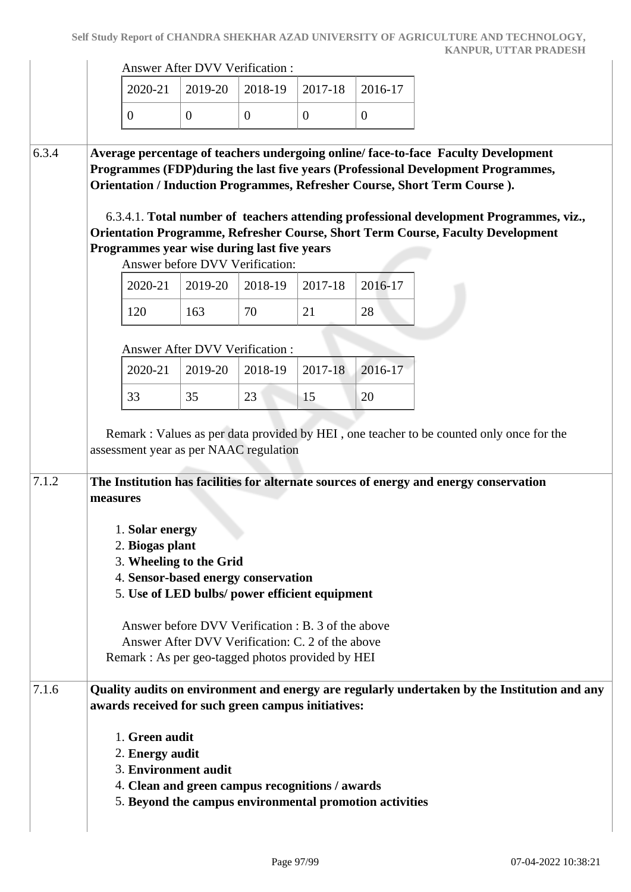Answer After DVV Verification :

| 2020-21 | 2019-20 | 2018-19 | 2017-18 | 2016-17 |
|---|---|---|---|---|
| 0 | 0 | 0 | 0 | 0 |

| | |
|---|---|
| 6.3.4 | **Average percentage of teachers undergoing online/ face-to-face Faculty Development Programmes (FDP)during the last five years (Professional Development Programmes, Orientation / Induction Programmes, Refresher Course, Short Term Course ).** |

6.3.4.1. **Total number of teachers attending professional development Programmes, viz., Orientation Programme, Refresher Course, Short Term Course, Faculty Development Programmes year wise during last five years**

Answer before DVV Verification:

| 2020-21 | 2019-20 | 2018-19 | 2017-18 | 2016-17 |
|---|---|---|---|---|
| 120 | 163 | 70 | 21 | 28 |

Answer After DVV Verification :

| 2020-21 | 2019-20 | 2018-19 | 2017-18 | 2016-17 |
|---|---|---|---|---|
| 33 | 35 | 23 | 15 | 20 |

Remark : Values as per data provided by HEI , one teacher to be counted only once for the assessment year as per NAAC regulation

| | |
|---|---|
| 7.1.2 | **The Institution has facilities for alternate sources of energy and energy conservation measures** |

1. **Solar energy**
2. **Biogas plant**
3. **Wheeling to the Grid**
4. **Sensor-based energy conservation**
5. **Use of LED bulbs/ power efficient equipment**

Answer before DVV Verification : B. 3 of the above
Answer After DVV Verification: C. 2 of the above
Remark : As per geo-tagged photos provided by HEI

| | |
|---|---|
| 7.1.6 | **Quality audits on environment and energy are regularly undertaken by the Institution and any awards received for such green campus initiatives:** |

1. **Green audit**
2. **Energy audit**
3. **Environment audit**
4. **Clean and green campus recognitions / awards**
5. **Beyond the campus environmental promotion activities**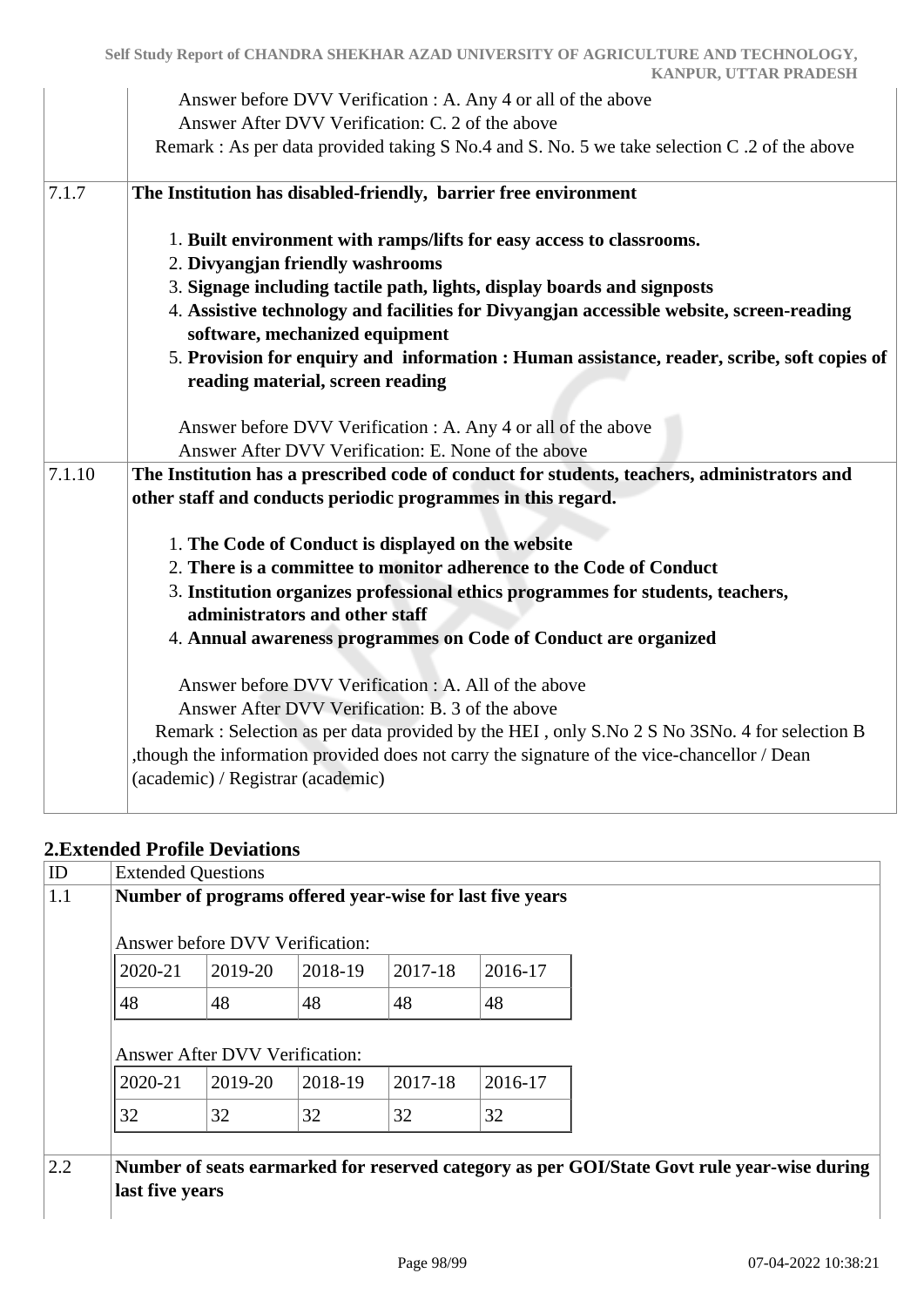| | |
|---|---|
| | Answer before DVV Verification : A. Any 4 or all of the above<br>Answer After DVV Verification: C. 2 of the above<br>Remark : As per data provided taking S No.4 and S. No. 5 we take selection C .2 of the above |
| 7.1.7 | **The Institution has disabled-friendly, barrier free environment**<br><br>1. **Built environment with ramps/lifts for easy access to classrooms.**<br>2. **Divyangjan friendly washrooms**<br>3. **Signage including tactile path, lights, display boards and signposts**<br>4. **Assistive technology and facilities for Divyangjan accessible website, screen-reading software, mechanized equipment**<br>5. **Provision for enquiry and information : Human assistance, reader, scribe, soft copies of reading material, screen reading**<br><br>Answer before DVV Verification : A. Any 4 or all of the above<br>Answer After DVV Verification: E. None of the above |
| 7.1.10 | **The Institution has a prescribed code of conduct for students, teachers, administrators and other staff and conducts periodic programmes in this regard.**<br><br>1. **The Code of Conduct is displayed on the website**<br>2. **There is a committee to monitor adherence to the Code of Conduct**<br>3. **Institution organizes professional ethics programmes for students, teachers, administrators and other staff**<br>4. **Annual awareness programmes on Code of Conduct are organized**<br><br>Answer before DVV Verification : A. All of the above<br>Answer After DVV Verification: B. 3 of the above<br>Remark : Selection as per data provided by the HEI , only S.No 2 S No 3SNo. 4 for selection B ,though the information provided does not carry the signature of the vice-chancellor / Dean (academic) / Registrar (academic) |

## 2.Extended Profile Deviations

| ID | Extended Questions |
|---|---|
| 1.1 | **Number of programs offered year-wise for last five years**<br><br>Answer before DVV Verification:<br><br>2020-21: 48, 2019-20: 48, 2018-19: 48, 2017-18: 48, 2016-17: 48<br><br>Answer After DVV Verification:<br><br>2020-21: 32, 2019-20: 32, 2018-19: 32, 2017-18: 32, 2016-17: 32 |
| 2.2 | **Number of seats earmarked for reserved category as per GOI/State Govt rule year-wise during last five years** |

Answer before DVV Verification (1.1):

| 2020-21 | 2019-20 | 2018-19 | 2017-18 | 2016-17 |
|---|---|---|---|---|
| 48 | 48 | 48 | 48 | 48 |

Answer After DVV Verification (1.1):

| 2020-21 | 2019-20 | 2018-19 | 2017-18 | 2016-17 |
|---|---|---|---|---|
| 32 | 32 | 32 | 32 | 32 |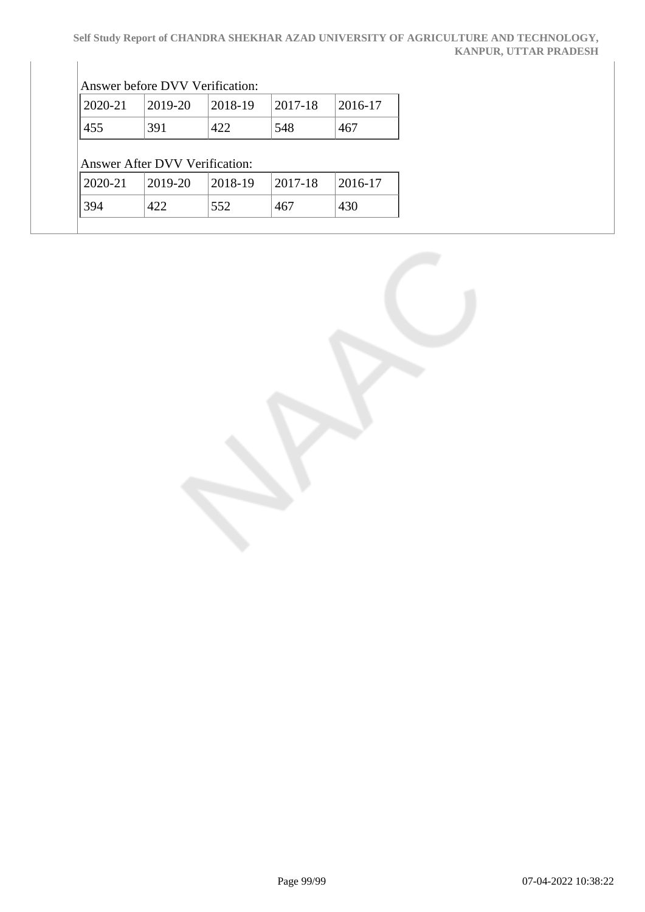Answer before DVV Verification:

| 2020-21 | 2019-20 | 2018-19 | 2017-18 | 2016-17 |
|---|---|---|---|---|
| 455 | 391 | 422 | 548 | 467 |

Answer After DVV Verification:

| 2020-21 | 2019-20 | 2018-19 | 2017-18 | 2016-17 |
|---|---|---|---|---|
| 394 | 422 | 552 | 467 | 430 |